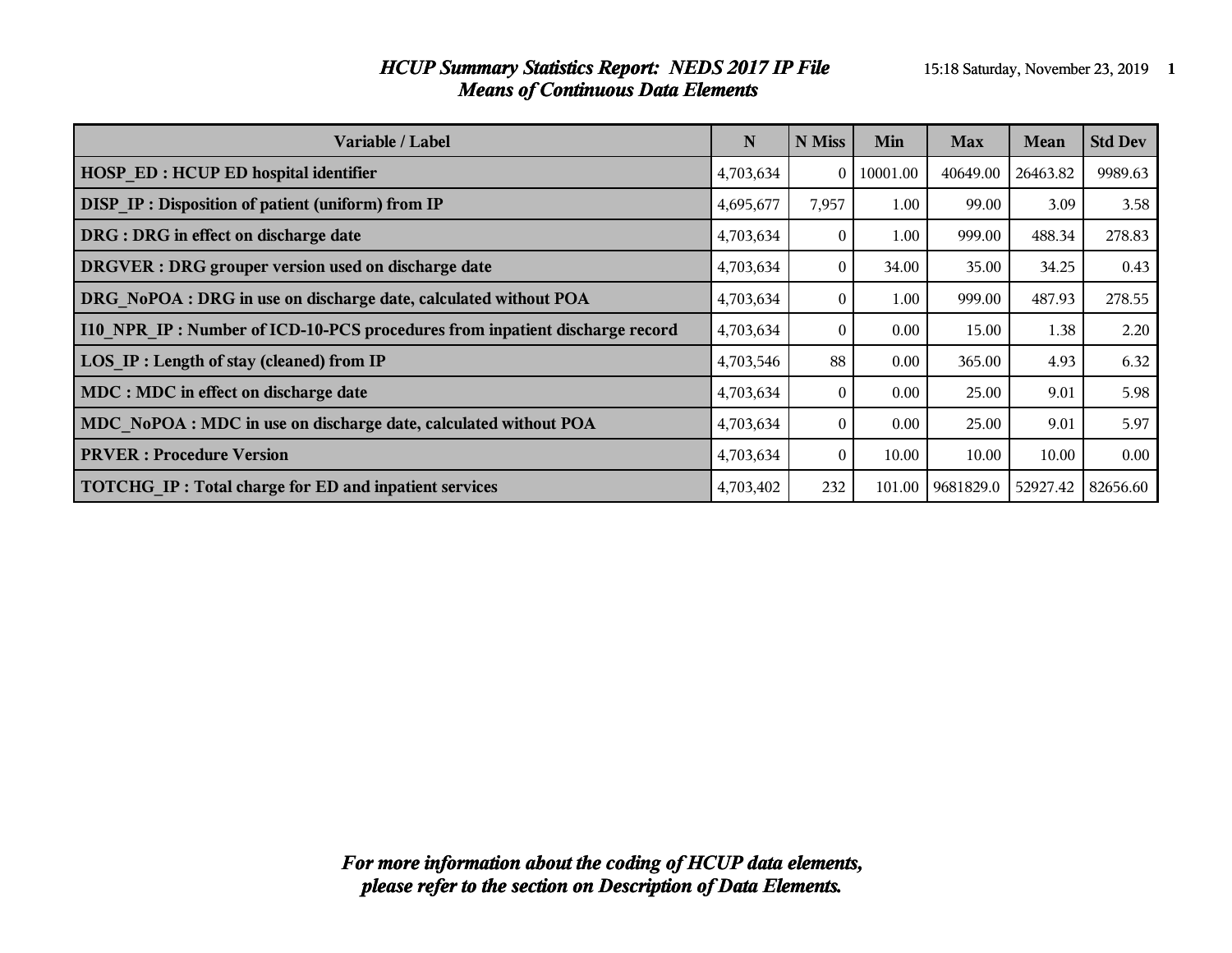# HCUP Summary Statistics Report: NEDS 2017 IP File
## Means of Continuous Data Elements

| Variable / Label | N | N Miss | Min | Max | Mean | Std Dev |
|---|---|---|---|---|---|---|
| HOSP_ED : HCUP ED hospital identifier | 4,703,634 | 0 | 10001.00 | 40649.00 | 26463.82 | 9989.63 |
| DISP_IP : Disposition of patient (uniform) from IP | 4,695,677 | 7,957 | 1.00 | 99.00 | 3.09 | 3.58 |
| DRG : DRG in effect on discharge date | 4,703,634 | 0 | 1.00 | 999.00 | 488.34 | 278.83 |
| DRGVER : DRG grouper version used on discharge date | 4,703,634 | 0 | 34.00 | 35.00 | 34.25 | 0.43 |
| DRG_NoPOA : DRG in use on discharge date, calculated without POA | 4,703,634 | 0 | 1.00 | 999.00 | 487.93 | 278.55 |
| I10_NPR_IP : Number of ICD-10-PCS procedures from inpatient discharge record | 4,703,634 | 0 | 0.00 | 15.00 | 1.38 | 2.20 |
| LOS_IP : Length of stay (cleaned) from IP | 4,703,546 | 88 | 0.00 | 365.00 | 4.93 | 6.32 |
| MDC : MDC in effect on discharge date | 4,703,634 | 0 | 0.00 | 25.00 | 9.01 | 5.98 |
| MDC_NoPOA : MDC in use on discharge date, calculated without POA | 4,703,634 | 0 | 0.00 | 25.00 | 9.01 | 5.97 |
| PRVER : Procedure Version | 4,703,634 | 0 | 10.00 | 10.00 | 10.00 | 0.00 |
| TOTCHG_IP : Total charge for ED and inpatient services | 4,703,402 | 232 | 101.00 | 9681829.0 | 52927.42 | 82656.60 |

***For more information about the coding of HCUP data elements, please refer to the section on Description of Data Elements.***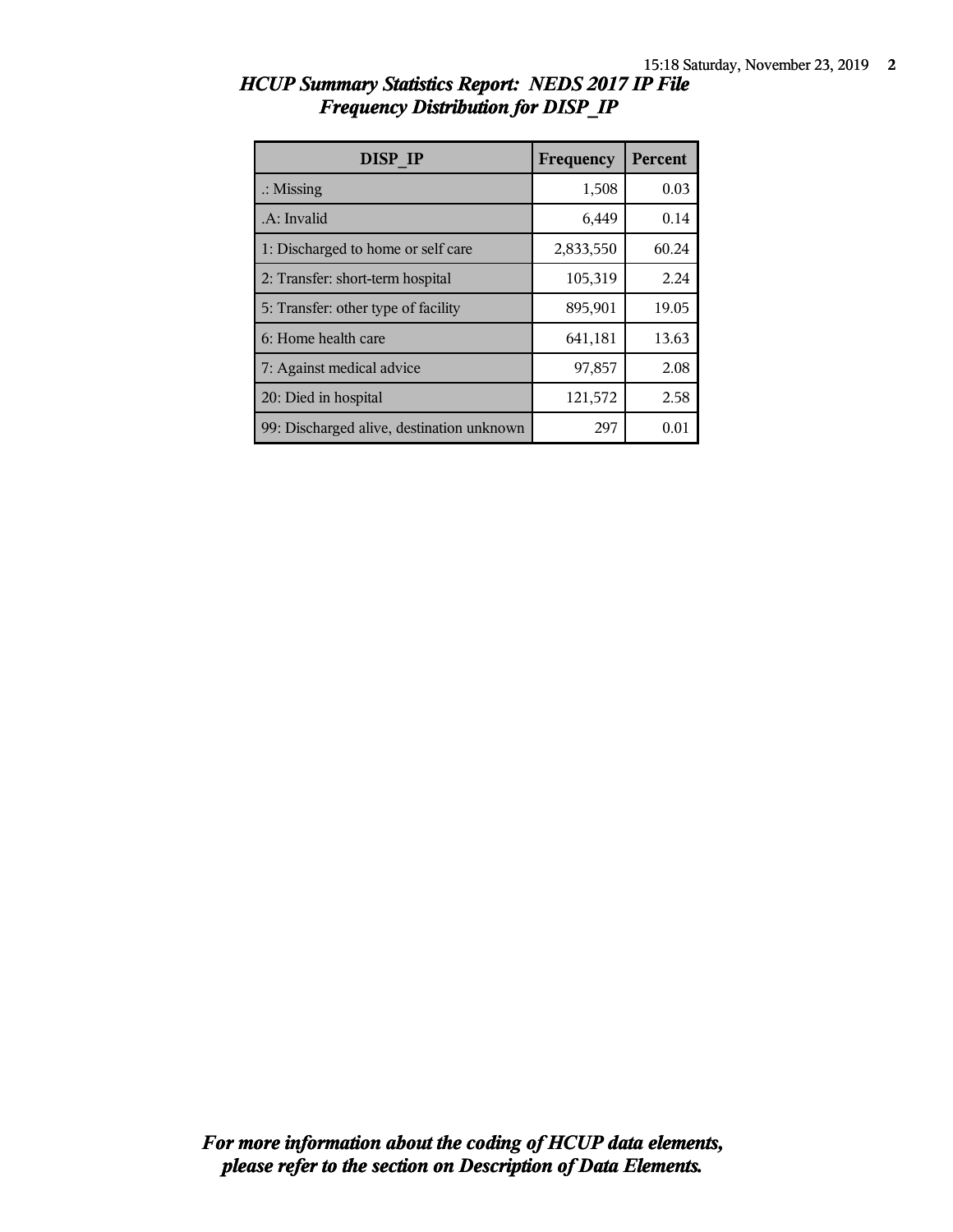# *HCUP Summary Statistics Report: NEDS 2017 IP File*
## *Frequency Distribution for DISP_IP*

| DISP_IP | Frequency | Percent |
|---|---|---|
| .: Missing | 1,508 | 0.03 |
| .A: Invalid | 6,449 | 0.14 |
| 1: Discharged to home or self care | 2,833,550 | 60.24 |
| 2: Transfer: short-term hospital | 105,319 | 2.24 |
| 5: Transfer: other type of facility | 895,901 | 19.05 |
| 6: Home health care | 641,181 | 13.63 |
| 7: Against medical advice | 97,857 | 2.08 |
| 20: Died in hospital | 121,572 | 2.58 |
| 99: Discharged alive, destination unknown | 297 | 0.01 |

***For more information about the coding of HCUP data elements, please refer to the section on Description of Data Elements.***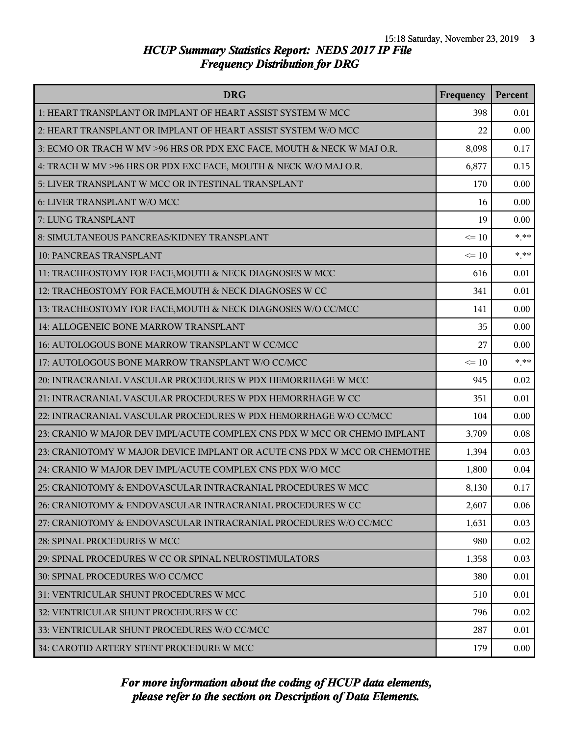# HCUP Summary Statistics Report: NEDS 2017 IP File
## Frequency Distribution for DRG

| DRG | Frequency | Percent |
|---|---|---|
| 1: HEART TRANSPLANT OR IMPLANT OF HEART ASSIST SYSTEM W MCC | 398 | 0.01 |
| 2: HEART TRANSPLANT OR IMPLANT OF HEART ASSIST SYSTEM W/O MCC | 22 | 0.00 |
| 3: ECMO OR TRACH W MV >96 HRS OR PDX EXC FACE, MOUTH & NECK W MAJ O.R. | 8,098 | 0.17 |
| 4: TRACH W MV >96 HRS OR PDX EXC FACE, MOUTH & NECK W/O MAJ O.R. | 6,877 | 0.15 |
| 5: LIVER TRANSPLANT W MCC OR INTESTINAL TRANSPLANT | 170 | 0.00 |
| 6: LIVER TRANSPLANT W/O MCC | 16 | 0.00 |
| 7: LUNG TRANSPLANT | 19 | 0.00 |
| 8: SIMULTANEOUS PANCREAS/KIDNEY TRANSPLANT | <= 10 | *.** |
| 10: PANCREAS TRANSPLANT | <= 10 | *.** |
| 11: TRACHEOSTOMY FOR FACE,MOUTH & NECK DIAGNOSES W MCC | 616 | 0.01 |
| 12: TRACHEOSTOMY FOR FACE,MOUTH & NECK DIAGNOSES W CC | 341 | 0.01 |
| 13: TRACHEOSTOMY FOR FACE,MOUTH & NECK DIAGNOSES W/O CC/MCC | 141 | 0.00 |
| 14: ALLOGENEIC BONE MARROW TRANSPLANT | 35 | 0.00 |
| 16: AUTOLOGOUS BONE MARROW TRANSPLANT W CC/MCC | 27 | 0.00 |
| 17: AUTOLOGOUS BONE MARROW TRANSPLANT W/O CC/MCC | <= 10 | *.** |
| 20: INTRACRANIAL VASCULAR PROCEDURES W PDX HEMORRHAGE W MCC | 945 | 0.02 |
| 21: INTRACRANIAL VASCULAR PROCEDURES W PDX HEMORRHAGE W CC | 351 | 0.01 |
| 22: INTRACRANIAL VASCULAR PROCEDURES W PDX HEMORRHAGE W/O CC/MCC | 104 | 0.00 |
| 23: CRANIO W MAJOR DEV IMPL/ACUTE COMPLEX CNS PDX W MCC OR CHEMO IMPLANT | 3,709 | 0.08 |
| 23: CRANIOTOMY W MAJOR DEVICE IMPLANT OR ACUTE CNS PDX W MCC OR CHEMOTHE | 1,394 | 0.03 |
| 24: CRANIO W MAJOR DEV IMPL/ACUTE COMPLEX CNS PDX W/O MCC | 1,800 | 0.04 |
| 25: CRANIOTOMY & ENDOVASCULAR INTRACRANIAL PROCEDURES W MCC | 8,130 | 0.17 |
| 26: CRANIOTOMY & ENDOVASCULAR INTRACRANIAL PROCEDURES W CC | 2,607 | 0.06 |
| 27: CRANIOTOMY & ENDOVASCULAR INTRACRANIAL PROCEDURES W/O CC/MCC | 1,631 | 0.03 |
| 28: SPINAL PROCEDURES W MCC | 980 | 0.02 |
| 29: SPINAL PROCEDURES W CC OR SPINAL NEUROSTIMULATORS | 1,358 | 0.03 |
| 30: SPINAL PROCEDURES W/O CC/MCC | 380 | 0.01 |
| 31: VENTRICULAR SHUNT PROCEDURES W MCC | 510 | 0.01 |
| 32: VENTRICULAR SHUNT PROCEDURES W CC | 796 | 0.02 |
| 33: VENTRICULAR SHUNT PROCEDURES W/O CC/MCC | 287 | 0.01 |
| 34: CAROTID ARTERY STENT PROCEDURE W MCC | 179 | 0.00 |

*For more information about the coding of HCUP data elements, please refer to the section on Description of Data Elements.*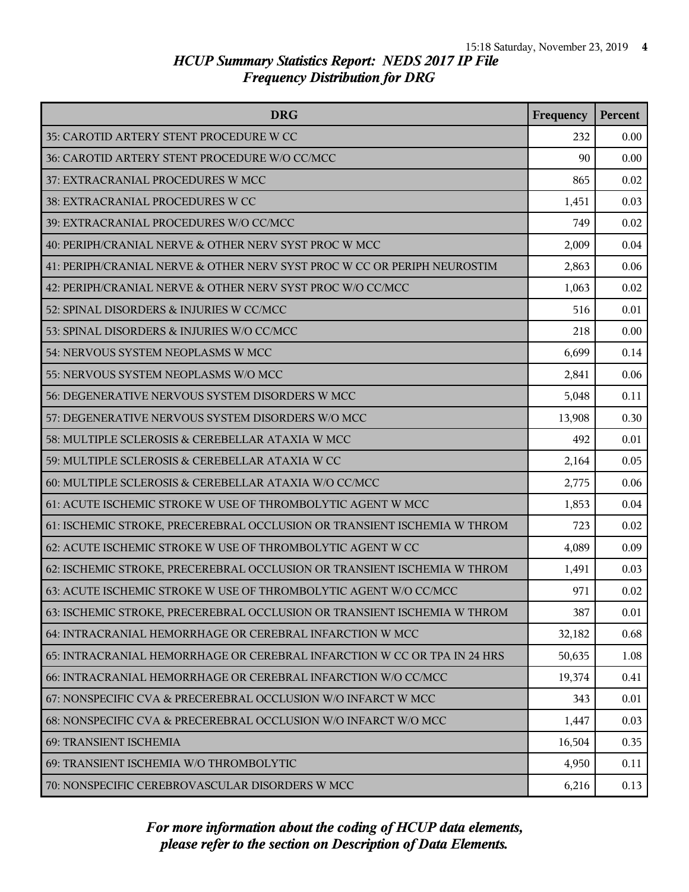# HCUP Summary Statistics Report: NEDS 2017 IP File
## Frequency Distribution for DRG

| DRG | Frequency | Percent |
|---|---|---|
| 35: CAROTID ARTERY STENT PROCEDURE W CC | 232 | 0.00 |
| 36: CAROTID ARTERY STENT PROCEDURE W/O CC/MCC | 90 | 0.00 |
| 37: EXTRACRANIAL PROCEDURES W MCC | 865 | 0.02 |
| 38: EXTRACRANIAL PROCEDURES W CC | 1,451 | 0.03 |
| 39: EXTRACRANIAL PROCEDURES W/O CC/MCC | 749 | 0.02 |
| 40: PERIPH/CRANIAL NERVE & OTHER NERV SYST PROC W MCC | 2,009 | 0.04 |
| 41: PERIPH/CRANIAL NERVE & OTHER NERV SYST PROC W CC OR PERIPH NEUROSTIM | 2,863 | 0.06 |
| 42: PERIPH/CRANIAL NERVE & OTHER NERV SYST PROC W/O CC/MCC | 1,063 | 0.02 |
| 52: SPINAL DISORDERS & INJURIES W CC/MCC | 516 | 0.01 |
| 53: SPINAL DISORDERS & INJURIES W/O CC/MCC | 218 | 0.00 |
| 54: NERVOUS SYSTEM NEOPLASMS W MCC | 6,699 | 0.14 |
| 55: NERVOUS SYSTEM NEOPLASMS W/O MCC | 2,841 | 0.06 |
| 56: DEGENERATIVE NERVOUS SYSTEM DISORDERS W MCC | 5,048 | 0.11 |
| 57: DEGENERATIVE NERVOUS SYSTEM DISORDERS W/O MCC | 13,908 | 0.30 |
| 58: MULTIPLE SCLEROSIS & CEREBELLAR ATAXIA W MCC | 492 | 0.01 |
| 59: MULTIPLE SCLEROSIS & CEREBELLAR ATAXIA W CC | 2,164 | 0.05 |
| 60: MULTIPLE SCLEROSIS & CEREBELLAR ATAXIA W/O CC/MCC | 2,775 | 0.06 |
| 61: ACUTE ISCHEMIC STROKE W USE OF THROMBOLYTIC AGENT W MCC | 1,853 | 0.04 |
| 61: ISCHEMIC STROKE, PRECEREBRAL OCCLUSION OR TRANSIENT ISCHEMIA W THROM | 723 | 0.02 |
| 62: ACUTE ISCHEMIC STROKE W USE OF THROMBOLYTIC AGENT W CC | 4,089 | 0.09 |
| 62: ISCHEMIC STROKE, PRECEREBRAL OCCLUSION OR TRANSIENT ISCHEMIA W THROM | 1,491 | 0.03 |
| 63: ACUTE ISCHEMIC STROKE W USE OF THROMBOLYTIC AGENT W/O CC/MCC | 971 | 0.02 |
| 63: ISCHEMIC STROKE, PRECEREBRAL OCCLUSION OR TRANSIENT ISCHEMIA W THROM | 387 | 0.01 |
| 64: INTRACRANIAL HEMORRHAGE OR CEREBRAL INFARCTION W MCC | 32,182 | 0.68 |
| 65: INTRACRANIAL HEMORRHAGE OR CEREBRAL INFARCTION W CC OR TPA IN 24 HRS | 50,635 | 1.08 |
| 66: INTRACRANIAL HEMORRHAGE OR CEREBRAL INFARCTION W/O CC/MCC | 19,374 | 0.41 |
| 67: NONSPECIFIC CVA & PRECEREBRAL OCCLUSION W/O INFARCT W MCC | 343 | 0.01 |
| 68: NONSPECIFIC CVA & PRECEREBRAL OCCLUSION W/O INFARCT W/O MCC | 1,447 | 0.03 |
| 69: TRANSIENT ISCHEMIA | 16,504 | 0.35 |
| 69: TRANSIENT ISCHEMIA W/O THROMBOLYTIC | 4,950 | 0.11 |
| 70: NONSPECIFIC CEREBROVASCULAR DISORDERS W MCC | 6,216 | 0.13 |

*For more information about the coding of HCUP data elements, please refer to the section on Description of Data Elements.*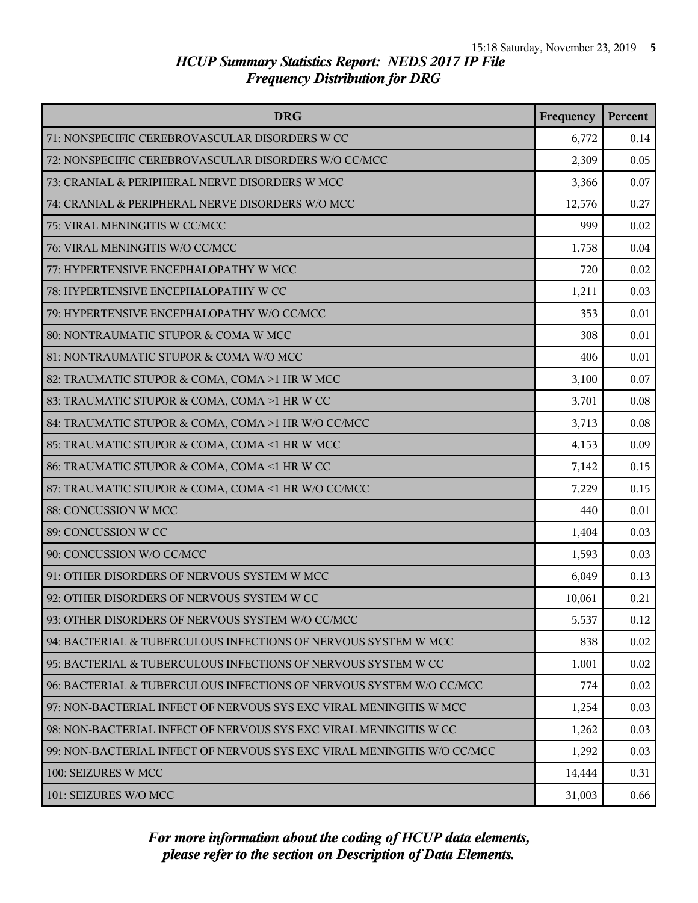# HCUP Summary Statistics Report: NEDS 2017 IP File
## Frequency Distribution for DRG

| DRG | Frequency | Percent |
|---|---|---|
| 71: NONSPECIFIC CEREBROVASCULAR DISORDERS W CC | 6,772 | 0.14 |
| 72: NONSPECIFIC CEREBROVASCULAR DISORDERS W/O CC/MCC | 2,309 | 0.05 |
| 73: CRANIAL & PERIPHERAL NERVE DISORDERS W MCC | 3,366 | 0.07 |
| 74: CRANIAL & PERIPHERAL NERVE DISORDERS W/O MCC | 12,576 | 0.27 |
| 75: VIRAL MENINGITIS W CC/MCC | 999 | 0.02 |
| 76: VIRAL MENINGITIS W/O CC/MCC | 1,758 | 0.04 |
| 77: HYPERTENSIVE ENCEPHALOPATHY W MCC | 720 | 0.02 |
| 78: HYPERTENSIVE ENCEPHALOPATHY W CC | 1,211 | 0.03 |
| 79: HYPERTENSIVE ENCEPHALOPATHY W/O CC/MCC | 353 | 0.01 |
| 80: NONTRAUMATIC STUPOR & COMA W MCC | 308 | 0.01 |
| 81: NONTRAUMATIC STUPOR & COMA W/O MCC | 406 | 0.01 |
| 82: TRAUMATIC STUPOR & COMA, COMA >1 HR W MCC | 3,100 | 0.07 |
| 83: TRAUMATIC STUPOR & COMA, COMA >1 HR W CC | 3,701 | 0.08 |
| 84: TRAUMATIC STUPOR & COMA, COMA >1 HR W/O CC/MCC | 3,713 | 0.08 |
| 85: TRAUMATIC STUPOR & COMA, COMA <1 HR W MCC | 4,153 | 0.09 |
| 86: TRAUMATIC STUPOR & COMA, COMA <1 HR W CC | 7,142 | 0.15 |
| 87: TRAUMATIC STUPOR & COMA, COMA <1 HR W/O CC/MCC | 7,229 | 0.15 |
| 88: CONCUSSION W MCC | 440 | 0.01 |
| 89: CONCUSSION W CC | 1,404 | 0.03 |
| 90: CONCUSSION W/O CC/MCC | 1,593 | 0.03 |
| 91: OTHER DISORDERS OF NERVOUS SYSTEM W MCC | 6,049 | 0.13 |
| 92: OTHER DISORDERS OF NERVOUS SYSTEM W CC | 10,061 | 0.21 |
| 93: OTHER DISORDERS OF NERVOUS SYSTEM W/O CC/MCC | 5,537 | 0.12 |
| 94: BACTERIAL & TUBERCULOUS INFECTIONS OF NERVOUS SYSTEM W MCC | 838 | 0.02 |
| 95: BACTERIAL & TUBERCULOUS INFECTIONS OF NERVOUS SYSTEM W CC | 1,001 | 0.02 |
| 96: BACTERIAL & TUBERCULOUS INFECTIONS OF NERVOUS SYSTEM W/O CC/MCC | 774 | 0.02 |
| 97: NON-BACTERIAL INFECT OF NERVOUS SYS EXC VIRAL MENINGITIS W MCC | 1,254 | 0.03 |
| 98: NON-BACTERIAL INFECT OF NERVOUS SYS EXC VIRAL MENINGITIS W CC | 1,262 | 0.03 |
| 99: NON-BACTERIAL INFECT OF NERVOUS SYS EXC VIRAL MENINGITIS W/O CC/MCC | 1,292 | 0.03 |
| 100: SEIZURES W MCC | 14,444 | 0.31 |
| 101: SEIZURES W/O MCC | 31,003 | 0.66 |

*For more information about the coding of HCUP data elements, please refer to the section on Description of Data Elements.*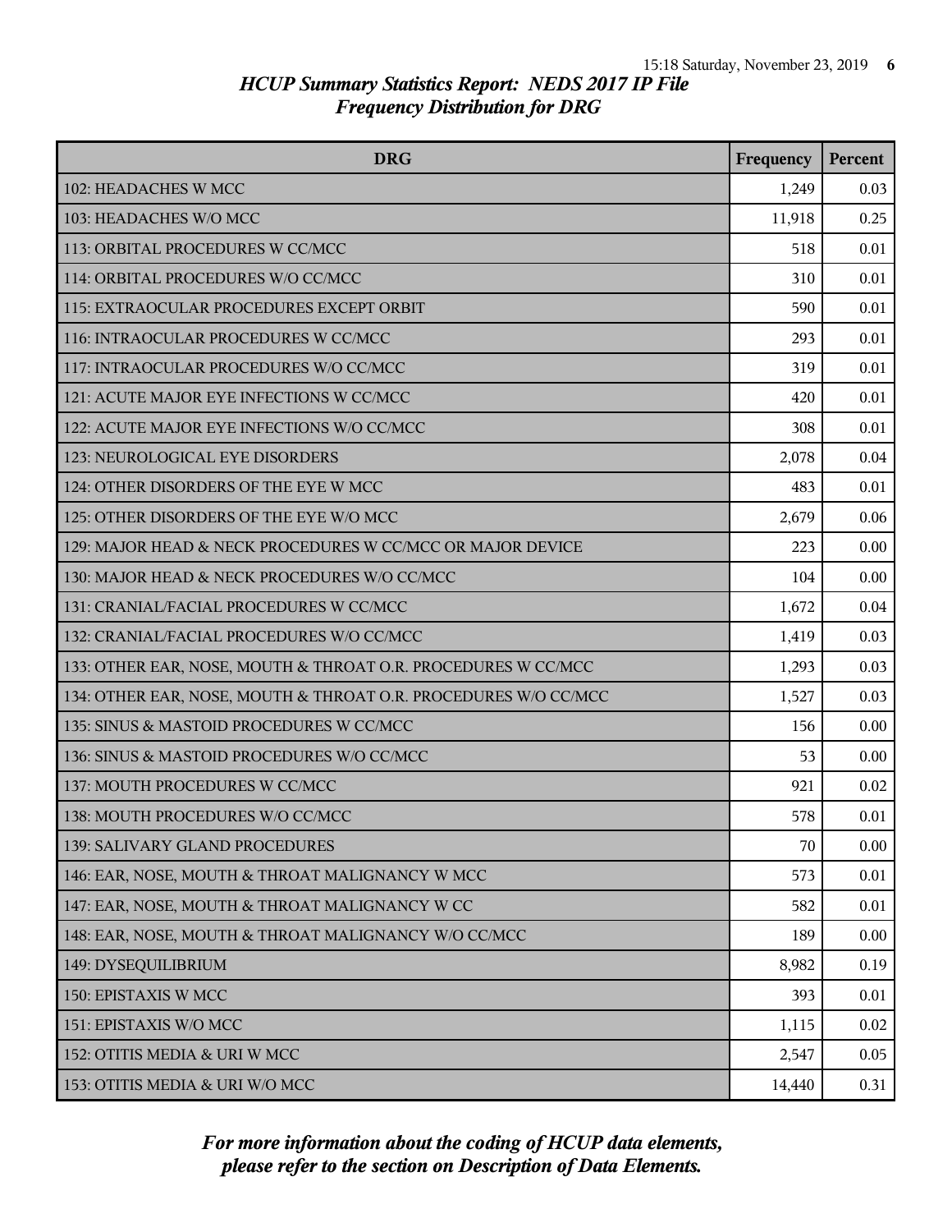*HCUP Summary Statistics Report: NEDS 2017 IP File*
*Frequency Distribution for DRG*

| DRG | Frequency | Percent |
|---|---|---|
| 102: HEADACHES W MCC | 1,249 | 0.03 |
| 103: HEADACHES W/O MCC | 11,918 | 0.25 |
| 113: ORBITAL PROCEDURES W CC/MCC | 518 | 0.01 |
| 114: ORBITAL PROCEDURES W/O CC/MCC | 310 | 0.01 |
| 115: EXTRAOCULAR PROCEDURES EXCEPT ORBIT | 590 | 0.01 |
| 116: INTRAOCULAR PROCEDURES W CC/MCC | 293 | 0.01 |
| 117: INTRAOCULAR PROCEDURES W/O CC/MCC | 319 | 0.01 |
| 121: ACUTE MAJOR EYE INFECTIONS W CC/MCC | 420 | 0.01 |
| 122: ACUTE MAJOR EYE INFECTIONS W/O CC/MCC | 308 | 0.01 |
| 123: NEUROLOGICAL EYE DISORDERS | 2,078 | 0.04 |
| 124: OTHER DISORDERS OF THE EYE W MCC | 483 | 0.01 |
| 125: OTHER DISORDERS OF THE EYE W/O MCC | 2,679 | 0.06 |
| 129: MAJOR HEAD & NECK PROCEDURES W CC/MCC OR MAJOR DEVICE | 223 | 0.00 |
| 130: MAJOR HEAD & NECK PROCEDURES W/O CC/MCC | 104 | 0.00 |
| 131: CRANIAL/FACIAL PROCEDURES W CC/MCC | 1,672 | 0.04 |
| 132: CRANIAL/FACIAL PROCEDURES W/O CC/MCC | 1,419 | 0.03 |
| 133: OTHER EAR, NOSE, MOUTH & THROAT O.R. PROCEDURES W CC/MCC | 1,293 | 0.03 |
| 134: OTHER EAR, NOSE, MOUTH & THROAT O.R. PROCEDURES W/O CC/MCC | 1,527 | 0.03 |
| 135: SINUS & MASTOID PROCEDURES W CC/MCC | 156 | 0.00 |
| 136: SINUS & MASTOID PROCEDURES W/O CC/MCC | 53 | 0.00 |
| 137: MOUTH PROCEDURES W CC/MCC | 921 | 0.02 |
| 138: MOUTH PROCEDURES W/O CC/MCC | 578 | 0.01 |
| 139: SALIVARY GLAND PROCEDURES | 70 | 0.00 |
| 146: EAR, NOSE, MOUTH & THROAT MALIGNANCY W MCC | 573 | 0.01 |
| 147: EAR, NOSE, MOUTH & THROAT MALIGNANCY W CC | 582 | 0.01 |
| 148: EAR, NOSE, MOUTH & THROAT MALIGNANCY W/O CC/MCC | 189 | 0.00 |
| 149: DYSEQUILIBRIUM | 8,982 | 0.19 |
| 150: EPISTAXIS W MCC | 393 | 0.01 |
| 151: EPISTAXIS W/O MCC | 1,115 | 0.02 |
| 152: OTITIS MEDIA & URI W MCC | 2,547 | 0.05 |
| 153: OTITIS MEDIA & URI W/O MCC | 14,440 | 0.31 |

*For more information about the coding of HCUP data elements, please refer to the section on Description of Data Elements.*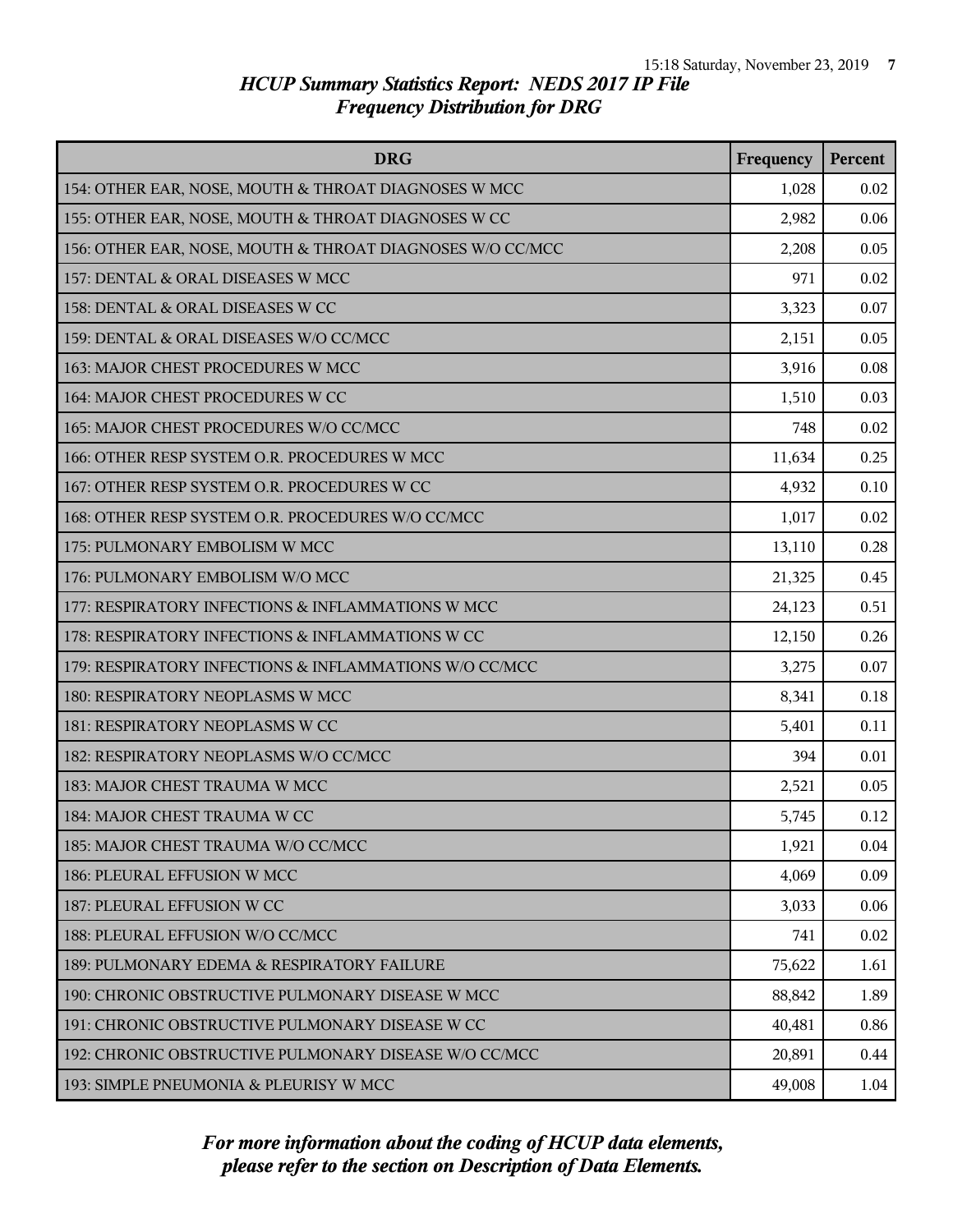# HCUP Summary Statistics Report: NEDS 2017 IP File
## Frequency Distribution for DRG

| DRG | Frequency | Percent |
|---|---|---|
| 154: OTHER EAR, NOSE, MOUTH & THROAT DIAGNOSES W MCC | 1,028 | 0.02 |
| 155: OTHER EAR, NOSE, MOUTH & THROAT DIAGNOSES W CC | 2,982 | 0.06 |
| 156: OTHER EAR, NOSE, MOUTH & THROAT DIAGNOSES W/O CC/MCC | 2,208 | 0.05 |
| 157: DENTAL & ORAL DISEASES W MCC | 971 | 0.02 |
| 158: DENTAL & ORAL DISEASES W CC | 3,323 | 0.07 |
| 159: DENTAL & ORAL DISEASES W/O CC/MCC | 2,151 | 0.05 |
| 163: MAJOR CHEST PROCEDURES W MCC | 3,916 | 0.08 |
| 164: MAJOR CHEST PROCEDURES W CC | 1,510 | 0.03 |
| 165: MAJOR CHEST PROCEDURES W/O CC/MCC | 748 | 0.02 |
| 166: OTHER RESP SYSTEM O.R. PROCEDURES W MCC | 11,634 | 0.25 |
| 167: OTHER RESP SYSTEM O.R. PROCEDURES W CC | 4,932 | 0.10 |
| 168: OTHER RESP SYSTEM O.R. PROCEDURES W/O CC/MCC | 1,017 | 0.02 |
| 175: PULMONARY EMBOLISM W MCC | 13,110 | 0.28 |
| 176: PULMONARY EMBOLISM W/O MCC | 21,325 | 0.45 |
| 177: RESPIRATORY INFECTIONS & INFLAMMATIONS W MCC | 24,123 | 0.51 |
| 178: RESPIRATORY INFECTIONS & INFLAMMATIONS W CC | 12,150 | 0.26 |
| 179: RESPIRATORY INFECTIONS & INFLAMMATIONS W/O CC/MCC | 3,275 | 0.07 |
| 180: RESPIRATORY NEOPLASMS W MCC | 8,341 | 0.18 |
| 181: RESPIRATORY NEOPLASMS W CC | 5,401 | 0.11 |
| 182: RESPIRATORY NEOPLASMS W/O CC/MCC | 394 | 0.01 |
| 183: MAJOR CHEST TRAUMA W MCC | 2,521 | 0.05 |
| 184: MAJOR CHEST TRAUMA W CC | 5,745 | 0.12 |
| 185: MAJOR CHEST TRAUMA W/O CC/MCC | 1,921 | 0.04 |
| 186: PLEURAL EFFUSION W MCC | 4,069 | 0.09 |
| 187: PLEURAL EFFUSION W CC | 3,033 | 0.06 |
| 188: PLEURAL EFFUSION W/O CC/MCC | 741 | 0.02 |
| 189: PULMONARY EDEMA & RESPIRATORY FAILURE | 75,622 | 1.61 |
| 190: CHRONIC OBSTRUCTIVE PULMONARY DISEASE W MCC | 88,842 | 1.89 |
| 191: CHRONIC OBSTRUCTIVE PULMONARY DISEASE W CC | 40,481 | 0.86 |
| 192: CHRONIC OBSTRUCTIVE PULMONARY DISEASE W/O CC/MCC | 20,891 | 0.44 |
| 193: SIMPLE PNEUMONIA & PLEURISY W MCC | 49,008 | 1.04 |

*For more information about the coding of HCUP data elements, please refer to the section on Description of Data Elements.*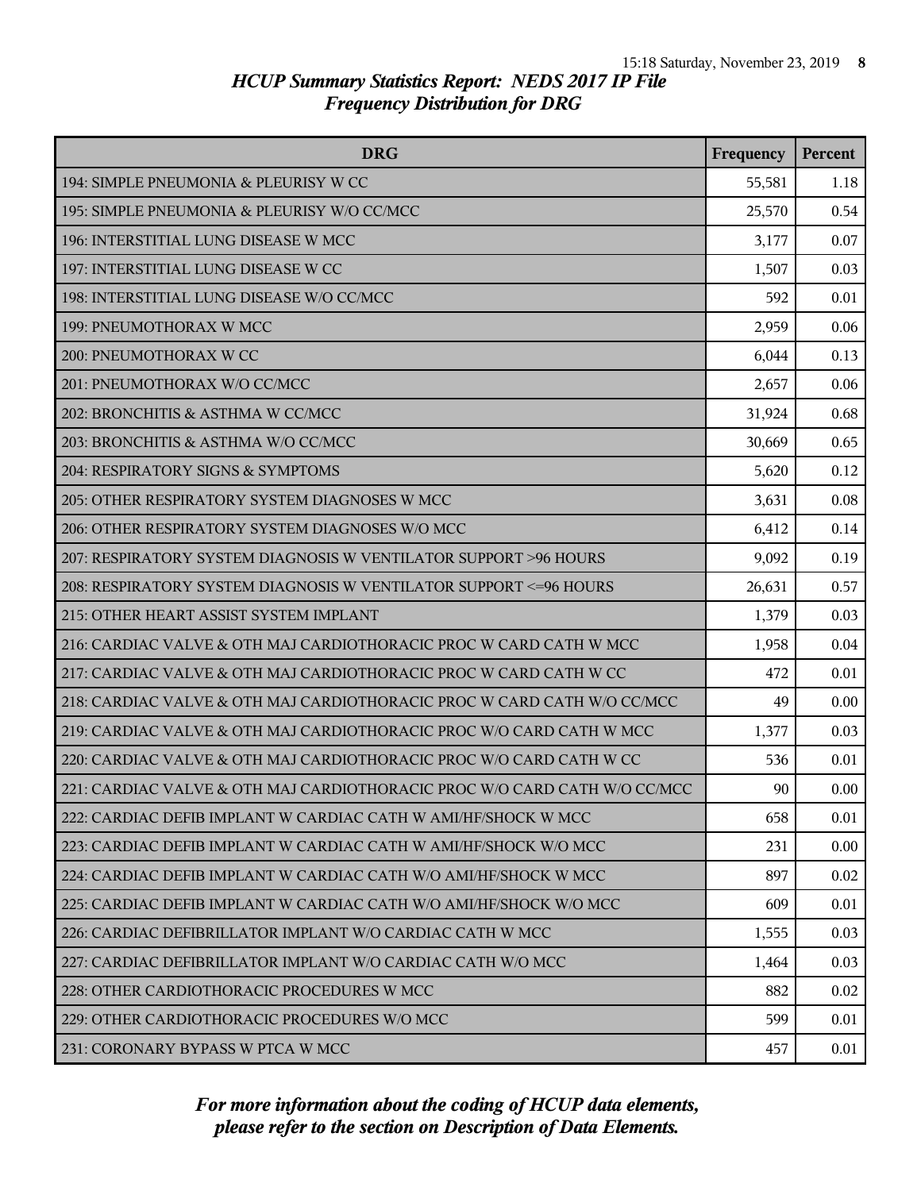# HCUP Summary Statistics Report: NEDS 2017 IP File
## Frequency Distribution for DRG

| DRG | Frequency | Percent |
|---|---|---|
| 194: SIMPLE PNEUMONIA & PLEURISY W CC | 55,581 | 1.18 |
| 195: SIMPLE PNEUMONIA & PLEURISY W/O CC/MCC | 25,570 | 0.54 |
| 196: INTERSTITIAL LUNG DISEASE W MCC | 3,177 | 0.07 |
| 197: INTERSTITIAL LUNG DISEASE W CC | 1,507 | 0.03 |
| 198: INTERSTITIAL LUNG DISEASE W/O CC/MCC | 592 | 0.01 |
| 199: PNEUMOTHORAX W MCC | 2,959 | 0.06 |
| 200: PNEUMOTHORAX W CC | 6,044 | 0.13 |
| 201: PNEUMOTHORAX W/O CC/MCC | 2,657 | 0.06 |
| 202: BRONCHITIS & ASTHMA W CC/MCC | 31,924 | 0.68 |
| 203: BRONCHITIS & ASTHMA W/O CC/MCC | 30,669 | 0.65 |
| 204: RESPIRATORY SIGNS & SYMPTOMS | 5,620 | 0.12 |
| 205: OTHER RESPIRATORY SYSTEM DIAGNOSES W MCC | 3,631 | 0.08 |
| 206: OTHER RESPIRATORY SYSTEM DIAGNOSES W/O MCC | 6,412 | 0.14 |
| 207: RESPIRATORY SYSTEM DIAGNOSIS W VENTILATOR SUPPORT >96 HOURS | 9,092 | 0.19 |
| 208: RESPIRATORY SYSTEM DIAGNOSIS W VENTILATOR SUPPORT <=96 HOURS | 26,631 | 0.57 |
| 215: OTHER HEART ASSIST SYSTEM IMPLANT | 1,379 | 0.03 |
| 216: CARDIAC VALVE & OTH MAJ CARDIOTHORACIC PROC W CARD CATH W MCC | 1,958 | 0.04 |
| 217: CARDIAC VALVE & OTH MAJ CARDIOTHORACIC PROC W CARD CATH W CC | 472 | 0.01 |
| 218: CARDIAC VALVE & OTH MAJ CARDIOTHORACIC PROC W CARD CATH W/O CC/MCC | 49 | 0.00 |
| 219: CARDIAC VALVE & OTH MAJ CARDIOTHORACIC PROC W/O CARD CATH W MCC | 1,377 | 0.03 |
| 220: CARDIAC VALVE & OTH MAJ CARDIOTHORACIC PROC W/O CARD CATH W CC | 536 | 0.01 |
| 221: CARDIAC VALVE & OTH MAJ CARDIOTHORACIC PROC W/O CARD CATH W/O CC/MCC | 90 | 0.00 |
| 222: CARDIAC DEFIB IMPLANT W CARDIAC CATH W AMI/HF/SHOCK W MCC | 658 | 0.01 |
| 223: CARDIAC DEFIB IMPLANT W CARDIAC CATH W AMI/HF/SHOCK W/O MCC | 231 | 0.00 |
| 224: CARDIAC DEFIB IMPLANT W CARDIAC CATH W/O AMI/HF/SHOCK W MCC | 897 | 0.02 |
| 225: CARDIAC DEFIB IMPLANT W CARDIAC CATH W/O AMI/HF/SHOCK W/O MCC | 609 | 0.01 |
| 226: CARDIAC DEFIBRILLATOR IMPLANT W/O CARDIAC CATH W MCC | 1,555 | 0.03 |
| 227: CARDIAC DEFIBRILLATOR IMPLANT W/O CARDIAC CATH W/O MCC | 1,464 | 0.03 |
| 228: OTHER CARDIOTHORACIC PROCEDURES W MCC | 882 | 0.02 |
| 229: OTHER CARDIOTHORACIC PROCEDURES W/O MCC | 599 | 0.01 |
| 231: CORONARY BYPASS W PTCA W MCC | 457 | 0.01 |

*For more information about the coding of HCUP data elements, please refer to the section on Description of Data Elements.*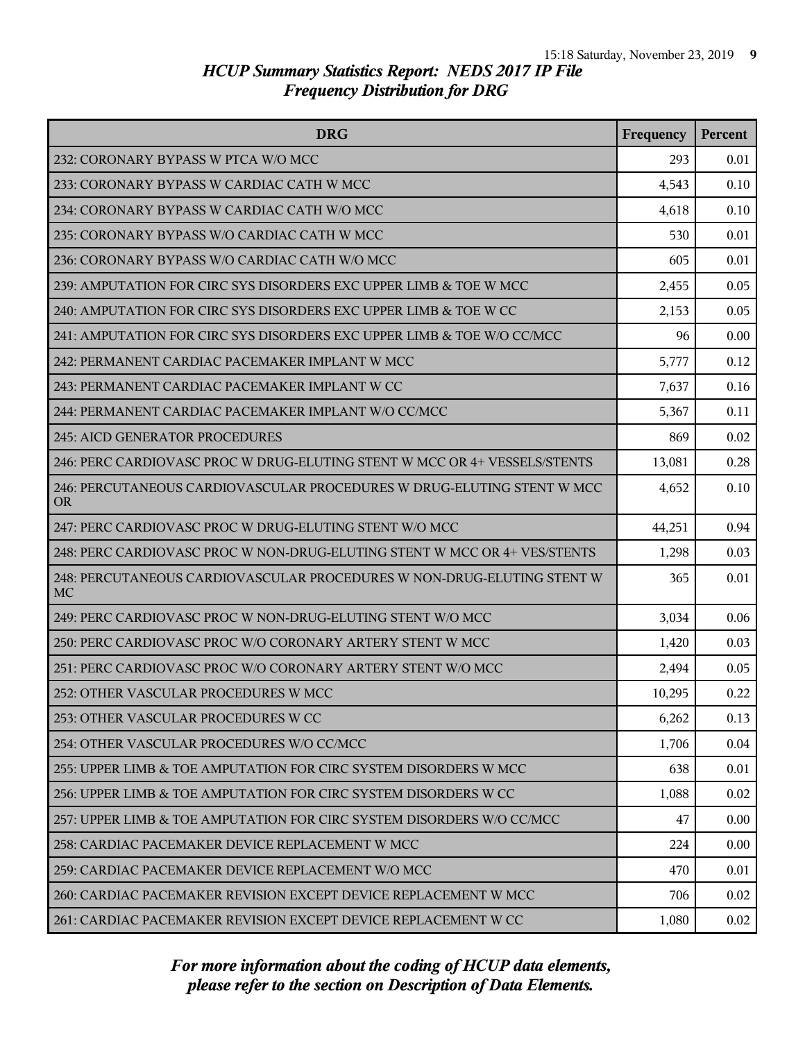## HCUP Summary Statistics Report: NEDS 2017 IP File
## Frequency Distribution for DRG

| DRG | Frequency | Percent |
|---|---|---|
| 232: CORONARY BYPASS W PTCA W/O MCC | 293 | 0.01 |
| 233: CORONARY BYPASS W CARDIAC CATH W MCC | 4,543 | 0.10 |
| 234: CORONARY BYPASS W CARDIAC CATH W/O MCC | 4,618 | 0.10 |
| 235: CORONARY BYPASS W/O CARDIAC CATH W MCC | 530 | 0.01 |
| 236: CORONARY BYPASS W/O CARDIAC CATH W/O MCC | 605 | 0.01 |
| 239: AMPUTATION FOR CIRC SYS DISORDERS EXC UPPER LIMB & TOE W MCC | 2,455 | 0.05 |
| 240: AMPUTATION FOR CIRC SYS DISORDERS EXC UPPER LIMB & TOE W CC | 2,153 | 0.05 |
| 241: AMPUTATION FOR CIRC SYS DISORDERS EXC UPPER LIMB & TOE W/O CC/MCC | 96 | 0.00 |
| 242: PERMANENT CARDIAC PACEMAKER IMPLANT W MCC | 5,777 | 0.12 |
| 243: PERMANENT CARDIAC PACEMAKER IMPLANT W CC | 7,637 | 0.16 |
| 244: PERMANENT CARDIAC PACEMAKER IMPLANT W/O CC/MCC | 5,367 | 0.11 |
| 245: AICD GENERATOR PROCEDURES | 869 | 0.02 |
| 246: PERC CARDIOVASC PROC W DRUG-ELUTING STENT W MCC OR 4+ VESSELS/STENTS | 13,081 | 0.28 |
| 246: PERCUTANEOUS CARDIOVASCULAR PROCEDURES W DRUG-ELUTING STENT W MCC OR | 4,652 | 0.10 |
| 247: PERC CARDIOVASC PROC W DRUG-ELUTING STENT W/O MCC | 44,251 | 0.94 |
| 248: PERC CARDIOVASC PROC W NON-DRUG-ELUTING STENT W MCC OR 4+ VES/STENTS | 1,298 | 0.03 |
| 248: PERCUTANEOUS CARDIOVASCULAR PROCEDURES W NON-DRUG-ELUTING STENT W MC | 365 | 0.01 |
| 249: PERC CARDIOVASC PROC W NON-DRUG-ELUTING STENT W/O MCC | 3,034 | 0.06 |
| 250: PERC CARDIOVASC PROC W/O CORONARY ARTERY STENT W MCC | 1,420 | 0.03 |
| 251: PERC CARDIOVASC PROC W/O CORONARY ARTERY STENT W/O MCC | 2,494 | 0.05 |
| 252: OTHER VASCULAR PROCEDURES W MCC | 10,295 | 0.22 |
| 253: OTHER VASCULAR PROCEDURES W CC | 6,262 | 0.13 |
| 254: OTHER VASCULAR PROCEDURES W/O CC/MCC | 1,706 | 0.04 |
| 255: UPPER LIMB & TOE AMPUTATION FOR CIRC SYSTEM DISORDERS W MCC | 638 | 0.01 |
| 256: UPPER LIMB & TOE AMPUTATION FOR CIRC SYSTEM DISORDERS W CC | 1,088 | 0.02 |
| 257: UPPER LIMB & TOE AMPUTATION FOR CIRC SYSTEM DISORDERS W/O CC/MCC | 47 | 0.00 |
| 258: CARDIAC PACEMAKER DEVICE REPLACEMENT W MCC | 224 | 0.00 |
| 259: CARDIAC PACEMAKER DEVICE REPLACEMENT W/O MCC | 470 | 0.01 |
| 260: CARDIAC PACEMAKER REVISION EXCEPT DEVICE REPLACEMENT W MCC | 706 | 0.02 |
| 261: CARDIAC PACEMAKER REVISION EXCEPT DEVICE REPLACEMENT W CC | 1,080 | 0.02 |

*For more information about the coding of HCUP data elements, please refer to the section on Description of Data Elements.*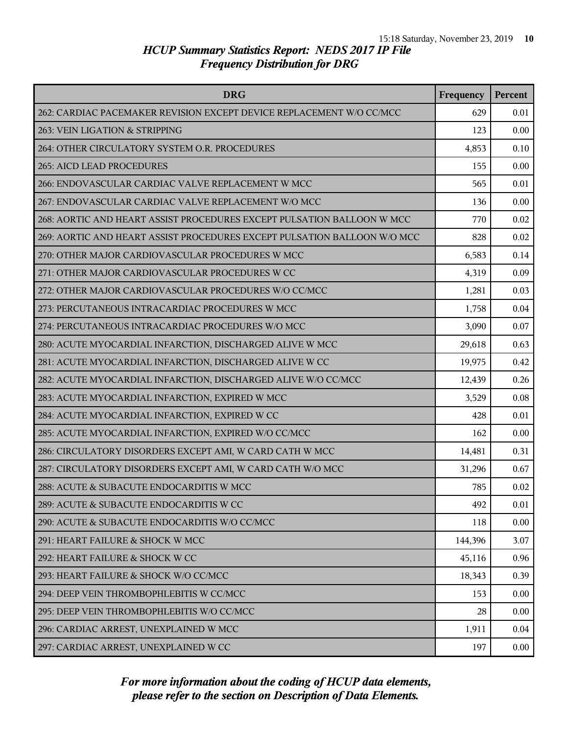## HCUP Summary Statistics Report: NEDS 2017 IP File
### Frequency Distribution for DRG

| DRG | Frequency | Percent |
|---|---|---|
| 262: CARDIAC PACEMAKER REVISION EXCEPT DEVICE REPLACEMENT W/O CC/MCC | 629 | 0.01 |
| 263: VEIN LIGATION & STRIPPING | 123 | 0.00 |
| 264: OTHER CIRCULATORY SYSTEM O.R. PROCEDURES | 4,853 | 0.10 |
| 265: AICD LEAD PROCEDURES | 155 | 0.00 |
| 266: ENDOVASCULAR CARDIAC VALVE REPLACEMENT W MCC | 565 | 0.01 |
| 267: ENDOVASCULAR CARDIAC VALVE REPLACEMENT W/O MCC | 136 | 0.00 |
| 268: AORTIC AND HEART ASSIST PROCEDURES EXCEPT PULSATION BALLOON W MCC | 770 | 0.02 |
| 269: AORTIC AND HEART ASSIST PROCEDURES EXCEPT PULSATION BALLOON W/O MCC | 828 | 0.02 |
| 270: OTHER MAJOR CARDIOVASCULAR PROCEDURES W MCC | 6,583 | 0.14 |
| 271: OTHER MAJOR CARDIOVASCULAR PROCEDURES W CC | 4,319 | 0.09 |
| 272: OTHER MAJOR CARDIOVASCULAR PROCEDURES W/O CC/MCC | 1,281 | 0.03 |
| 273: PERCUTANEOUS INTRACARDIAC PROCEDURES W MCC | 1,758 | 0.04 |
| 274: PERCUTANEOUS INTRACARDIAC PROCEDURES W/O MCC | 3,090 | 0.07 |
| 280: ACUTE MYOCARDIAL INFARCTION, DISCHARGED ALIVE W MCC | 29,618 | 0.63 |
| 281: ACUTE MYOCARDIAL INFARCTION, DISCHARGED ALIVE W CC | 19,975 | 0.42 |
| 282: ACUTE MYOCARDIAL INFARCTION, DISCHARGED ALIVE W/O CC/MCC | 12,439 | 0.26 |
| 283: ACUTE MYOCARDIAL INFARCTION, EXPIRED W MCC | 3,529 | 0.08 |
| 284: ACUTE MYOCARDIAL INFARCTION, EXPIRED W CC | 428 | 0.01 |
| 285: ACUTE MYOCARDIAL INFARCTION, EXPIRED W/O CC/MCC | 162 | 0.00 |
| 286: CIRCULATORY DISORDERS EXCEPT AMI, W CARD CATH W MCC | 14,481 | 0.31 |
| 287: CIRCULATORY DISORDERS EXCEPT AMI, W CARD CATH W/O MCC | 31,296 | 0.67 |
| 288: ACUTE & SUBACUTE ENDOCARDITIS W MCC | 785 | 0.02 |
| 289: ACUTE & SUBACUTE ENDOCARDITIS W CC | 492 | 0.01 |
| 290: ACUTE & SUBACUTE ENDOCARDITIS W/O CC/MCC | 118 | 0.00 |
| 291: HEART FAILURE & SHOCK W MCC | 144,396 | 3.07 |
| 292: HEART FAILURE & SHOCK W CC | 45,116 | 0.96 |
| 293: HEART FAILURE & SHOCK W/O CC/MCC | 18,343 | 0.39 |
| 294: DEEP VEIN THROMBOPHLEBITIS W CC/MCC | 153 | 0.00 |
| 295: DEEP VEIN THROMBOPHLEBITIS W/O CC/MCC | 28 | 0.00 |
| 296: CARDIAC ARREST, UNEXPLAINED W MCC | 1,911 | 0.04 |
| 297: CARDIAC ARREST, UNEXPLAINED W CC | 197 | 0.00 |

*For more information about the coding of HCUP data elements, please refer to the section on Description of Data Elements.*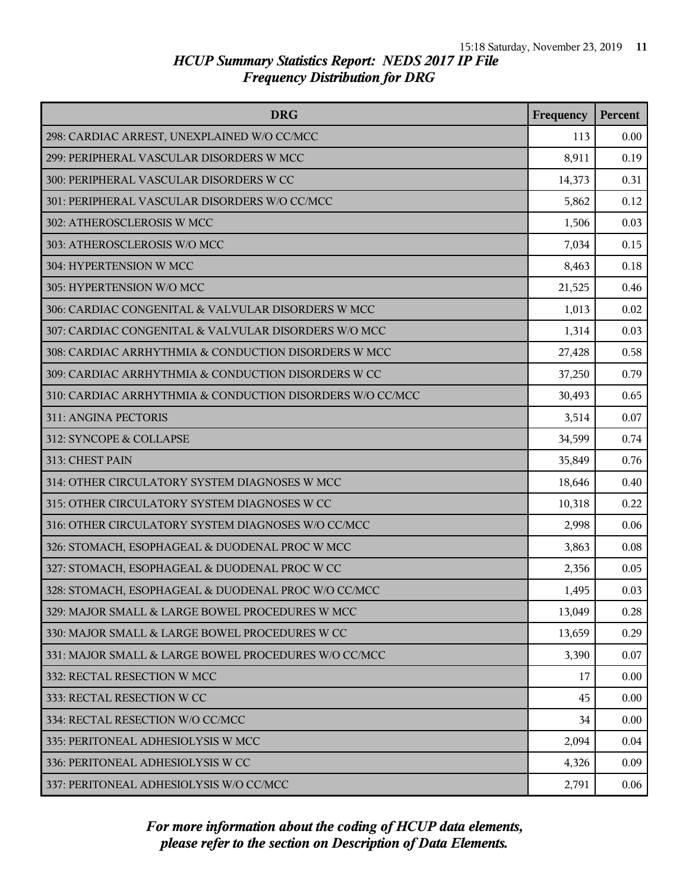# *HCUP Summary Statistics Report: NEDS 2017 IP File*
## *Frequency Distribution for DRG*

| DRG | Frequency | Percent |
|---|---|---|
| 298: CARDIAC ARREST, UNEXPLAINED W/O CC/MCC | 113 | 0.00 |
| 299: PERIPHERAL VASCULAR DISORDERS W MCC | 8,911 | 0.19 |
| 300: PERIPHERAL VASCULAR DISORDERS W CC | 14,373 | 0.31 |
| 301: PERIPHERAL VASCULAR DISORDERS W/O CC/MCC | 5,862 | 0.12 |
| 302: ATHEROSCLEROSIS W MCC | 1,506 | 0.03 |
| 303: ATHEROSCLEROSIS W/O MCC | 7,034 | 0.15 |
| 304: HYPERTENSION W MCC | 8,463 | 0.18 |
| 305: HYPERTENSION W/O MCC | 21,525 | 0.46 |
| 306: CARDIAC CONGENITAL & VALVULAR DISORDERS W MCC | 1,013 | 0.02 |
| 307: CARDIAC CONGENITAL & VALVULAR DISORDERS W/O MCC | 1,314 | 0.03 |
| 308: CARDIAC ARRHYTHMIA & CONDUCTION DISORDERS W MCC | 27,428 | 0.58 |
| 309: CARDIAC ARRHYTHMIA & CONDUCTION DISORDERS W CC | 37,250 | 0.79 |
| 310: CARDIAC ARRHYTHMIA & CONDUCTION DISORDERS W/O CC/MCC | 30,493 | 0.65 |
| 311: ANGINA PECTORIS | 3,514 | 0.07 |
| 312: SYNCOPE & COLLAPSE | 34,599 | 0.74 |
| 313: CHEST PAIN | 35,849 | 0.76 |
| 314: OTHER CIRCULATORY SYSTEM DIAGNOSES W MCC | 18,646 | 0.40 |
| 315: OTHER CIRCULATORY SYSTEM DIAGNOSES W CC | 10,318 | 0.22 |
| 316: OTHER CIRCULATORY SYSTEM DIAGNOSES W/O CC/MCC | 2,998 | 0.06 |
| 326: STOMACH, ESOPHAGEAL & DUODENAL PROC W MCC | 3,863 | 0.08 |
| 327: STOMACH, ESOPHAGEAL & DUODENAL PROC W CC | 2,356 | 0.05 |
| 328: STOMACH, ESOPHAGEAL & DUODENAL PROC W/O CC/MCC | 1,495 | 0.03 |
| 329: MAJOR SMALL & LARGE BOWEL PROCEDURES W MCC | 13,049 | 0.28 |
| 330: MAJOR SMALL & LARGE BOWEL PROCEDURES W CC | 13,659 | 0.29 |
| 331: MAJOR SMALL & LARGE BOWEL PROCEDURES W/O CC/MCC | 3,390 | 0.07 |
| 332: RECTAL RESECTION W MCC | 17 | 0.00 |
| 333: RECTAL RESECTION W CC | 45 | 0.00 |
| 334: RECTAL RESECTION W/O CC/MCC | 34 | 0.00 |
| 335: PERITONEAL ADHESIOLYSIS W MCC | 2,094 | 0.04 |
| 336: PERITONEAL ADHESIOLYSIS W CC | 4,326 | 0.09 |
| 337: PERITONEAL ADHESIOLYSIS W/O CC/MCC | 2,791 | 0.06 |

*For more information about the coding of HCUP data elements, please refer to the section on Description of Data Elements.*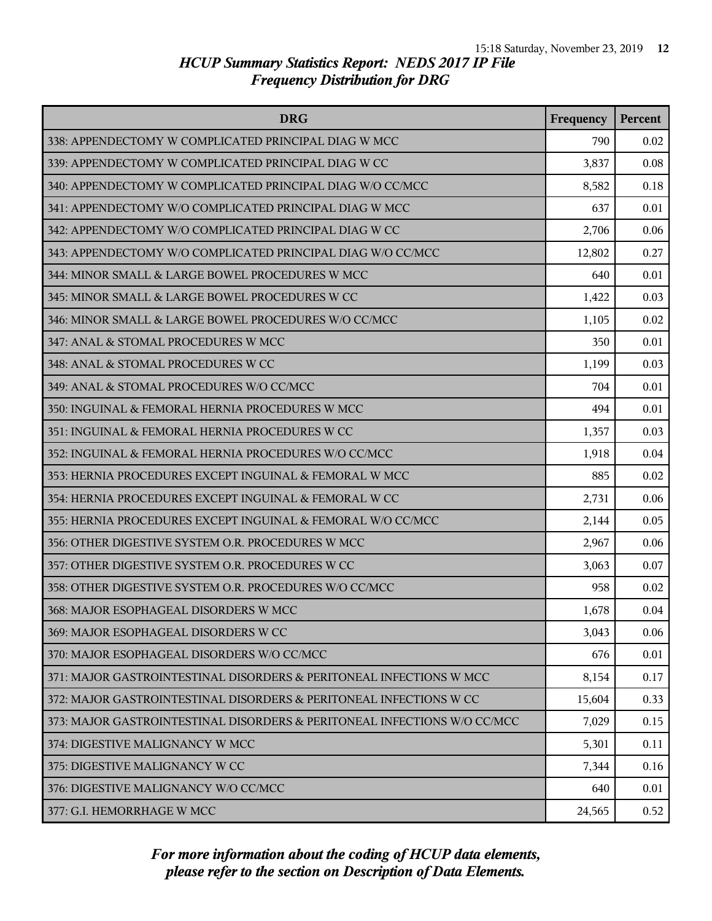# HCUP Summary Statistics Report: NEDS 2017 IP File
## Frequency Distribution for DRG

| DRG | Frequency | Percent |
|---|---|---|
| 338: APPENDECTOMY W COMPLICATED PRINCIPAL DIAG W MCC | 790 | 0.02 |
| 339: APPENDECTOMY W COMPLICATED PRINCIPAL DIAG W CC | 3,837 | 0.08 |
| 340: APPENDECTOMY W COMPLICATED PRINCIPAL DIAG W/O CC/MCC | 8,582 | 0.18 |
| 341: APPENDECTOMY W/O COMPLICATED PRINCIPAL DIAG W MCC | 637 | 0.01 |
| 342: APPENDECTOMY W/O COMPLICATED PRINCIPAL DIAG W CC | 2,706 | 0.06 |
| 343: APPENDECTOMY W/O COMPLICATED PRINCIPAL DIAG W/O CC/MCC | 12,802 | 0.27 |
| 344: MINOR SMALL & LARGE BOWEL PROCEDURES W MCC | 640 | 0.01 |
| 345: MINOR SMALL & LARGE BOWEL PROCEDURES W CC | 1,422 | 0.03 |
| 346: MINOR SMALL & LARGE BOWEL PROCEDURES W/O CC/MCC | 1,105 | 0.02 |
| 347: ANAL & STOMAL PROCEDURES W MCC | 350 | 0.01 |
| 348: ANAL & STOMAL PROCEDURES W CC | 1,199 | 0.03 |
| 349: ANAL & STOMAL PROCEDURES W/O CC/MCC | 704 | 0.01 |
| 350: INGUINAL & FEMORAL HERNIA PROCEDURES W MCC | 494 | 0.01 |
| 351: INGUINAL & FEMORAL HERNIA PROCEDURES W CC | 1,357 | 0.03 |
| 352: INGUINAL & FEMORAL HERNIA PROCEDURES W/O CC/MCC | 1,918 | 0.04 |
| 353: HERNIA PROCEDURES EXCEPT INGUINAL & FEMORAL W MCC | 885 | 0.02 |
| 354: HERNIA PROCEDURES EXCEPT INGUINAL & FEMORAL W CC | 2,731 | 0.06 |
| 355: HERNIA PROCEDURES EXCEPT INGUINAL & FEMORAL W/O CC/MCC | 2,144 | 0.05 |
| 356: OTHER DIGESTIVE SYSTEM O.R. PROCEDURES W MCC | 2,967 | 0.06 |
| 357: OTHER DIGESTIVE SYSTEM O.R. PROCEDURES W CC | 3,063 | 0.07 |
| 358: OTHER DIGESTIVE SYSTEM O.R. PROCEDURES W/O CC/MCC | 958 | 0.02 |
| 368: MAJOR ESOPHAGEAL DISORDERS W MCC | 1,678 | 0.04 |
| 369: MAJOR ESOPHAGEAL DISORDERS W CC | 3,043 | 0.06 |
| 370: MAJOR ESOPHAGEAL DISORDERS W/O CC/MCC | 676 | 0.01 |
| 371: MAJOR GASTROINTESTINAL DISORDERS & PERITONEAL INFECTIONS W MCC | 8,154 | 0.17 |
| 372: MAJOR GASTROINTESTINAL DISORDERS & PERITONEAL INFECTIONS W CC | 15,604 | 0.33 |
| 373: MAJOR GASTROINTESTINAL DISORDERS & PERITONEAL INFECTIONS W/O CC/MCC | 7,029 | 0.15 |
| 374: DIGESTIVE MALIGNANCY W MCC | 5,301 | 0.11 |
| 375: DIGESTIVE MALIGNANCY W CC | 7,344 | 0.16 |
| 376: DIGESTIVE MALIGNANCY W/O CC/MCC | 640 | 0.01 |
| 377: G.I. HEMORRHAGE W MCC | 24,565 | 0.52 |

*For more information about the coding of HCUP data elements, please refer to the section on Description of Data Elements.*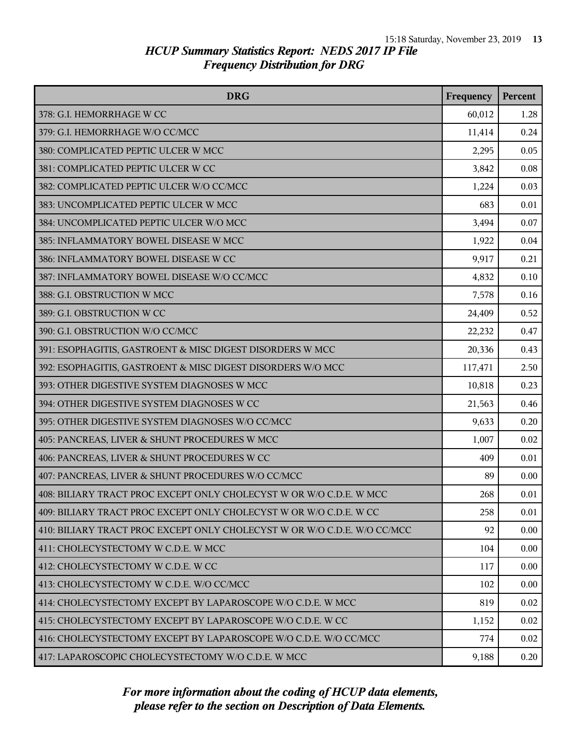# HCUP Summary Statistics Report: NEDS 2017 IP File
## Frequency Distribution for DRG

| DRG | Frequency | Percent |
|---|---|---|
| 378: G.I. HEMORRHAGE W CC | 60,012 | 1.28 |
| 379: G.I. HEMORRHAGE W/O CC/MCC | 11,414 | 0.24 |
| 380: COMPLICATED PEPTIC ULCER W MCC | 2,295 | 0.05 |
| 381: COMPLICATED PEPTIC ULCER W CC | 3,842 | 0.08 |
| 382: COMPLICATED PEPTIC ULCER W/O CC/MCC | 1,224 | 0.03 |
| 383: UNCOMPLICATED PEPTIC ULCER W MCC | 683 | 0.01 |
| 384: UNCOMPLICATED PEPTIC ULCER W/O MCC | 3,494 | 0.07 |
| 385: INFLAMMATORY BOWEL DISEASE W MCC | 1,922 | 0.04 |
| 386: INFLAMMATORY BOWEL DISEASE W CC | 9,917 | 0.21 |
| 387: INFLAMMATORY BOWEL DISEASE W/O CC/MCC | 4,832 | 0.10 |
| 388: G.I. OBSTRUCTION W MCC | 7,578 | 0.16 |
| 389: G.I. OBSTRUCTION W CC | 24,409 | 0.52 |
| 390: G.I. OBSTRUCTION W/O CC/MCC | 22,232 | 0.47 |
| 391: ESOPHAGITIS, GASTROENT & MISC DIGEST DISORDERS W MCC | 20,336 | 0.43 |
| 392: ESOPHAGITIS, GASTROENT & MISC DIGEST DISORDERS W/O MCC | 117,471 | 2.50 |
| 393: OTHER DIGESTIVE SYSTEM DIAGNOSES W MCC | 10,818 | 0.23 |
| 394: OTHER DIGESTIVE SYSTEM DIAGNOSES W CC | 21,563 | 0.46 |
| 395: OTHER DIGESTIVE SYSTEM DIAGNOSES W/O CC/MCC | 9,633 | 0.20 |
| 405: PANCREAS, LIVER & SHUNT PROCEDURES W MCC | 1,007 | 0.02 |
| 406: PANCREAS, LIVER & SHUNT PROCEDURES W CC | 409 | 0.01 |
| 407: PANCREAS, LIVER & SHUNT PROCEDURES W/O CC/MCC | 89 | 0.00 |
| 408: BILIARY TRACT PROC EXCEPT ONLY CHOLECYST W OR W/O C.D.E. W MCC | 268 | 0.01 |
| 409: BILIARY TRACT PROC EXCEPT ONLY CHOLECYST W OR W/O C.D.E. W CC | 258 | 0.01 |
| 410: BILIARY TRACT PROC EXCEPT ONLY CHOLECYST W OR W/O C.D.E. W/O CC/MCC | 92 | 0.00 |
| 411: CHOLECYSTECTOMY W C.D.E. W MCC | 104 | 0.00 |
| 412: CHOLECYSTECTOMY W C.D.E. W CC | 117 | 0.00 |
| 413: CHOLECYSTECTOMY W C.D.E. W/O CC/MCC | 102 | 0.00 |
| 414: CHOLECYSTECTOMY EXCEPT BY LAPAROSCOPE W/O C.D.E. W MCC | 819 | 0.02 |
| 415: CHOLECYSTECTOMY EXCEPT BY LAPAROSCOPE W/O C.D.E. W CC | 1,152 | 0.02 |
| 416: CHOLECYSTECTOMY EXCEPT BY LAPAROSCOPE W/O C.D.E. W/O CC/MCC | 774 | 0.02 |
| 417: LAPAROSCOPIC CHOLECYSTECTOMY W/O C.D.E. W MCC | 9,188 | 0.20 |

*For more information about the coding of HCUP data elements, please refer to the section on Description of Data Elements.*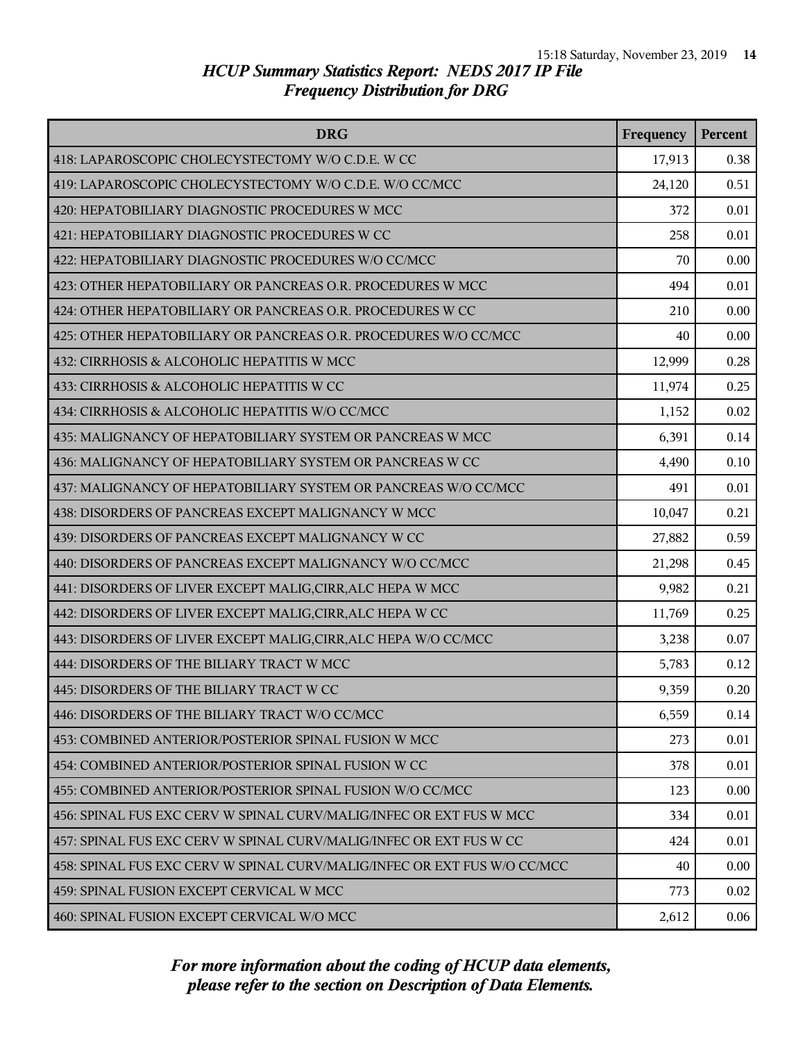# HCUP Summary Statistics Report: NEDS 2017 IP File
## Frequency Distribution for DRG

| DRG | Frequency | Percent |
|---|---|---|
| 418: LAPAROSCOPIC CHOLECYSTECTOMY W/O C.D.E. W CC | 17,913 | 0.38 |
| 419: LAPAROSCOPIC CHOLECYSTECTOMY W/O C.D.E. W/O CC/MCC | 24,120 | 0.51 |
| 420: HEPATOBILIARY DIAGNOSTIC PROCEDURES W MCC | 372 | 0.01 |
| 421: HEPATOBILIARY DIAGNOSTIC PROCEDURES W CC | 258 | 0.01 |
| 422: HEPATOBILIARY DIAGNOSTIC PROCEDURES W/O CC/MCC | 70 | 0.00 |
| 423: OTHER HEPATOBILIARY OR PANCREAS O.R. PROCEDURES W MCC | 494 | 0.01 |
| 424: OTHER HEPATOBILIARY OR PANCREAS O.R. PROCEDURES W CC | 210 | 0.00 |
| 425: OTHER HEPATOBILIARY OR PANCREAS O.R. PROCEDURES W/O CC/MCC | 40 | 0.00 |
| 432: CIRRHOSIS & ALCOHOLIC HEPATITIS W MCC | 12,999 | 0.28 |
| 433: CIRRHOSIS & ALCOHOLIC HEPATITIS W CC | 11,974 | 0.25 |
| 434: CIRRHOSIS & ALCOHOLIC HEPATITIS W/O CC/MCC | 1,152 | 0.02 |
| 435: MALIGNANCY OF HEPATOBILIARY SYSTEM OR PANCREAS W MCC | 6,391 | 0.14 |
| 436: MALIGNANCY OF HEPATOBILIARY SYSTEM OR PANCREAS W CC | 4,490 | 0.10 |
| 437: MALIGNANCY OF HEPATOBILIARY SYSTEM OR PANCREAS W/O CC/MCC | 491 | 0.01 |
| 438: DISORDERS OF PANCREAS EXCEPT MALIGNANCY W MCC | 10,047 | 0.21 |
| 439: DISORDERS OF PANCREAS EXCEPT MALIGNANCY W CC | 27,882 | 0.59 |
| 440: DISORDERS OF PANCREAS EXCEPT MALIGNANCY W/O CC/MCC | 21,298 | 0.45 |
| 441: DISORDERS OF LIVER EXCEPT MALIG,CIRR,ALC HEPA W MCC | 9,982 | 0.21 |
| 442: DISORDERS OF LIVER EXCEPT MALIG,CIRR,ALC HEPA W CC | 11,769 | 0.25 |
| 443: DISORDERS OF LIVER EXCEPT MALIG,CIRR,ALC HEPA W/O CC/MCC | 3,238 | 0.07 |
| 444: DISORDERS OF THE BILIARY TRACT W MCC | 5,783 | 0.12 |
| 445: DISORDERS OF THE BILIARY TRACT W CC | 9,359 | 0.20 |
| 446: DISORDERS OF THE BILIARY TRACT W/O CC/MCC | 6,559 | 0.14 |
| 453: COMBINED ANTERIOR/POSTERIOR SPINAL FUSION W MCC | 273 | 0.01 |
| 454: COMBINED ANTERIOR/POSTERIOR SPINAL FUSION W CC | 378 | 0.01 |
| 455: COMBINED ANTERIOR/POSTERIOR SPINAL FUSION W/O CC/MCC | 123 | 0.00 |
| 456: SPINAL FUS EXC CERV W SPINAL CURV/MALIG/INFEC OR EXT FUS W MCC | 334 | 0.01 |
| 457: SPINAL FUS EXC CERV W SPINAL CURV/MALIG/INFEC OR EXT FUS W CC | 424 | 0.01 |
| 458: SPINAL FUS EXC CERV W SPINAL CURV/MALIG/INFEC OR EXT FUS W/O CC/MCC | 40 | 0.00 |
| 459: SPINAL FUSION EXCEPT CERVICAL W MCC | 773 | 0.02 |
| 460: SPINAL FUSION EXCEPT CERVICAL W/O MCC | 2,612 | 0.06 |

*For more information about the coding of HCUP data elements, please refer to the section on Description of Data Elements.*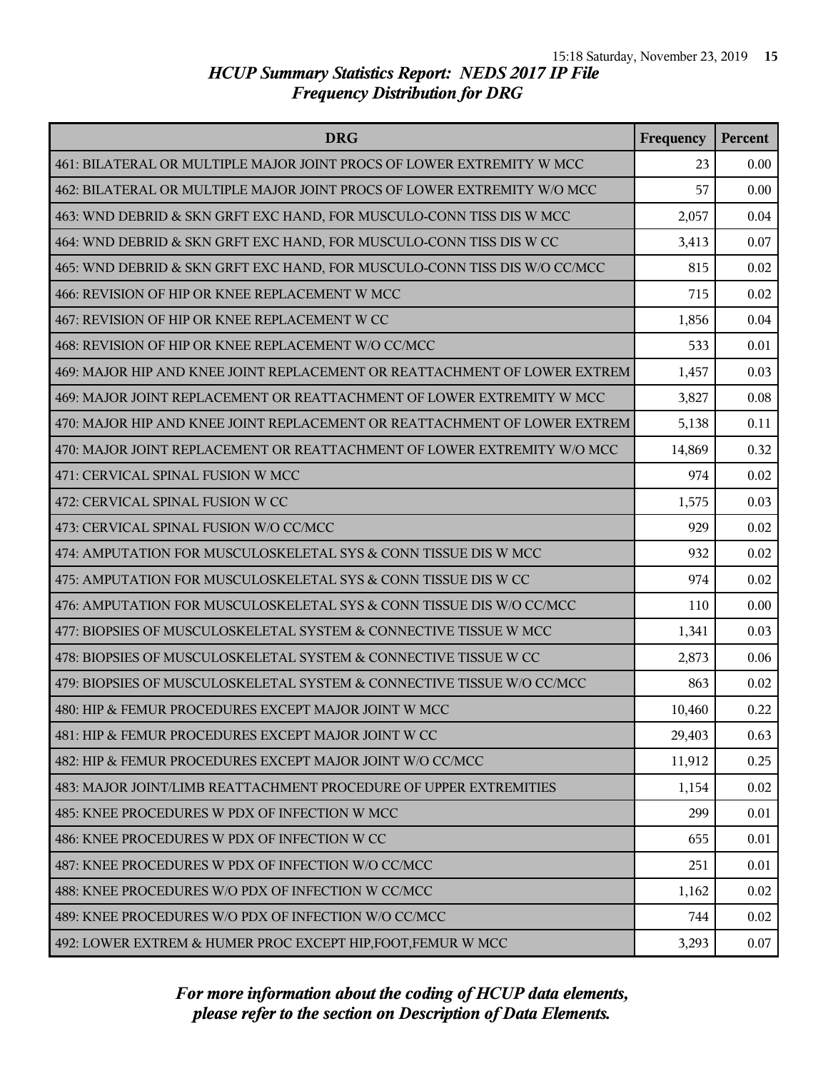# HCUP Summary Statistics Report: NEDS 2017 IP File
## Frequency Distribution for DRG

| DRG | Frequency | Percent |
|---|---|---|
| 461: BILATERAL OR MULTIPLE MAJOR JOINT PROCS OF LOWER EXTREMITY W MCC | 23 | 0.00 |
| 462: BILATERAL OR MULTIPLE MAJOR JOINT PROCS OF LOWER EXTREMITY W/O MCC | 57 | 0.00 |
| 463: WND DEBRID & SKN GRFT EXC HAND, FOR MUSCULO-CONN TISS DIS W MCC | 2,057 | 0.04 |
| 464: WND DEBRID & SKN GRFT EXC HAND, FOR MUSCULO-CONN TISS DIS W CC | 3,413 | 0.07 |
| 465: WND DEBRID & SKN GRFT EXC HAND, FOR MUSCULO-CONN TISS DIS W/O CC/MCC | 815 | 0.02 |
| 466: REVISION OF HIP OR KNEE REPLACEMENT W MCC | 715 | 0.02 |
| 467: REVISION OF HIP OR KNEE REPLACEMENT W CC | 1,856 | 0.04 |
| 468: REVISION OF HIP OR KNEE REPLACEMENT W/O CC/MCC | 533 | 0.01 |
| 469: MAJOR HIP AND KNEE JOINT REPLACEMENT OR REATTACHMENT OF LOWER EXTREM | 1,457 | 0.03 |
| 469: MAJOR JOINT REPLACEMENT OR REATTACHMENT OF LOWER EXTREMITY W MCC | 3,827 | 0.08 |
| 470: MAJOR HIP AND KNEE JOINT REPLACEMENT OR REATTACHMENT OF LOWER EXTREM | 5,138 | 0.11 |
| 470: MAJOR JOINT REPLACEMENT OR REATTACHMENT OF LOWER EXTREMITY W/O MCC | 14,869 | 0.32 |
| 471: CERVICAL SPINAL FUSION W MCC | 974 | 0.02 |
| 472: CERVICAL SPINAL FUSION W CC | 1,575 | 0.03 |
| 473: CERVICAL SPINAL FUSION W/O CC/MCC | 929 | 0.02 |
| 474: AMPUTATION FOR MUSCULOSKELETAL SYS & CONN TISSUE DIS W MCC | 932 | 0.02 |
| 475: AMPUTATION FOR MUSCULOSKELETAL SYS & CONN TISSUE DIS W CC | 974 | 0.02 |
| 476: AMPUTATION FOR MUSCULOSKELETAL SYS & CONN TISSUE DIS W/O CC/MCC | 110 | 0.00 |
| 477: BIOPSIES OF MUSCULOSKELETAL SYSTEM & CONNECTIVE TISSUE W MCC | 1,341 | 0.03 |
| 478: BIOPSIES OF MUSCULOSKELETAL SYSTEM & CONNECTIVE TISSUE W CC | 2,873 | 0.06 |
| 479: BIOPSIES OF MUSCULOSKELETAL SYSTEM & CONNECTIVE TISSUE W/O CC/MCC | 863 | 0.02 |
| 480: HIP & FEMUR PROCEDURES EXCEPT MAJOR JOINT W MCC | 10,460 | 0.22 |
| 481: HIP & FEMUR PROCEDURES EXCEPT MAJOR JOINT W CC | 29,403 | 0.63 |
| 482: HIP & FEMUR PROCEDURES EXCEPT MAJOR JOINT W/O CC/MCC | 11,912 | 0.25 |
| 483: MAJOR JOINT/LIMB REATTACHMENT PROCEDURE OF UPPER EXTREMITIES | 1,154 | 0.02 |
| 485: KNEE PROCEDURES W PDX OF INFECTION W MCC | 299 | 0.01 |
| 486: KNEE PROCEDURES W PDX OF INFECTION W CC | 655 | 0.01 |
| 487: KNEE PROCEDURES W PDX OF INFECTION W/O CC/MCC | 251 | 0.01 |
| 488: KNEE PROCEDURES W/O PDX OF INFECTION W CC/MCC | 1,162 | 0.02 |
| 489: KNEE PROCEDURES W/O PDX OF INFECTION W/O CC/MCC | 744 | 0.02 |
| 492: LOWER EXTREM & HUMER PROC EXCEPT HIP,FOOT,FEMUR W MCC | 3,293 | 0.07 |

*For more information about the coding of HCUP data elements, please refer to the section on Description of Data Elements.*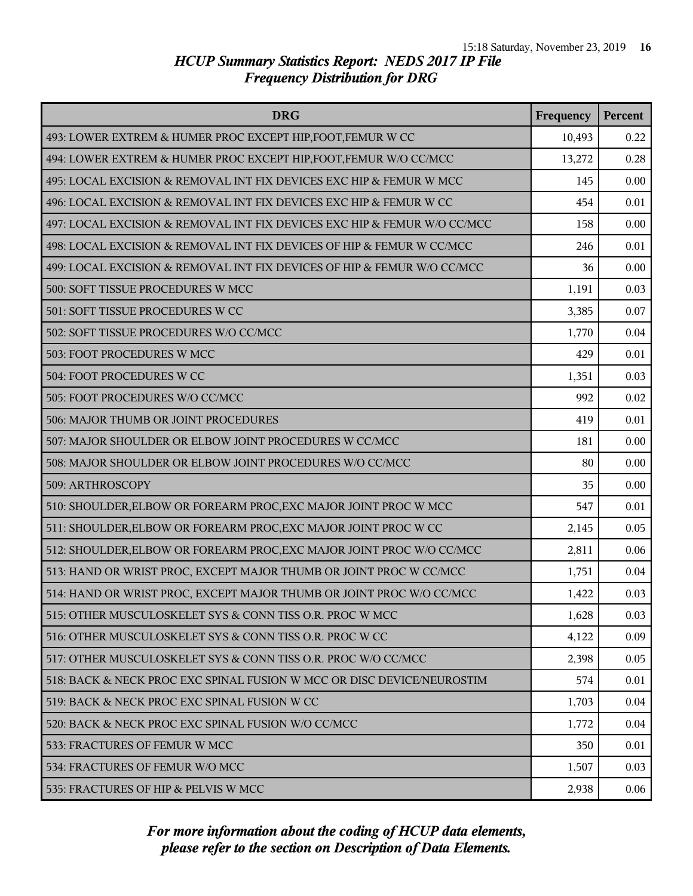# HCUP Summary Statistics Report: NEDS 2017 IP File
## Frequency Distribution for DRG

| DRG | Frequency | Percent |
|---|---|---|
| 493: LOWER EXTREM & HUMER PROC EXCEPT HIP,FOOT,FEMUR W CC | 10,493 | 0.22 |
| 494: LOWER EXTREM & HUMER PROC EXCEPT HIP,FOOT,FEMUR W/O CC/MCC | 13,272 | 0.28 |
| 495: LOCAL EXCISION & REMOVAL INT FIX DEVICES EXC HIP & FEMUR W MCC | 145 | 0.00 |
| 496: LOCAL EXCISION & REMOVAL INT FIX DEVICES EXC HIP & FEMUR W CC | 454 | 0.01 |
| 497: LOCAL EXCISION & REMOVAL INT FIX DEVICES EXC HIP & FEMUR W/O CC/MCC | 158 | 0.00 |
| 498: LOCAL EXCISION & REMOVAL INT FIX DEVICES OF HIP & FEMUR W CC/MCC | 246 | 0.01 |
| 499: LOCAL EXCISION & REMOVAL INT FIX DEVICES OF HIP & FEMUR W/O CC/MCC | 36 | 0.00 |
| 500: SOFT TISSUE PROCEDURES W MCC | 1,191 | 0.03 |
| 501: SOFT TISSUE PROCEDURES W CC | 3,385 | 0.07 |
| 502: SOFT TISSUE PROCEDURES W/O CC/MCC | 1,770 | 0.04 |
| 503: FOOT PROCEDURES W MCC | 429 | 0.01 |
| 504: FOOT PROCEDURES W CC | 1,351 | 0.03 |
| 505: FOOT PROCEDURES W/O CC/MCC | 992 | 0.02 |
| 506: MAJOR THUMB OR JOINT PROCEDURES | 419 | 0.01 |
| 507: MAJOR SHOULDER OR ELBOW JOINT PROCEDURES W CC/MCC | 181 | 0.00 |
| 508: MAJOR SHOULDER OR ELBOW JOINT PROCEDURES W/O CC/MCC | 80 | 0.00 |
| 509: ARTHROSCOPY | 35 | 0.00 |
| 510: SHOULDER,ELBOW OR FOREARM PROC,EXC MAJOR JOINT PROC W MCC | 547 | 0.01 |
| 511: SHOULDER,ELBOW OR FOREARM PROC,EXC MAJOR JOINT PROC W CC | 2,145 | 0.05 |
| 512: SHOULDER,ELBOW OR FOREARM PROC,EXC MAJOR JOINT PROC W/O CC/MCC | 2,811 | 0.06 |
| 513: HAND OR WRIST PROC, EXCEPT MAJOR THUMB OR JOINT PROC W CC/MCC | 1,751 | 0.04 |
| 514: HAND OR WRIST PROC, EXCEPT MAJOR THUMB OR JOINT PROC W/O CC/MCC | 1,422 | 0.03 |
| 515: OTHER MUSCULOSKELET SYS & CONN TISS O.R. PROC W MCC | 1,628 | 0.03 |
| 516: OTHER MUSCULOSKELET SYS & CONN TISS O.R. PROC W CC | 4,122 | 0.09 |
| 517: OTHER MUSCULOSKELET SYS & CONN TISS O.R. PROC W/O CC/MCC | 2,398 | 0.05 |
| 518: BACK & NECK PROC EXC SPINAL FUSION W MCC OR DISC DEVICE/NEUROSTIM | 574 | 0.01 |
| 519: BACK & NECK PROC EXC SPINAL FUSION W CC | 1,703 | 0.04 |
| 520: BACK & NECK PROC EXC SPINAL FUSION W/O CC/MCC | 1,772 | 0.04 |
| 533: FRACTURES OF FEMUR W MCC | 350 | 0.01 |
| 534: FRACTURES OF FEMUR W/O MCC | 1,507 | 0.03 |
| 535: FRACTURES OF HIP & PELVIS W MCC | 2,938 | 0.06 |

*For more information about the coding of HCUP data elements, please refer to the section on Description of Data Elements.*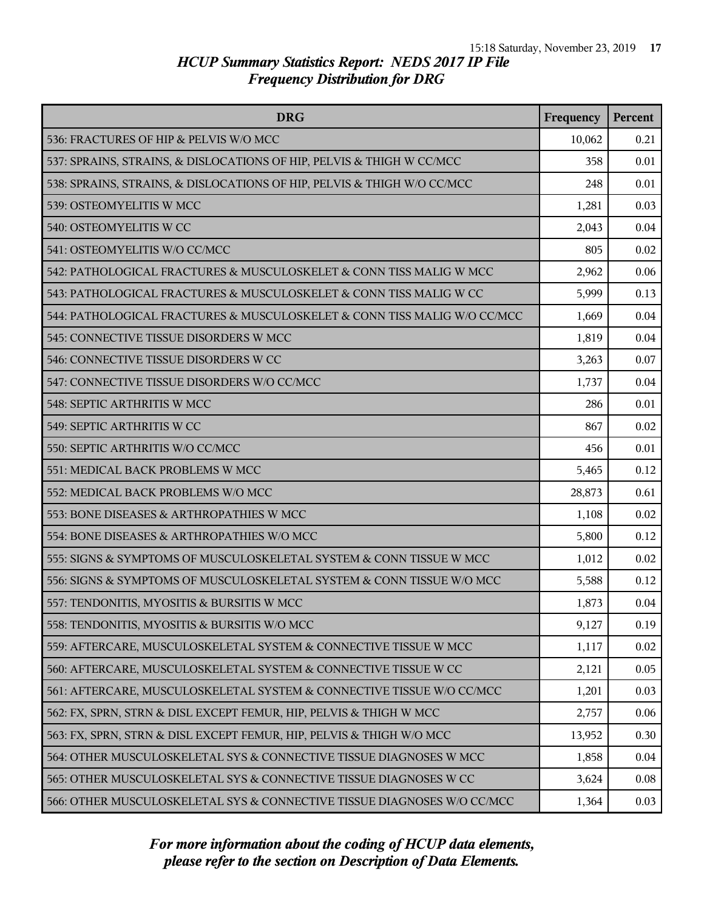## HCUP Summary Statistics Report: NEDS 2017 IP File
### Frequency Distribution for DRG

| DRG | Frequency | Percent |
|---|---|---|
| 536: FRACTURES OF HIP & PELVIS W/O MCC | 10,062 | 0.21 |
| 537: SPRAINS, STRAINS, & DISLOCATIONS OF HIP, PELVIS & THIGH W CC/MCC | 358 | 0.01 |
| 538: SPRAINS, STRAINS, & DISLOCATIONS OF HIP, PELVIS & THIGH W/O CC/MCC | 248 | 0.01 |
| 539: OSTEOMYELITIS W MCC | 1,281 | 0.03 |
| 540: OSTEOMYELITIS W CC | 2,043 | 0.04 |
| 541: OSTEOMYELITIS W/O CC/MCC | 805 | 0.02 |
| 542: PATHOLOGICAL FRACTURES & MUSCULOSKELET & CONN TISS MALIG W MCC | 2,962 | 0.06 |
| 543: PATHOLOGICAL FRACTURES & MUSCULOSKELET & CONN TISS MALIG W CC | 5,999 | 0.13 |
| 544: PATHOLOGICAL FRACTURES & MUSCULOSKELET & CONN TISS MALIG W/O CC/MCC | 1,669 | 0.04 |
| 545: CONNECTIVE TISSUE DISORDERS W MCC | 1,819 | 0.04 |
| 546: CONNECTIVE TISSUE DISORDERS W CC | 3,263 | 0.07 |
| 547: CONNECTIVE TISSUE DISORDERS W/O CC/MCC | 1,737 | 0.04 |
| 548: SEPTIC ARTHRITIS W MCC | 286 | 0.01 |
| 549: SEPTIC ARTHRITIS W CC | 867 | 0.02 |
| 550: SEPTIC ARTHRITIS W/O CC/MCC | 456 | 0.01 |
| 551: MEDICAL BACK PROBLEMS W MCC | 5,465 | 0.12 |
| 552: MEDICAL BACK PROBLEMS W/O MCC | 28,873 | 0.61 |
| 553: BONE DISEASES & ARTHROPATHIES W MCC | 1,108 | 0.02 |
| 554: BONE DISEASES & ARTHROPATHIES W/O MCC | 5,800 | 0.12 |
| 555: SIGNS & SYMPTOMS OF MUSCULOSKELETAL SYSTEM & CONN TISSUE W MCC | 1,012 | 0.02 |
| 556: SIGNS & SYMPTOMS OF MUSCULOSKELETAL SYSTEM & CONN TISSUE W/O MCC | 5,588 | 0.12 |
| 557: TENDONITIS, MYOSITIS & BURSITIS W MCC | 1,873 | 0.04 |
| 558: TENDONITIS, MYOSITIS & BURSITIS W/O MCC | 9,127 | 0.19 |
| 559: AFTERCARE, MUSCULOSKELETAL SYSTEM & CONNECTIVE TISSUE W MCC | 1,117 | 0.02 |
| 560: AFTERCARE, MUSCULOSKELETAL SYSTEM & CONNECTIVE TISSUE W CC | 2,121 | 0.05 |
| 561: AFTERCARE, MUSCULOSKELETAL SYSTEM & CONNECTIVE TISSUE W/O CC/MCC | 1,201 | 0.03 |
| 562: FX, SPRN, STRN & DISL EXCEPT FEMUR, HIP, PELVIS & THIGH W MCC | 2,757 | 0.06 |
| 563: FX, SPRN, STRN & DISL EXCEPT FEMUR, HIP, PELVIS & THIGH W/O MCC | 13,952 | 0.30 |
| 564: OTHER MUSCULOSKELETAL SYS & CONNECTIVE TISSUE DIAGNOSES W MCC | 1,858 | 0.04 |
| 565: OTHER MUSCULOSKELETAL SYS & CONNECTIVE TISSUE DIAGNOSES W CC | 3,624 | 0.08 |
| 566: OTHER MUSCULOSKELETAL SYS & CONNECTIVE TISSUE DIAGNOSES W/O CC/MCC | 1,364 | 0.03 |

*For more information about the coding of HCUP data elements, please refer to the section on Description of Data Elements.*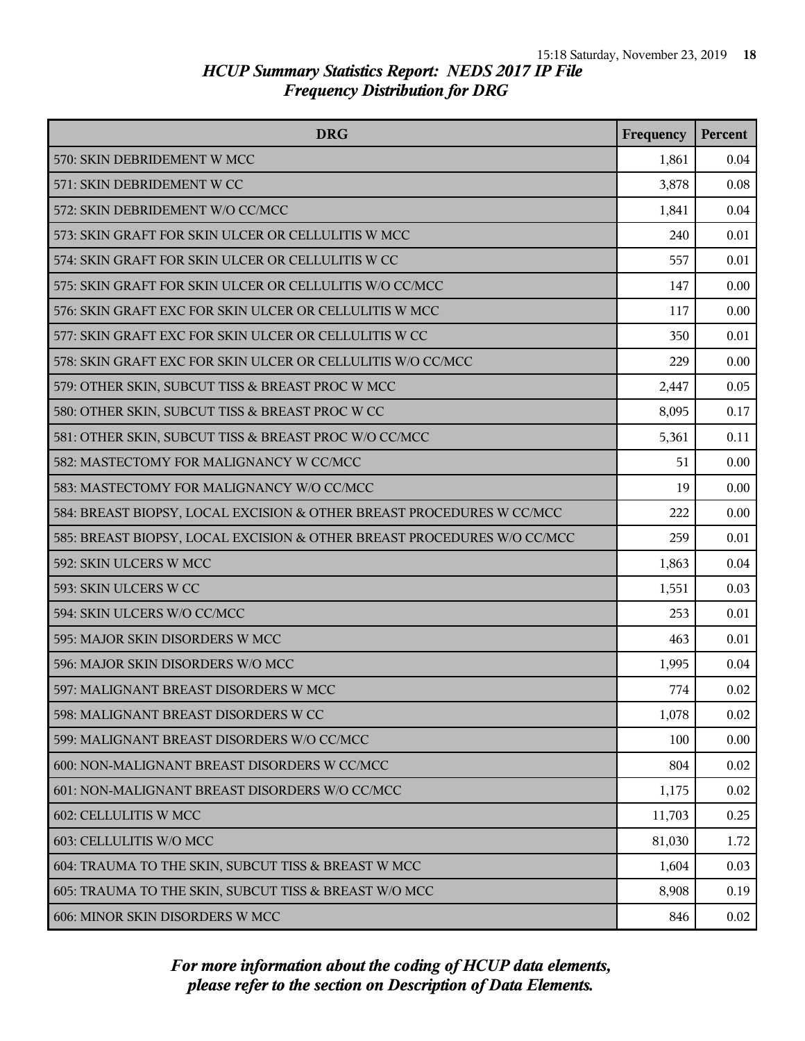# HCUP Summary Statistics Report: NEDS 2017 IP File
## Frequency Distribution for DRG

| DRG | Frequency | Percent |
|---|---|---|
| 570: SKIN DEBRIDEMENT W MCC | 1,861 | 0.04 |
| 571: SKIN DEBRIDEMENT W CC | 3,878 | 0.08 |
| 572: SKIN DEBRIDEMENT W/O CC/MCC | 1,841 | 0.04 |
| 573: SKIN GRAFT FOR SKIN ULCER OR CELLULITIS W MCC | 240 | 0.01 |
| 574: SKIN GRAFT FOR SKIN ULCER OR CELLULITIS W CC | 557 | 0.01 |
| 575: SKIN GRAFT FOR SKIN ULCER OR CELLULITIS W/O CC/MCC | 147 | 0.00 |
| 576: SKIN GRAFT EXC FOR SKIN ULCER OR CELLULITIS W MCC | 117 | 0.00 |
| 577: SKIN GRAFT EXC FOR SKIN ULCER OR CELLULITIS W CC | 350 | 0.01 |
| 578: SKIN GRAFT EXC FOR SKIN ULCER OR CELLULITIS W/O CC/MCC | 229 | 0.00 |
| 579: OTHER SKIN, SUBCUT TISS & BREAST PROC W MCC | 2,447 | 0.05 |
| 580: OTHER SKIN, SUBCUT TISS & BREAST PROC W CC | 8,095 | 0.17 |
| 581: OTHER SKIN, SUBCUT TISS & BREAST PROC W/O CC/MCC | 5,361 | 0.11 |
| 582: MASTECTOMY FOR MALIGNANCY W CC/MCC | 51 | 0.00 |
| 583: MASTECTOMY FOR MALIGNANCY W/O CC/MCC | 19 | 0.00 |
| 584: BREAST BIOPSY, LOCAL EXCISION & OTHER BREAST PROCEDURES W CC/MCC | 222 | 0.00 |
| 585: BREAST BIOPSY, LOCAL EXCISION & OTHER BREAST PROCEDURES W/O CC/MCC | 259 | 0.01 |
| 592: SKIN ULCERS W MCC | 1,863 | 0.04 |
| 593: SKIN ULCERS W CC | 1,551 | 0.03 |
| 594: SKIN ULCERS W/O CC/MCC | 253 | 0.01 |
| 595: MAJOR SKIN DISORDERS W MCC | 463 | 0.01 |
| 596: MAJOR SKIN DISORDERS W/O MCC | 1,995 | 0.04 |
| 597: MALIGNANT BREAST DISORDERS W MCC | 774 | 0.02 |
| 598: MALIGNANT BREAST DISORDERS W CC | 1,078 | 0.02 |
| 599: MALIGNANT BREAST DISORDERS W/O CC/MCC | 100 | 0.00 |
| 600: NON-MALIGNANT BREAST DISORDERS W CC/MCC | 804 | 0.02 |
| 601: NON-MALIGNANT BREAST DISORDERS W/O CC/MCC | 1,175 | 0.02 |
| 602: CELLULITIS W MCC | 11,703 | 0.25 |
| 603: CELLULITIS W/O MCC | 81,030 | 1.72 |
| 604: TRAUMA TO THE SKIN, SUBCUT TISS & BREAST W MCC | 1,604 | 0.03 |
| 605: TRAUMA TO THE SKIN, SUBCUT TISS & BREAST W/O MCC | 8,908 | 0.19 |
| 606: MINOR SKIN DISORDERS W MCC | 846 | 0.02 |

*For more information about the coding of HCUP data elements, please refer to the section on Description of Data Elements.*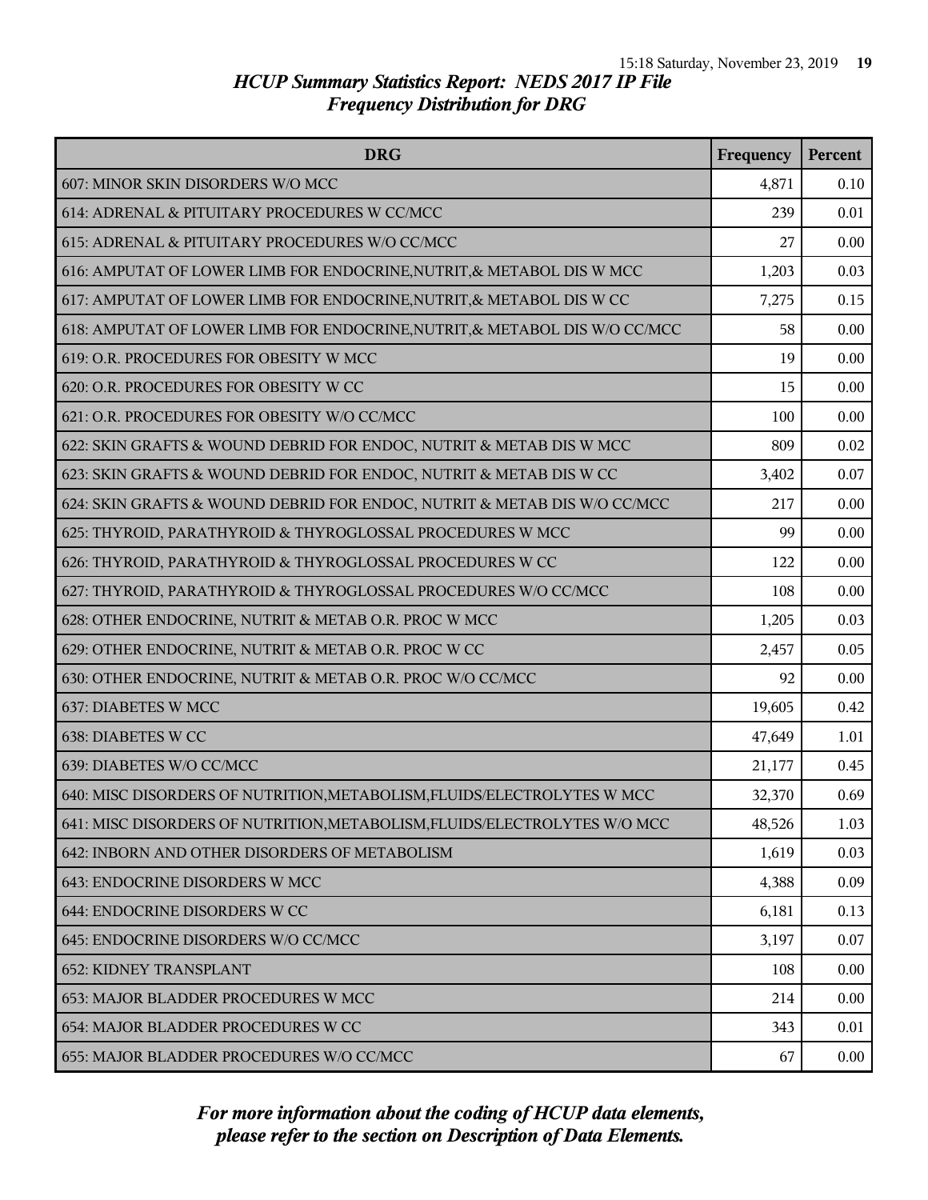# HCUP Summary Statistics Report: NEDS 2017 IP File
## Frequency Distribution for DRG

| DRG | Frequency | Percent |
|---|---|---|
| 607: MINOR SKIN DISORDERS W/O MCC | 4,871 | 0.10 |
| 614: ADRENAL & PITUITARY PROCEDURES W CC/MCC | 239 | 0.01 |
| 615: ADRENAL & PITUITARY PROCEDURES W/O CC/MCC | 27 | 0.00 |
| 616: AMPUTAT OF LOWER LIMB FOR ENDOCRINE,NUTRIT,& METABOL DIS W MCC | 1,203 | 0.03 |
| 617: AMPUTAT OF LOWER LIMB FOR ENDOCRINE,NUTRIT,& METABOL DIS W CC | 7,275 | 0.15 |
| 618: AMPUTAT OF LOWER LIMB FOR ENDOCRINE,NUTRIT,& METABOL DIS W/O CC/MCC | 58 | 0.00 |
| 619: O.R. PROCEDURES FOR OBESITY W MCC | 19 | 0.00 |
| 620: O.R. PROCEDURES FOR OBESITY W CC | 15 | 0.00 |
| 621: O.R. PROCEDURES FOR OBESITY W/O CC/MCC | 100 | 0.00 |
| 622: SKIN GRAFTS & WOUND DEBRID FOR ENDOC, NUTRIT & METAB DIS W MCC | 809 | 0.02 |
| 623: SKIN GRAFTS & WOUND DEBRID FOR ENDOC, NUTRIT & METAB DIS W CC | 3,402 | 0.07 |
| 624: SKIN GRAFTS & WOUND DEBRID FOR ENDOC, NUTRIT & METAB DIS W/O CC/MCC | 217 | 0.00 |
| 625: THYROID, PARATHYROID & THYROGLOSSAL PROCEDURES W MCC | 99 | 0.00 |
| 626: THYROID, PARATHYROID & THYROGLOSSAL PROCEDURES W CC | 122 | 0.00 |
| 627: THYROID, PARATHYROID & THYROGLOSSAL PROCEDURES W/O CC/MCC | 108 | 0.00 |
| 628: OTHER ENDOCRINE, NUTRIT & METAB O.R. PROC W MCC | 1,205 | 0.03 |
| 629: OTHER ENDOCRINE, NUTRIT & METAB O.R. PROC W CC | 2,457 | 0.05 |
| 630: OTHER ENDOCRINE, NUTRIT & METAB O.R. PROC W/O CC/MCC | 92 | 0.00 |
| 637: DIABETES W MCC | 19,605 | 0.42 |
| 638: DIABETES W CC | 47,649 | 1.01 |
| 639: DIABETES W/O CC/MCC | 21,177 | 0.45 |
| 640: MISC DISORDERS OF NUTRITION,METABOLISM,FLUIDS/ELECTROLYTES W MCC | 32,370 | 0.69 |
| 641: MISC DISORDERS OF NUTRITION,METABOLISM,FLUIDS/ELECTROLYTES W/O MCC | 48,526 | 1.03 |
| 642: INBORN AND OTHER DISORDERS OF METABOLISM | 1,619 | 0.03 |
| 643: ENDOCRINE DISORDERS W MCC | 4,388 | 0.09 |
| 644: ENDOCRINE DISORDERS W CC | 6,181 | 0.13 |
| 645: ENDOCRINE DISORDERS W/O CC/MCC | 3,197 | 0.07 |
| 652: KIDNEY TRANSPLANT | 108 | 0.00 |
| 653: MAJOR BLADDER PROCEDURES W MCC | 214 | 0.00 |
| 654: MAJOR BLADDER PROCEDURES W CC | 343 | 0.01 |
| 655: MAJOR BLADDER PROCEDURES W/O CC/MCC | 67 | 0.00 |

*For more information about the coding of HCUP data elements, please refer to the section on Description of Data Elements.*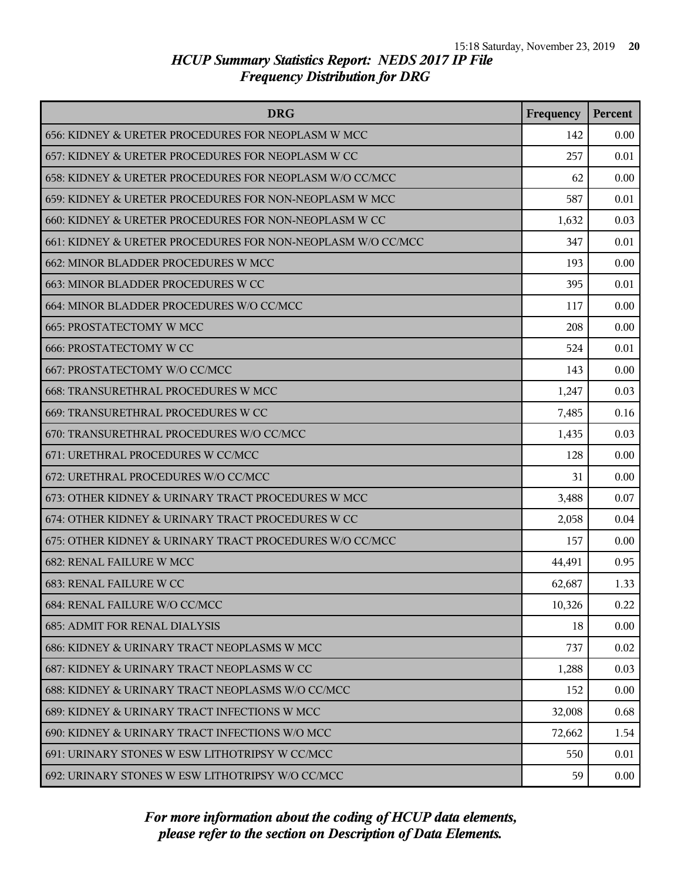# HCUP Summary Statistics Report: NEDS 2017 IP File
## Frequency Distribution for DRG

| DRG | Frequency | Percent |
|---|---|---|
| 656: KIDNEY & URETER PROCEDURES FOR NEOPLASM W MCC | 142 | 0.00 |
| 657: KIDNEY & URETER PROCEDURES FOR NEOPLASM W CC | 257 | 0.01 |
| 658: KIDNEY & URETER PROCEDURES FOR NEOPLASM W/O CC/MCC | 62 | 0.00 |
| 659: KIDNEY & URETER PROCEDURES FOR NON-NEOPLASM W MCC | 587 | 0.01 |
| 660: KIDNEY & URETER PROCEDURES FOR NON-NEOPLASM W CC | 1,632 | 0.03 |
| 661: KIDNEY & URETER PROCEDURES FOR NON-NEOPLASM W/O CC/MCC | 347 | 0.01 |
| 662: MINOR BLADDER PROCEDURES W MCC | 193 | 0.00 |
| 663: MINOR BLADDER PROCEDURES W CC | 395 | 0.01 |
| 664: MINOR BLADDER PROCEDURES W/O CC/MCC | 117 | 0.00 |
| 665: PROSTATECTOMY W MCC | 208 | 0.00 |
| 666: PROSTATECTOMY W CC | 524 | 0.01 |
| 667: PROSTATECTOMY W/O CC/MCC | 143 | 0.00 |
| 668: TRANSURETHRAL PROCEDURES W MCC | 1,247 | 0.03 |
| 669: TRANSURETHRAL PROCEDURES W CC | 7,485 | 0.16 |
| 670: TRANSURETHRAL PROCEDURES W/O CC/MCC | 1,435 | 0.03 |
| 671: URETHRAL PROCEDURES W CC/MCC | 128 | 0.00 |
| 672: URETHRAL PROCEDURES W/O CC/MCC | 31 | 0.00 |
| 673: OTHER KIDNEY & URINARY TRACT PROCEDURES W MCC | 3,488 | 0.07 |
| 674: OTHER KIDNEY & URINARY TRACT PROCEDURES W CC | 2,058 | 0.04 |
| 675: OTHER KIDNEY & URINARY TRACT PROCEDURES W/O CC/MCC | 157 | 0.00 |
| 682: RENAL FAILURE W MCC | 44,491 | 0.95 |
| 683: RENAL FAILURE W CC | 62,687 | 1.33 |
| 684: RENAL FAILURE W/O CC/MCC | 10,326 | 0.22 |
| 685: ADMIT FOR RENAL DIALYSIS | 18 | 0.00 |
| 686: KIDNEY & URINARY TRACT NEOPLASMS W MCC | 737 | 0.02 |
| 687: KIDNEY & URINARY TRACT NEOPLASMS W CC | 1,288 | 0.03 |
| 688: KIDNEY & URINARY TRACT NEOPLASMS W/O CC/MCC | 152 | 0.00 |
| 689: KIDNEY & URINARY TRACT INFECTIONS W MCC | 32,008 | 0.68 |
| 690: KIDNEY & URINARY TRACT INFECTIONS W/O MCC | 72,662 | 1.54 |
| 691: URINARY STONES W ESW LITHOTRIPSY W CC/MCC | 550 | 0.01 |
| 692: URINARY STONES W ESW LITHOTRIPSY W/O CC/MCC | 59 | 0.00 |

*For more information about the coding of HCUP data elements, please refer to the section on Description of Data Elements.*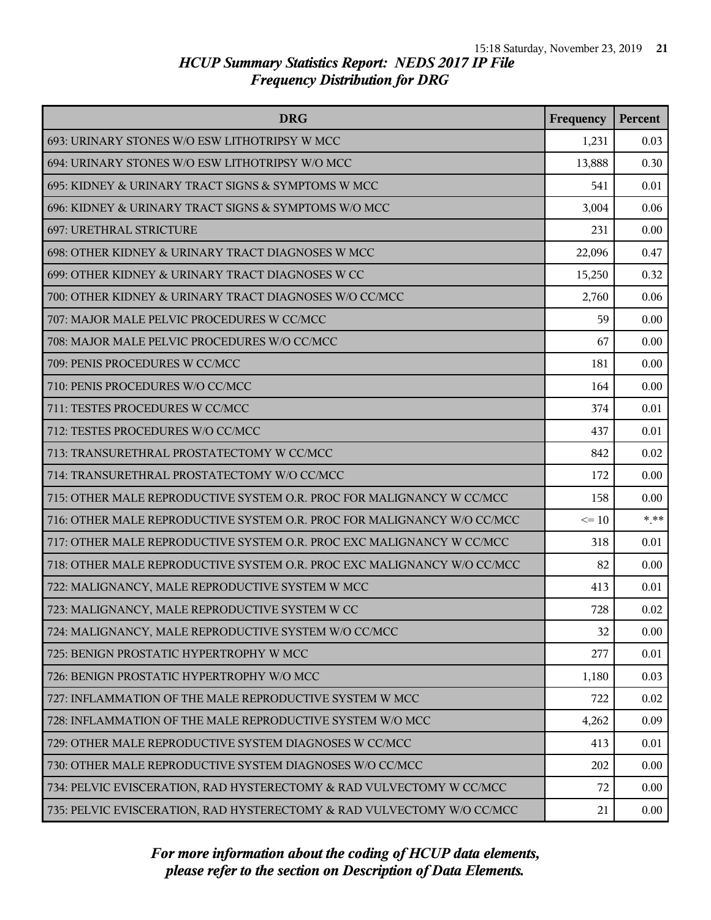## HCUP Summary Statistics Report: NEDS 2017 IP File
## Frequency Distribution for DRG

| DRG | Frequency | Percent |
|---|---|---|
| 693: URINARY STONES W/O ESW LITHOTRIPSY W MCC | 1,231 | 0.03 |
| 694: URINARY STONES W/O ESW LITHOTRIPSY W/O MCC | 13,888 | 0.30 |
| 695: KIDNEY & URINARY TRACT SIGNS & SYMPTOMS W MCC | 541 | 0.01 |
| 696: KIDNEY & URINARY TRACT SIGNS & SYMPTOMS W/O MCC | 3,004 | 0.06 |
| 697: URETHRAL STRICTURE | 231 | 0.00 |
| 698: OTHER KIDNEY & URINARY TRACT DIAGNOSES W MCC | 22,096 | 0.47 |
| 699: OTHER KIDNEY & URINARY TRACT DIAGNOSES W CC | 15,250 | 0.32 |
| 700: OTHER KIDNEY & URINARY TRACT DIAGNOSES W/O CC/MCC | 2,760 | 0.06 |
| 707: MAJOR MALE PELVIC PROCEDURES W CC/MCC | 59 | 0.00 |
| 708: MAJOR MALE PELVIC PROCEDURES W/O CC/MCC | 67 | 0.00 |
| 709: PENIS PROCEDURES W CC/MCC | 181 | 0.00 |
| 710: PENIS PROCEDURES W/O CC/MCC | 164 | 0.00 |
| 711: TESTES PROCEDURES W CC/MCC | 374 | 0.01 |
| 712: TESTES PROCEDURES W/O CC/MCC | 437 | 0.01 |
| 713: TRANSURETHRAL PROSTATECTOMY W CC/MCC | 842 | 0.02 |
| 714: TRANSURETHRAL PROSTATECTOMY W/O CC/MCC | 172 | 0.00 |
| 715: OTHER MALE REPRODUCTIVE SYSTEM O.R. PROC FOR MALIGNANCY W CC/MCC | 158 | 0.00 |
| 716: OTHER MALE REPRODUCTIVE SYSTEM O.R. PROC FOR MALIGNANCY W/O CC/MCC | <= 10 | *.** |
| 717: OTHER MALE REPRODUCTIVE SYSTEM O.R. PROC EXC MALIGNANCY W CC/MCC | 318 | 0.01 |
| 718: OTHER MALE REPRODUCTIVE SYSTEM O.R. PROC EXC MALIGNANCY W/O CC/MCC | 82 | 0.00 |
| 722: MALIGNANCY, MALE REPRODUCTIVE SYSTEM W MCC | 413 | 0.01 |
| 723: MALIGNANCY, MALE REPRODUCTIVE SYSTEM W CC | 728 | 0.02 |
| 724: MALIGNANCY, MALE REPRODUCTIVE SYSTEM W/O CC/MCC | 32 | 0.00 |
| 725: BENIGN PROSTATIC HYPERTROPHY W MCC | 277 | 0.01 |
| 726: BENIGN PROSTATIC HYPERTROPHY W/O MCC | 1,180 | 0.03 |
| 727: INFLAMMATION OF THE MALE REPRODUCTIVE SYSTEM W MCC | 722 | 0.02 |
| 728: INFLAMMATION OF THE MALE REPRODUCTIVE SYSTEM W/O MCC | 4,262 | 0.09 |
| 729: OTHER MALE REPRODUCTIVE SYSTEM DIAGNOSES W CC/MCC | 413 | 0.01 |
| 730: OTHER MALE REPRODUCTIVE SYSTEM DIAGNOSES W/O CC/MCC | 202 | 0.00 |
| 734: PELVIC EVISCERATION, RAD HYSTERECTOMY & RAD VULVECTOMY W CC/MCC | 72 | 0.00 |
| 735: PELVIC EVISCERATION, RAD HYSTERECTOMY & RAD VULVECTOMY W/O CC/MCC | 21 | 0.00 |

*For more information about the coding of HCUP data elements, please refer to the section on Description of Data Elements.*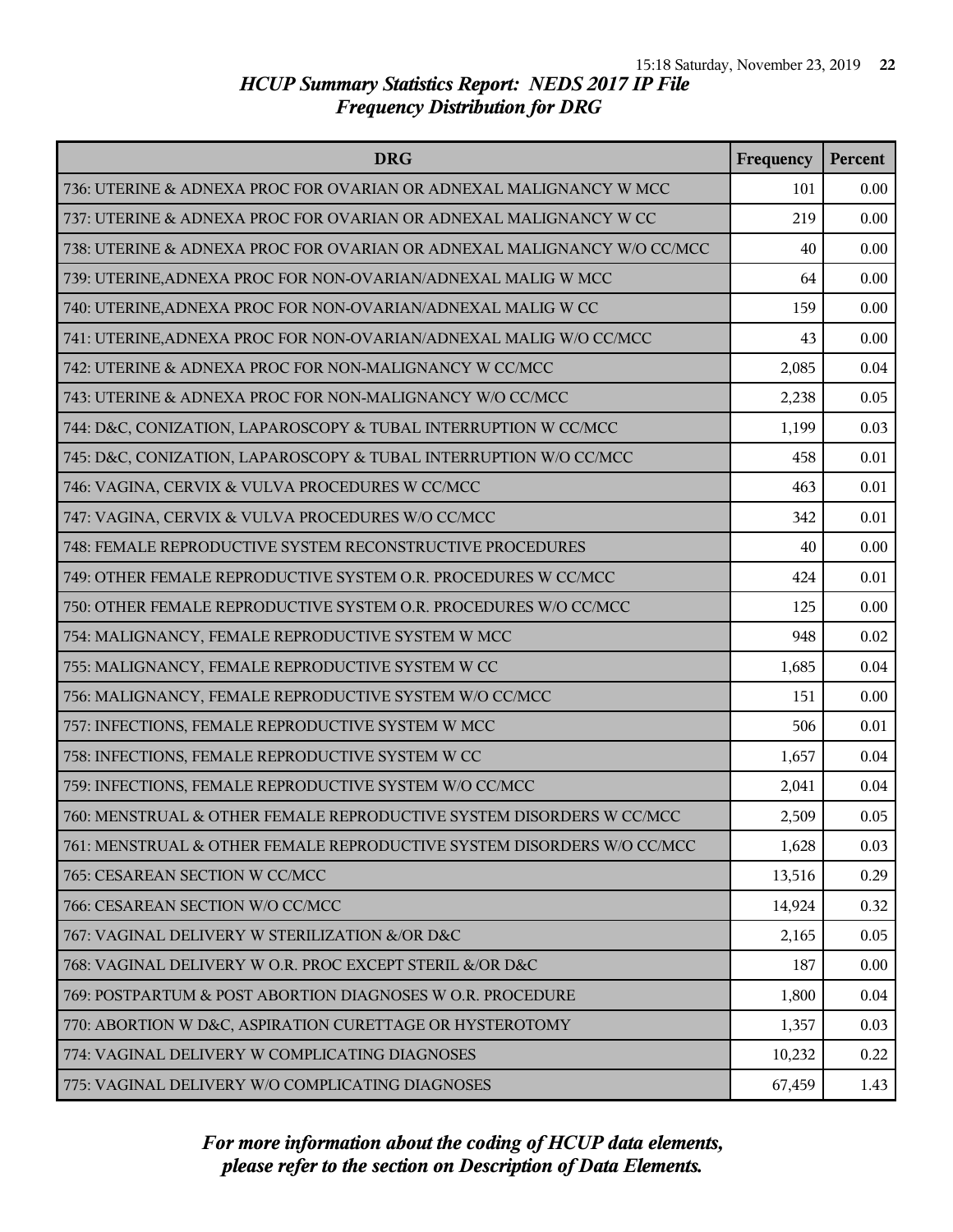*HCUP Summary Statistics Report: NEDS 2017 IP File*
*Frequency Distribution for DRG*

| DRG | Frequency | Percent |
|---|---|---|
| 736: UTERINE & ADNEXA PROC FOR OVARIAN OR ADNEXAL MALIGNANCY W MCC | 101 | 0.00 |
| 737: UTERINE & ADNEXA PROC FOR OVARIAN OR ADNEXAL MALIGNANCY W CC | 219 | 0.00 |
| 738: UTERINE & ADNEXA PROC FOR OVARIAN OR ADNEXAL MALIGNANCY W/O CC/MCC | 40 | 0.00 |
| 739: UTERINE,ADNEXA PROC FOR NON-OVARIAN/ADNEXAL MALIG W MCC | 64 | 0.00 |
| 740: UTERINE,ADNEXA PROC FOR NON-OVARIAN/ADNEXAL MALIG W CC | 159 | 0.00 |
| 741: UTERINE,ADNEXA PROC FOR NON-OVARIAN/ADNEXAL MALIG W/O CC/MCC | 43 | 0.00 |
| 742: UTERINE & ADNEXA PROC FOR NON-MALIGNANCY W CC/MCC | 2,085 | 0.04 |
| 743: UTERINE & ADNEXA PROC FOR NON-MALIGNANCY W/O CC/MCC | 2,238 | 0.05 |
| 744: D&C, CONIZATION, LAPAROSCOPY & TUBAL INTERRUPTION W CC/MCC | 1,199 | 0.03 |
| 745: D&C, CONIZATION, LAPAROSCOPY & TUBAL INTERRUPTION W/O CC/MCC | 458 | 0.01 |
| 746: VAGINA, CERVIX & VULVA PROCEDURES W CC/MCC | 463 | 0.01 |
| 747: VAGINA, CERVIX & VULVA PROCEDURES W/O CC/MCC | 342 | 0.01 |
| 748: FEMALE REPRODUCTIVE SYSTEM RECONSTRUCTIVE PROCEDURES | 40 | 0.00 |
| 749: OTHER FEMALE REPRODUCTIVE SYSTEM O.R. PROCEDURES W CC/MCC | 424 | 0.01 |
| 750: OTHER FEMALE REPRODUCTIVE SYSTEM O.R. PROCEDURES W/O CC/MCC | 125 | 0.00 |
| 754: MALIGNANCY, FEMALE REPRODUCTIVE SYSTEM W MCC | 948 | 0.02 |
| 755: MALIGNANCY, FEMALE REPRODUCTIVE SYSTEM W CC | 1,685 | 0.04 |
| 756: MALIGNANCY, FEMALE REPRODUCTIVE SYSTEM W/O CC/MCC | 151 | 0.00 |
| 757: INFECTIONS, FEMALE REPRODUCTIVE SYSTEM W MCC | 506 | 0.01 |
| 758: INFECTIONS, FEMALE REPRODUCTIVE SYSTEM W CC | 1,657 | 0.04 |
| 759: INFECTIONS, FEMALE REPRODUCTIVE SYSTEM W/O CC/MCC | 2,041 | 0.04 |
| 760: MENSTRUAL & OTHER FEMALE REPRODUCTIVE SYSTEM DISORDERS W CC/MCC | 2,509 | 0.05 |
| 761: MENSTRUAL & OTHER FEMALE REPRODUCTIVE SYSTEM DISORDERS W/O CC/MCC | 1,628 | 0.03 |
| 765: CESAREAN SECTION W CC/MCC | 13,516 | 0.29 |
| 766: CESAREAN SECTION W/O CC/MCC | 14,924 | 0.32 |
| 767: VAGINAL DELIVERY W STERILIZATION &/OR D&C | 2,165 | 0.05 |
| 768: VAGINAL DELIVERY W O.R. PROC EXCEPT STERIL &/OR D&C | 187 | 0.00 |
| 769: POSTPARTUM & POST ABORTION DIAGNOSES W O.R. PROCEDURE | 1,800 | 0.04 |
| 770: ABORTION W D&C, ASPIRATION CURETTAGE OR HYSTEROTOMY | 1,357 | 0.03 |
| 774: VAGINAL DELIVERY W COMPLICATING DIAGNOSES | 10,232 | 0.22 |
| 775: VAGINAL DELIVERY W/O COMPLICATING DIAGNOSES | 67,459 | 1.43 |

*For more information about the coding of HCUP data elements, please refer to the section on Description of Data Elements.*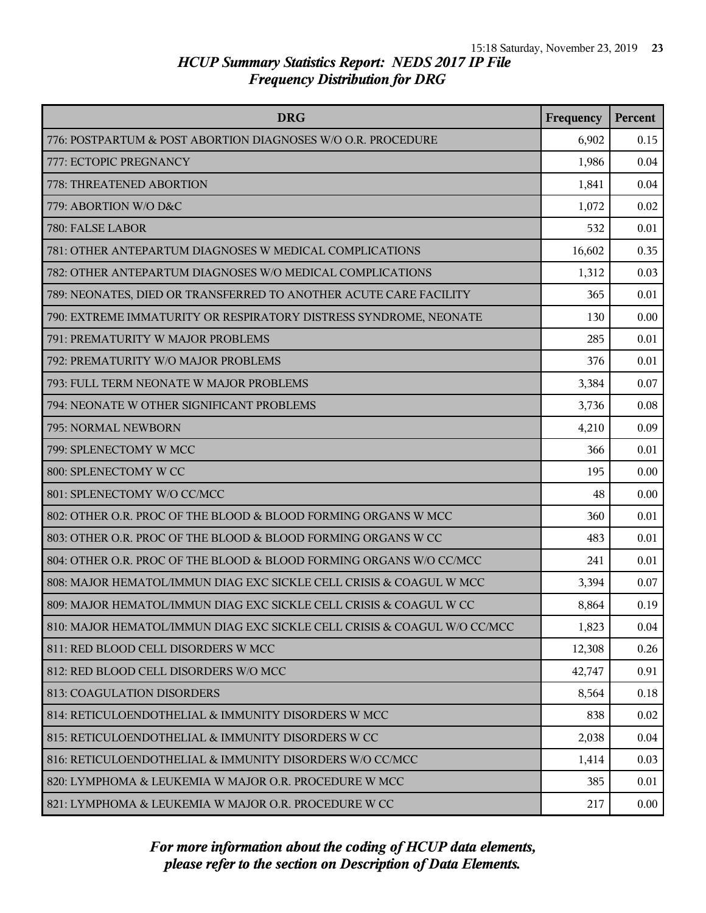# HCUP Summary Statistics Report: NEDS 2017 IP File
## Frequency Distribution for DRG

| DRG | Frequency | Percent |
|---|---|---|
| 776: POSTPARTUM & POST ABORTION DIAGNOSES W/O O.R. PROCEDURE | 6,902 | 0.15 |
| 777: ECTOPIC PREGNANCY | 1,986 | 0.04 |
| 778: THREATENED ABORTION | 1,841 | 0.04 |
| 779: ABORTION W/O D&C | 1,072 | 0.02 |
| 780: FALSE LABOR | 532 | 0.01 |
| 781: OTHER ANTEPARTUM DIAGNOSES W MEDICAL COMPLICATIONS | 16,602 | 0.35 |
| 782: OTHER ANTEPARTUM DIAGNOSES W/O MEDICAL COMPLICATIONS | 1,312 | 0.03 |
| 789: NEONATES, DIED OR TRANSFERRED TO ANOTHER ACUTE CARE FACILITY | 365 | 0.01 |
| 790: EXTREME IMMATURITY OR RESPIRATORY DISTRESS SYNDROME, NEONATE | 130 | 0.00 |
| 791: PREMATURITY W MAJOR PROBLEMS | 285 | 0.01 |
| 792: PREMATURITY W/O MAJOR PROBLEMS | 376 | 0.01 |
| 793: FULL TERM NEONATE W MAJOR PROBLEMS | 3,384 | 0.07 |
| 794: NEONATE W OTHER SIGNIFICANT PROBLEMS | 3,736 | 0.08 |
| 795: NORMAL NEWBORN | 4,210 | 0.09 |
| 799: SPLENECTOMY W MCC | 366 | 0.01 |
| 800: SPLENECTOMY W CC | 195 | 0.00 |
| 801: SPLENECTOMY W/O CC/MCC | 48 | 0.00 |
| 802: OTHER O.R. PROC OF THE BLOOD & BLOOD FORMING ORGANS W MCC | 360 | 0.01 |
| 803: OTHER O.R. PROC OF THE BLOOD & BLOOD FORMING ORGANS W CC | 483 | 0.01 |
| 804: OTHER O.R. PROC OF THE BLOOD & BLOOD FORMING ORGANS W/O CC/MCC | 241 | 0.01 |
| 808: MAJOR HEMATOL/IMMUN DIAG EXC SICKLE CELL CRISIS & COAGUL W MCC | 3,394 | 0.07 |
| 809: MAJOR HEMATOL/IMMUN DIAG EXC SICKLE CELL CRISIS & COAGUL W CC | 8,864 | 0.19 |
| 810: MAJOR HEMATOL/IMMUN DIAG EXC SICKLE CELL CRISIS & COAGUL W/O CC/MCC | 1,823 | 0.04 |
| 811: RED BLOOD CELL DISORDERS W MCC | 12,308 | 0.26 |
| 812: RED BLOOD CELL DISORDERS W/O MCC | 42,747 | 0.91 |
| 813: COAGULATION DISORDERS | 8,564 | 0.18 |
| 814: RETICULOENDOTHELIAL & IMMUNITY DISORDERS W MCC | 838 | 0.02 |
| 815: RETICULOENDOTHELIAL & IMMUNITY DISORDERS W CC | 2,038 | 0.04 |
| 816: RETICULOENDOTHELIAL & IMMUNITY DISORDERS W/O CC/MCC | 1,414 | 0.03 |
| 820: LYMPHOMA & LEUKEMIA W MAJOR O.R. PROCEDURE W MCC | 385 | 0.01 |
| 821: LYMPHOMA & LEUKEMIA W MAJOR O.R. PROCEDURE W CC | 217 | 0.00 |

*For more information about the coding of HCUP data elements, please refer to the section on Description of Data Elements.*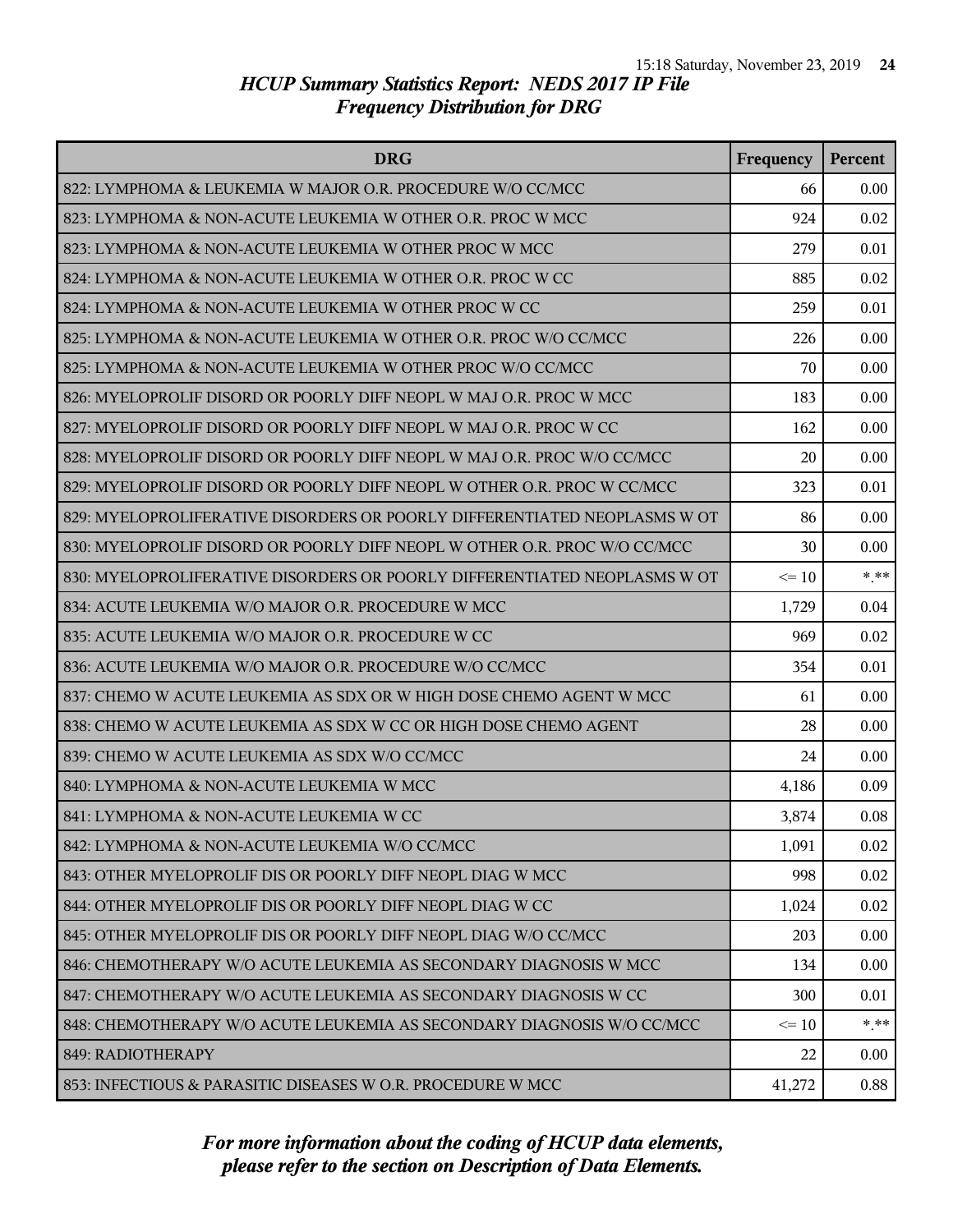# HCUP Summary Statistics Report: NEDS 2017 IP File

## Frequency Distribution for DRG

| DRG | Frequency | Percent |
|---|---|---|
| 822: LYMPHOMA & LEUKEMIA W MAJOR O.R. PROCEDURE W/O CC/MCC | 66 | 0.00 |
| 823: LYMPHOMA & NON-ACUTE LEUKEMIA W OTHER O.R. PROC W MCC | 924 | 0.02 |
| 823: LYMPHOMA & NON-ACUTE LEUKEMIA W OTHER PROC W MCC | 279 | 0.01 |
| 824: LYMPHOMA & NON-ACUTE LEUKEMIA W OTHER O.R. PROC W CC | 885 | 0.02 |
| 824: LYMPHOMA & NON-ACUTE LEUKEMIA W OTHER PROC W CC | 259 | 0.01 |
| 825: LYMPHOMA & NON-ACUTE LEUKEMIA W OTHER O.R. PROC W/O CC/MCC | 226 | 0.00 |
| 825: LYMPHOMA & NON-ACUTE LEUKEMIA W OTHER PROC W/O CC/MCC | 70 | 0.00 |
| 826: MYELOPROLIF DISORD OR POORLY DIFF NEOPL W MAJ O.R. PROC W MCC | 183 | 0.00 |
| 827: MYELOPROLIF DISORD OR POORLY DIFF NEOPL W MAJ O.R. PROC W CC | 162 | 0.00 |
| 828: MYELOPROLIF DISORD OR POORLY DIFF NEOPL W MAJ O.R. PROC W/O CC/MCC | 20 | 0.00 |
| 829: MYELOPROLIF DISORD OR POORLY DIFF NEOPL W OTHER O.R. PROC W CC/MCC | 323 | 0.01 |
| 829: MYELOPROLIFERATIVE DISORDERS OR POORLY DIFFERENTIATED NEOPLASMS W OT | 86 | 0.00 |
| 830: MYELOPROLIF DISORD OR POORLY DIFF NEOPL W OTHER O.R. PROC W/O CC/MCC | 30 | 0.00 |
| 830: MYELOPROLIFERATIVE DISORDERS OR POORLY DIFFERENTIATED NEOPLASMS W OT | <= 10 | *.** |
| 834: ACUTE LEUKEMIA W/O MAJOR O.R. PROCEDURE W MCC | 1,729 | 0.04 |
| 835: ACUTE LEUKEMIA W/O MAJOR O.R. PROCEDURE W CC | 969 | 0.02 |
| 836: ACUTE LEUKEMIA W/O MAJOR O.R. PROCEDURE W/O CC/MCC | 354 | 0.01 |
| 837: CHEMO W ACUTE LEUKEMIA AS SDX OR W HIGH DOSE CHEMO AGENT W MCC | 61 | 0.00 |
| 838: CHEMO W ACUTE LEUKEMIA AS SDX W CC OR HIGH DOSE CHEMO AGENT | 28 | 0.00 |
| 839: CHEMO W ACUTE LEUKEMIA AS SDX W/O CC/MCC | 24 | 0.00 |
| 840: LYMPHOMA & NON-ACUTE LEUKEMIA W MCC | 4,186 | 0.09 |
| 841: LYMPHOMA & NON-ACUTE LEUKEMIA W CC | 3,874 | 0.08 |
| 842: LYMPHOMA & NON-ACUTE LEUKEMIA W/O CC/MCC | 1,091 | 0.02 |
| 843: OTHER MYELOPROLIF DIS OR POORLY DIFF NEOPL DIAG W MCC | 998 | 0.02 |
| 844: OTHER MYELOPROLIF DIS OR POORLY DIFF NEOPL DIAG W CC | 1,024 | 0.02 |
| 845: OTHER MYELOPROLIF DIS OR POORLY DIFF NEOPL DIAG W/O CC/MCC | 203 | 0.00 |
| 846: CHEMOTHERAPY W/O ACUTE LEUKEMIA AS SECONDARY DIAGNOSIS W MCC | 134 | 0.00 |
| 847: CHEMOTHERAPY W/O ACUTE LEUKEMIA AS SECONDARY DIAGNOSIS W CC | 300 | 0.01 |
| 848: CHEMOTHERAPY W/O ACUTE LEUKEMIA AS SECONDARY DIAGNOSIS W/O CC/MCC | <= 10 | *.** |
| 849: RADIOTHERAPY | 22 | 0.00 |
| 853: INFECTIOUS & PARASITIC DISEASES W O.R. PROCEDURE W MCC | 41,272 | 0.88 |

*For more information about the coding of HCUP data elements, please refer to the section on Description of Data Elements.*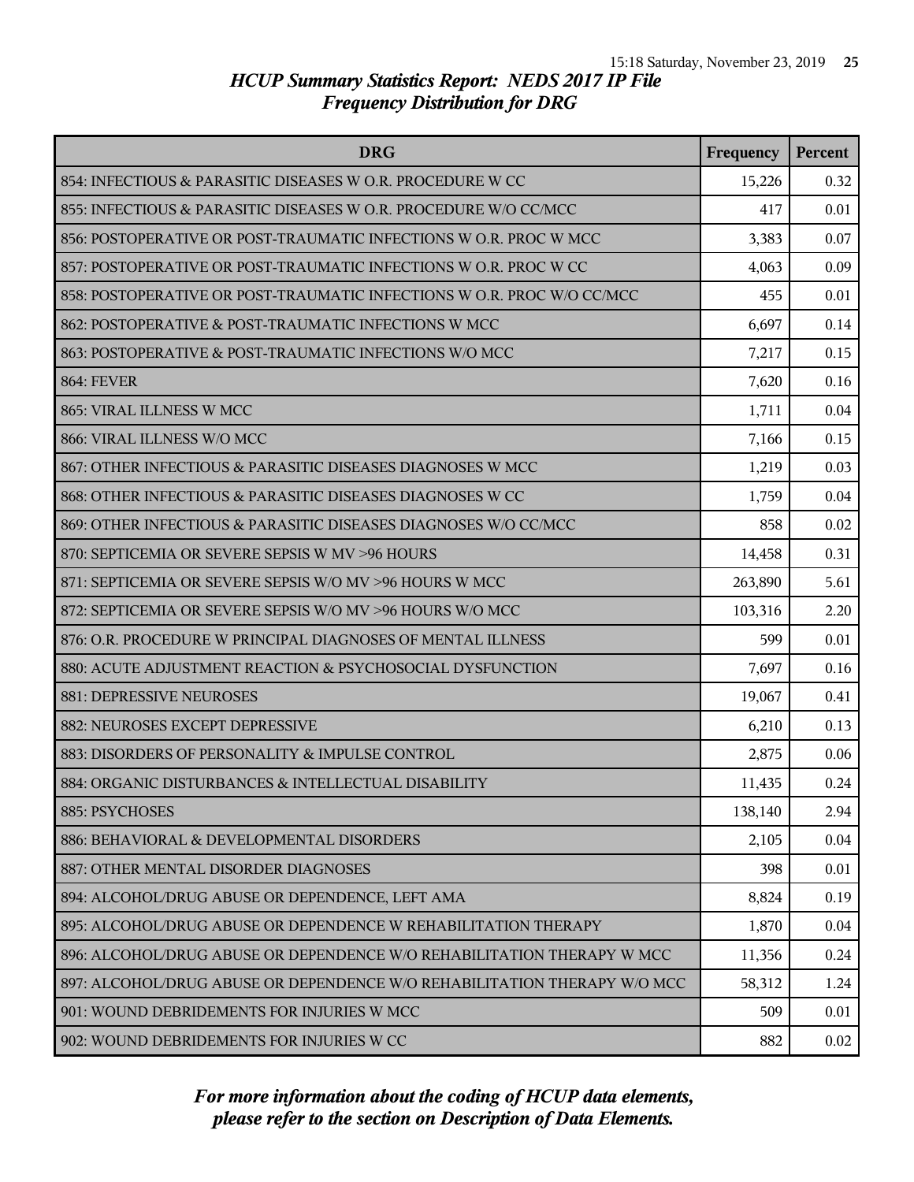## HCUP Summary Statistics Report: NEDS 2017 IP File
## Frequency Distribution for DRG

| DRG | Frequency | Percent |
|---|---|---|
| 854: INFECTIOUS & PARASITIC DISEASES W O.R. PROCEDURE W CC | 15,226 | 0.32 |
| 855: INFECTIOUS & PARASITIC DISEASES W O.R. PROCEDURE W/O CC/MCC | 417 | 0.01 |
| 856: POSTOPERATIVE OR POST-TRAUMATIC INFECTIONS W O.R. PROC W MCC | 3,383 | 0.07 |
| 857: POSTOPERATIVE OR POST-TRAUMATIC INFECTIONS W O.R. PROC W CC | 4,063 | 0.09 |
| 858: POSTOPERATIVE OR POST-TRAUMATIC INFECTIONS W O.R. PROC W/O CC/MCC | 455 | 0.01 |
| 862: POSTOPERATIVE & POST-TRAUMATIC INFECTIONS W MCC | 6,697 | 0.14 |
| 863: POSTOPERATIVE & POST-TRAUMATIC INFECTIONS W/O MCC | 7,217 | 0.15 |
| 864: FEVER | 7,620 | 0.16 |
| 865: VIRAL ILLNESS W MCC | 1,711 | 0.04 |
| 866: VIRAL ILLNESS W/O MCC | 7,166 | 0.15 |
| 867: OTHER INFECTIOUS & PARASITIC DISEASES DIAGNOSES W MCC | 1,219 | 0.03 |
| 868: OTHER INFECTIOUS & PARASITIC DISEASES DIAGNOSES W CC | 1,759 | 0.04 |
| 869: OTHER INFECTIOUS & PARASITIC DISEASES DIAGNOSES W/O CC/MCC | 858 | 0.02 |
| 870: SEPTICEMIA OR SEVERE SEPSIS W MV >96 HOURS | 14,458 | 0.31 |
| 871: SEPTICEMIA OR SEVERE SEPSIS W/O MV >96 HOURS W MCC | 263,890 | 5.61 |
| 872: SEPTICEMIA OR SEVERE SEPSIS W/O MV >96 HOURS W/O MCC | 103,316 | 2.20 |
| 876: O.R. PROCEDURE W PRINCIPAL DIAGNOSES OF MENTAL ILLNESS | 599 | 0.01 |
| 880: ACUTE ADJUSTMENT REACTION & PSYCHOSOCIAL DYSFUNCTION | 7,697 | 0.16 |
| 881: DEPRESSIVE NEUROSES | 19,067 | 0.41 |
| 882: NEUROSES EXCEPT DEPRESSIVE | 6,210 | 0.13 |
| 883: DISORDERS OF PERSONALITY & IMPULSE CONTROL | 2,875 | 0.06 |
| 884: ORGANIC DISTURBANCES & INTELLECTUAL DISABILITY | 11,435 | 0.24 |
| 885: PSYCHOSES | 138,140 | 2.94 |
| 886: BEHAVIORAL & DEVELOPMENTAL DISORDERS | 2,105 | 0.04 |
| 887: OTHER MENTAL DISORDER DIAGNOSES | 398 | 0.01 |
| 894: ALCOHOL/DRUG ABUSE OR DEPENDENCE, LEFT AMA | 8,824 | 0.19 |
| 895: ALCOHOL/DRUG ABUSE OR DEPENDENCE W REHABILITATION THERAPY | 1,870 | 0.04 |
| 896: ALCOHOL/DRUG ABUSE OR DEPENDENCE W/O REHABILITATION THERAPY W MCC | 11,356 | 0.24 |
| 897: ALCOHOL/DRUG ABUSE OR DEPENDENCE W/O REHABILITATION THERAPY W/O MCC | 58,312 | 1.24 |
| 901: WOUND DEBRIDEMENTS FOR INJURIES W MCC | 509 | 0.01 |
| 902: WOUND DEBRIDEMENTS FOR INJURIES W CC | 882 | 0.02 |

*For more information about the coding of HCUP data elements, please refer to the section on Description of Data Elements.*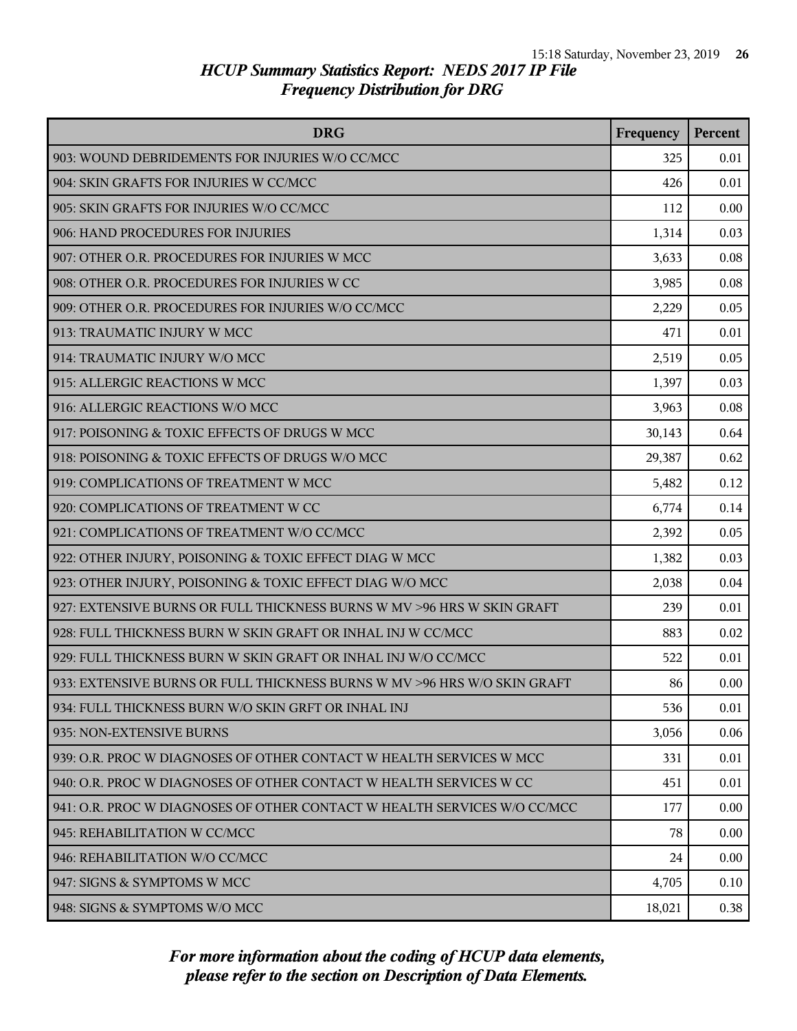## HCUP Summary Statistics Report: NEDS 2017 IP File
## Frequency Distribution for DRG

| DRG | Frequency | Percent |
|---|---|---|
| 903: WOUND DEBRIDEMENTS FOR INJURIES W/O CC/MCC | 325 | 0.01 |
| 904: SKIN GRAFTS FOR INJURIES W CC/MCC | 426 | 0.01 |
| 905: SKIN GRAFTS FOR INJURIES W/O CC/MCC | 112 | 0.00 |
| 906: HAND PROCEDURES FOR INJURIES | 1,314 | 0.03 |
| 907: OTHER O.R. PROCEDURES FOR INJURIES W MCC | 3,633 | 0.08 |
| 908: OTHER O.R. PROCEDURES FOR INJURIES W CC | 3,985 | 0.08 |
| 909: OTHER O.R. PROCEDURES FOR INJURIES W/O CC/MCC | 2,229 | 0.05 |
| 913: TRAUMATIC INJURY W MCC | 471 | 0.01 |
| 914: TRAUMATIC INJURY W/O MCC | 2,519 | 0.05 |
| 915: ALLERGIC REACTIONS W MCC | 1,397 | 0.03 |
| 916: ALLERGIC REACTIONS W/O MCC | 3,963 | 0.08 |
| 917: POISONING & TOXIC EFFECTS OF DRUGS W MCC | 30,143 | 0.64 |
| 918: POISONING & TOXIC EFFECTS OF DRUGS W/O MCC | 29,387 | 0.62 |
| 919: COMPLICATIONS OF TREATMENT W MCC | 5,482 | 0.12 |
| 920: COMPLICATIONS OF TREATMENT W CC | 6,774 | 0.14 |
| 921: COMPLICATIONS OF TREATMENT W/O CC/MCC | 2,392 | 0.05 |
| 922: OTHER INJURY, POISONING & TOXIC EFFECT DIAG W MCC | 1,382 | 0.03 |
| 923: OTHER INJURY, POISONING & TOXIC EFFECT DIAG W/O MCC | 2,038 | 0.04 |
| 927: EXTENSIVE BURNS OR FULL THICKNESS BURNS W MV >96 HRS W SKIN GRAFT | 239 | 0.01 |
| 928: FULL THICKNESS BURN W SKIN GRAFT OR INHAL INJ W CC/MCC | 883 | 0.02 |
| 929: FULL THICKNESS BURN W SKIN GRAFT OR INHAL INJ W/O CC/MCC | 522 | 0.01 |
| 933: EXTENSIVE BURNS OR FULL THICKNESS BURNS W MV >96 HRS W/O SKIN GRAFT | 86 | 0.00 |
| 934: FULL THICKNESS BURN W/O SKIN GRFT OR INHAL INJ | 536 | 0.01 |
| 935: NON-EXTENSIVE BURNS | 3,056 | 0.06 |
| 939: O.R. PROC W DIAGNOSES OF OTHER CONTACT W HEALTH SERVICES W MCC | 331 | 0.01 |
| 940: O.R. PROC W DIAGNOSES OF OTHER CONTACT W HEALTH SERVICES W CC | 451 | 0.01 |
| 941: O.R. PROC W DIAGNOSES OF OTHER CONTACT W HEALTH SERVICES W/O CC/MCC | 177 | 0.00 |
| 945: REHABILITATION W CC/MCC | 78 | 0.00 |
| 946: REHABILITATION W/O CC/MCC | 24 | 0.00 |
| 947: SIGNS & SYMPTOMS W MCC | 4,705 | 0.10 |
| 948: SIGNS & SYMPTOMS W/O MCC | 18,021 | 0.38 |

*For more information about the coding of HCUP data elements, please refer to the section on Description of Data Elements.*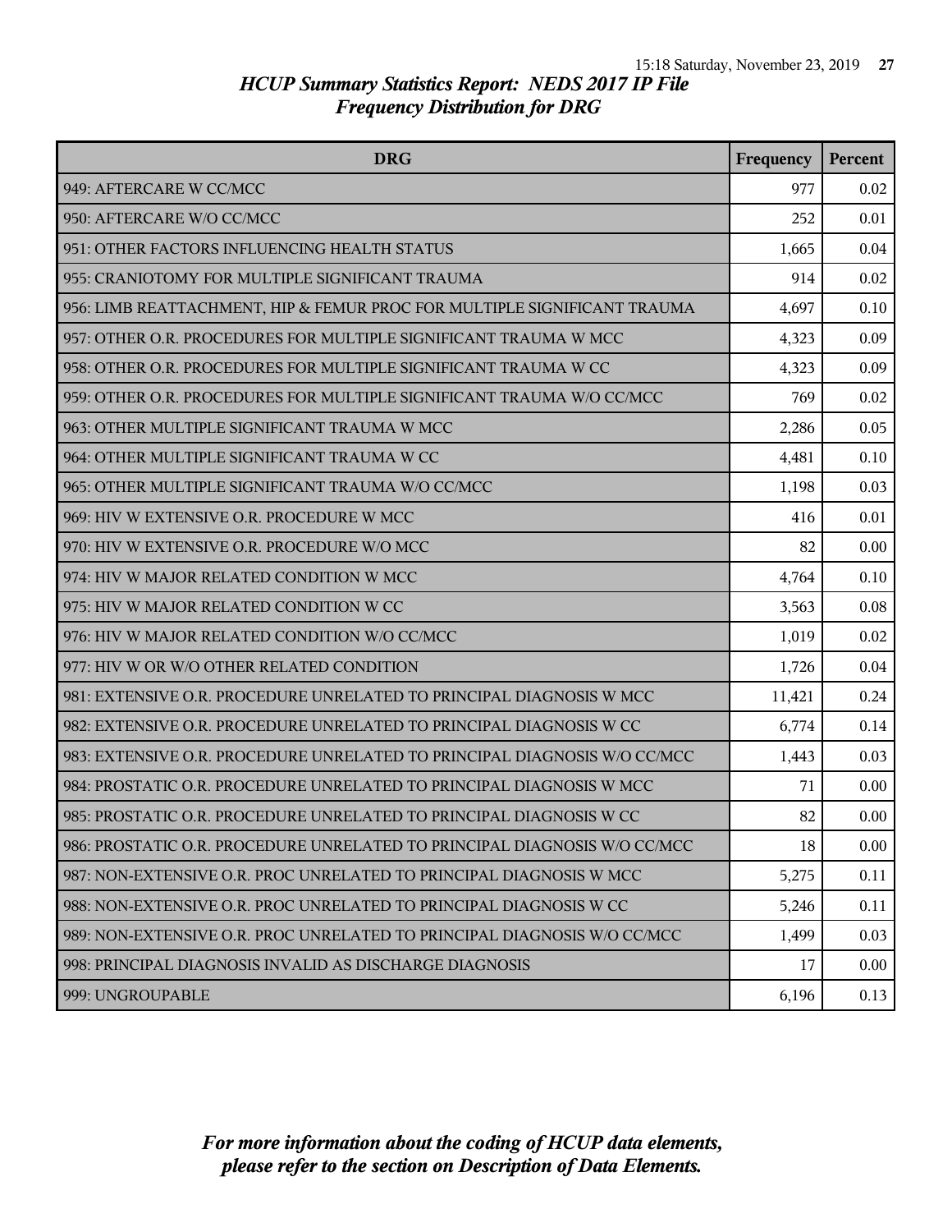## HCUP Summary Statistics Report: NEDS 2017 IP File
### Frequency Distribution for DRG

| DRG | Frequency | Percent |
|---|---|---|
| 949: AFTERCARE W CC/MCC | 977 | 0.02 |
| 950: AFTERCARE W/O CC/MCC | 252 | 0.01 |
| 951: OTHER FACTORS INFLUENCING HEALTH STATUS | 1,665 | 0.04 |
| 955: CRANIOTOMY FOR MULTIPLE SIGNIFICANT TRAUMA | 914 | 0.02 |
| 956: LIMB REATTACHMENT, HIP & FEMUR PROC FOR MULTIPLE SIGNIFICANT TRAUMA | 4,697 | 0.10 |
| 957: OTHER O.R. PROCEDURES FOR MULTIPLE SIGNIFICANT TRAUMA W MCC | 4,323 | 0.09 |
| 958: OTHER O.R. PROCEDURES FOR MULTIPLE SIGNIFICANT TRAUMA W CC | 4,323 | 0.09 |
| 959: OTHER O.R. PROCEDURES FOR MULTIPLE SIGNIFICANT TRAUMA W/O CC/MCC | 769 | 0.02 |
| 963: OTHER MULTIPLE SIGNIFICANT TRAUMA W MCC | 2,286 | 0.05 |
| 964: OTHER MULTIPLE SIGNIFICANT TRAUMA W CC | 4,481 | 0.10 |
| 965: OTHER MULTIPLE SIGNIFICANT TRAUMA W/O CC/MCC | 1,198 | 0.03 |
| 969: HIV W EXTENSIVE O.R. PROCEDURE W MCC | 416 | 0.01 |
| 970: HIV W EXTENSIVE O.R. PROCEDURE W/O MCC | 82 | 0.00 |
| 974: HIV W MAJOR RELATED CONDITION W MCC | 4,764 | 0.10 |
| 975: HIV W MAJOR RELATED CONDITION W CC | 3,563 | 0.08 |
| 976: HIV W MAJOR RELATED CONDITION W/O CC/MCC | 1,019 | 0.02 |
| 977: HIV W OR W/O OTHER RELATED CONDITION | 1,726 | 0.04 |
| 981: EXTENSIVE O.R. PROCEDURE UNRELATED TO PRINCIPAL DIAGNOSIS W MCC | 11,421 | 0.24 |
| 982: EXTENSIVE O.R. PROCEDURE UNRELATED TO PRINCIPAL DIAGNOSIS W CC | 6,774 | 0.14 |
| 983: EXTENSIVE O.R. PROCEDURE UNRELATED TO PRINCIPAL DIAGNOSIS W/O CC/MCC | 1,443 | 0.03 |
| 984: PROSTATIC O.R. PROCEDURE UNRELATED TO PRINCIPAL DIAGNOSIS W MCC | 71 | 0.00 |
| 985: PROSTATIC O.R. PROCEDURE UNRELATED TO PRINCIPAL DIAGNOSIS W CC | 82 | 0.00 |
| 986: PROSTATIC O.R. PROCEDURE UNRELATED TO PRINCIPAL DIAGNOSIS W/O CC/MCC | 18 | 0.00 |
| 987: NON-EXTENSIVE O.R. PROC UNRELATED TO PRINCIPAL DIAGNOSIS W MCC | 5,275 | 0.11 |
| 988: NON-EXTENSIVE O.R. PROC UNRELATED TO PRINCIPAL DIAGNOSIS W CC | 5,246 | 0.11 |
| 989: NON-EXTENSIVE O.R. PROC UNRELATED TO PRINCIPAL DIAGNOSIS W/O CC/MCC | 1,499 | 0.03 |
| 998: PRINCIPAL DIAGNOSIS INVALID AS DISCHARGE DIAGNOSIS | 17 | 0.00 |
| 999: UNGROUPABLE | 6,196 | 0.13 |

*For more information about the coding of HCUP data elements, please refer to the section on Description of Data Elements.*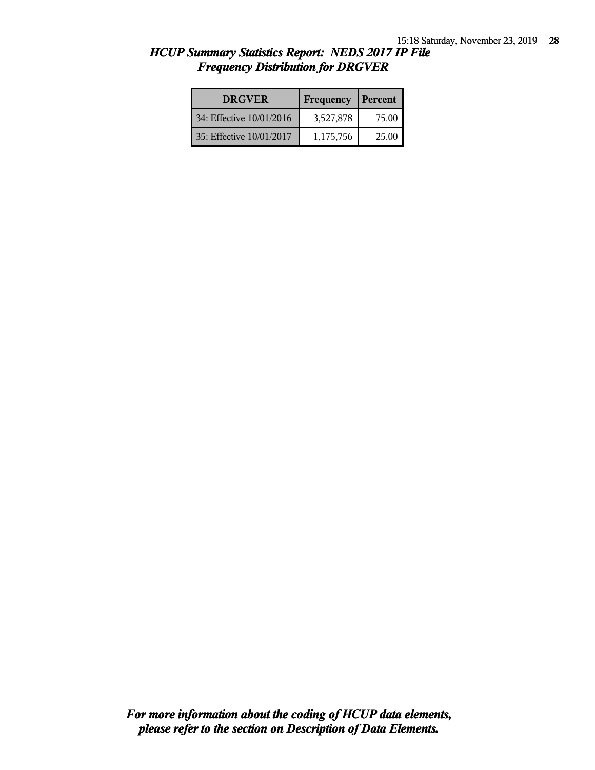# HCUP Summary Statistics Report: NEDS 2017 IP File
## Frequency Distribution for DRGVER

| DRGVER | Frequency | Percent |
| --- | --- | --- |
| 34: Effective 10/01/2016 | 3,527,878 | 75.00 |
| 35: Effective 10/01/2017 | 1,175,756 | 25.00 |

***For more information about the coding of HCUP data elements, please refer to the section on Description of Data Elements.***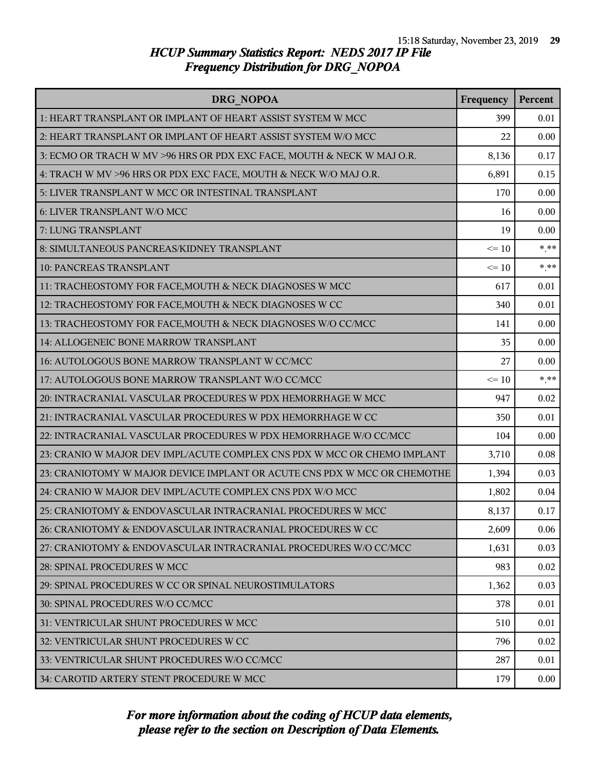# HCUP Summary Statistics Report: NEDS 2017 IP File
## Frequency Distribution for DRG_NOPOA

| DRG_NOPOA | Frequency | Percent |
|---|---|---|
| 1: HEART TRANSPLANT OR IMPLANT OF HEART ASSIST SYSTEM W MCC | 399 | 0.01 |
| 2: HEART TRANSPLANT OR IMPLANT OF HEART ASSIST SYSTEM W/O MCC | 22 | 0.00 |
| 3: ECMO OR TRACH W MV >96 HRS OR PDX EXC FACE, MOUTH & NECK W MAJ O.R. | 8,136 | 0.17 |
| 4: TRACH W MV >96 HRS OR PDX EXC FACE, MOUTH & NECK W/O MAJ O.R. | 6,891 | 0.15 |
| 5: LIVER TRANSPLANT W MCC OR INTESTINAL TRANSPLANT | 170 | 0.00 |
| 6: LIVER TRANSPLANT W/O MCC | 16 | 0.00 |
| 7: LUNG TRANSPLANT | 19 | 0.00 |
| 8: SIMULTANEOUS PANCREAS/KIDNEY TRANSPLANT | <= 10 | *.** |
| 10: PANCREAS TRANSPLANT | <= 10 | *.** |
| 11: TRACHEOSTOMY FOR FACE,MOUTH & NECK DIAGNOSES W MCC | 617 | 0.01 |
| 12: TRACHEOSTOMY FOR FACE,MOUTH & NECK DIAGNOSES W CC | 340 | 0.01 |
| 13: TRACHEOSTOMY FOR FACE,MOUTH & NECK DIAGNOSES W/O CC/MCC | 141 | 0.00 |
| 14: ALLOGENEIC BONE MARROW TRANSPLANT | 35 | 0.00 |
| 16: AUTOLOGOUS BONE MARROW TRANSPLANT W CC/MCC | 27 | 0.00 |
| 17: AUTOLOGOUS BONE MARROW TRANSPLANT W/O CC/MCC | <= 10 | *.** |
| 20: INTRACRANIAL VASCULAR PROCEDURES W PDX HEMORRHAGE W MCC | 947 | 0.02 |
| 21: INTRACRANIAL VASCULAR PROCEDURES W PDX HEMORRHAGE W CC | 350 | 0.01 |
| 22: INTRACRANIAL VASCULAR PROCEDURES W PDX HEMORRHAGE W/O CC/MCC | 104 | 0.00 |
| 23: CRANIO W MAJOR DEV IMPL/ACUTE COMPLEX CNS PDX W MCC OR CHEMO IMPLANT | 3,710 | 0.08 |
| 23: CRANIOTOMY W MAJOR DEVICE IMPLANT OR ACUTE CNS PDX W MCC OR CHEMOTHE | 1,394 | 0.03 |
| 24: CRANIO W MAJOR DEV IMPL/ACUTE COMPLEX CNS PDX W/O MCC | 1,802 | 0.04 |
| 25: CRANIOTOMY & ENDOVASCULAR INTRACRANIAL PROCEDURES W MCC | 8,137 | 0.17 |
| 26: CRANIOTOMY & ENDOVASCULAR INTRACRANIAL PROCEDURES W CC | 2,609 | 0.06 |
| 27: CRANIOTOMY & ENDOVASCULAR INTRACRANIAL PROCEDURES W/O CC/MCC | 1,631 | 0.03 |
| 28: SPINAL PROCEDURES W MCC | 983 | 0.02 |
| 29: SPINAL PROCEDURES W CC OR SPINAL NEUROSTIMULATORS | 1,362 | 0.03 |
| 30: SPINAL PROCEDURES W/O CC/MCC | 378 | 0.01 |
| 31: VENTRICULAR SHUNT PROCEDURES W MCC | 510 | 0.01 |
| 32: VENTRICULAR SHUNT PROCEDURES W CC | 796 | 0.02 |
| 33: VENTRICULAR SHUNT PROCEDURES W/O CC/MCC | 287 | 0.01 |
| 34: CAROTID ARTERY STENT PROCEDURE W MCC | 179 | 0.00 |

*For more information about the coding of HCUP data elements, please refer to the section on Description of Data Elements.*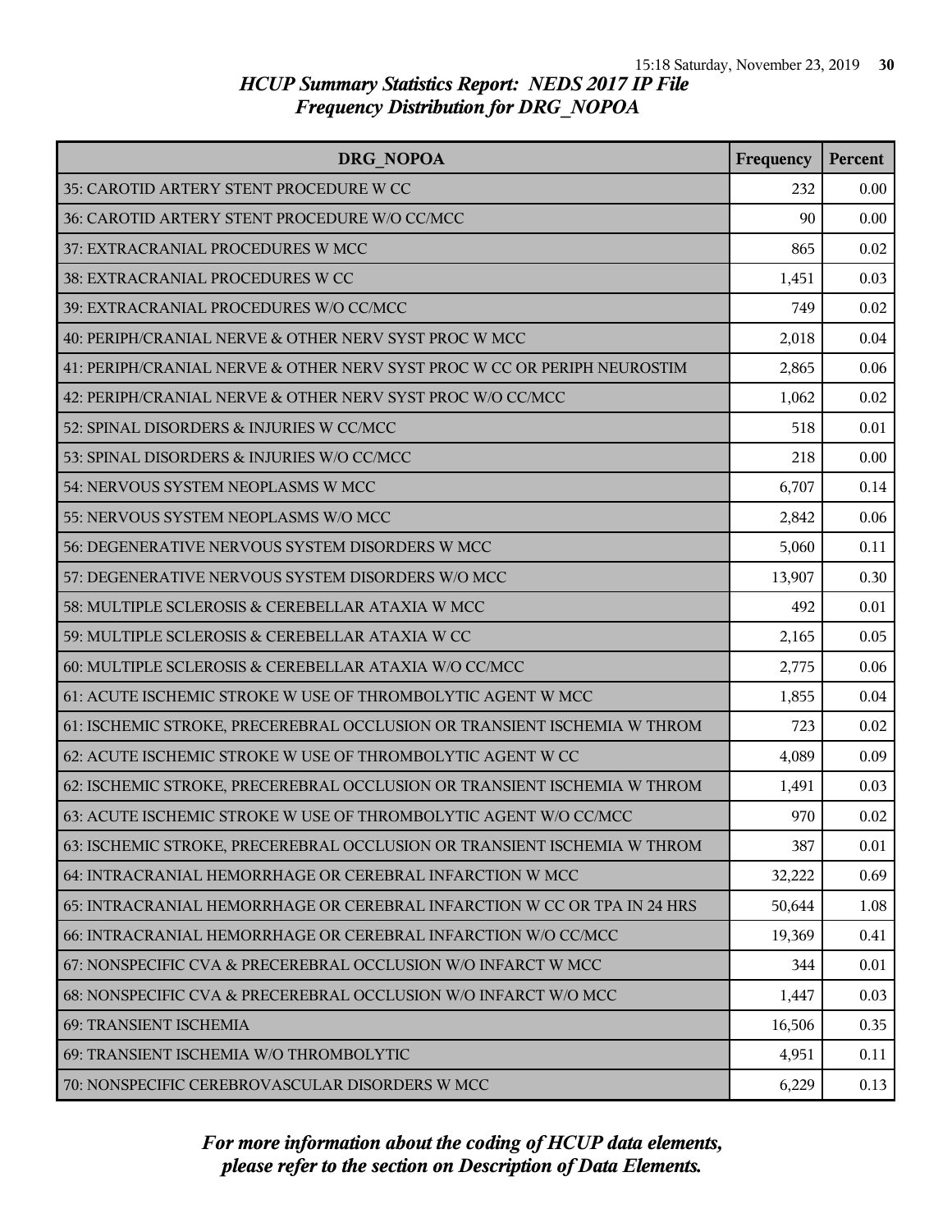## HCUP Summary Statistics Report: NEDS 2017 IP File
## Frequency Distribution for DRG_NOPOA

| DRG_NOPOA | Frequency | Percent |
|---|---|---|
| 35: CAROTID ARTERY STENT PROCEDURE W CC | 232 | 0.00 |
| 36: CAROTID ARTERY STENT PROCEDURE W/O CC/MCC | 90 | 0.00 |
| 37: EXTRACRANIAL PROCEDURES W MCC | 865 | 0.02 |
| 38: EXTRACRANIAL PROCEDURES W CC | 1,451 | 0.03 |
| 39: EXTRACRANIAL PROCEDURES W/O CC/MCC | 749 | 0.02 |
| 40: PERIPH/CRANIAL NERVE & OTHER NERV SYST PROC W MCC | 2,018 | 0.04 |
| 41: PERIPH/CRANIAL NERVE & OTHER NERV SYST PROC W CC OR PERIPH NEUROSTIM | 2,865 | 0.06 |
| 42: PERIPH/CRANIAL NERVE & OTHER NERV SYST PROC W/O CC/MCC | 1,062 | 0.02 |
| 52: SPINAL DISORDERS & INJURIES W CC/MCC | 518 | 0.01 |
| 53: SPINAL DISORDERS & INJURIES W/O CC/MCC | 218 | 0.00 |
| 54: NERVOUS SYSTEM NEOPLASMS W MCC | 6,707 | 0.14 |
| 55: NERVOUS SYSTEM NEOPLASMS W/O MCC | 2,842 | 0.06 |
| 56: DEGENERATIVE NERVOUS SYSTEM DISORDERS W MCC | 5,060 | 0.11 |
| 57: DEGENERATIVE NERVOUS SYSTEM DISORDERS W/O MCC | 13,907 | 0.30 |
| 58: MULTIPLE SCLEROSIS & CEREBELLAR ATAXIA W MCC | 492 | 0.01 |
| 59: MULTIPLE SCLEROSIS & CEREBELLAR ATAXIA W CC | 2,165 | 0.05 |
| 60: MULTIPLE SCLEROSIS & CEREBELLAR ATAXIA W/O CC/MCC | 2,775 | 0.06 |
| 61: ACUTE ISCHEMIC STROKE W USE OF THROMBOLYTIC AGENT W MCC | 1,855 | 0.04 |
| 61: ISCHEMIC STROKE, PRECEREBRAL OCCLUSION OR TRANSIENT ISCHEMIA W THROM | 723 | 0.02 |
| 62: ACUTE ISCHEMIC STROKE W USE OF THROMBOLYTIC AGENT W CC | 4,089 | 0.09 |
| 62: ISCHEMIC STROKE, PRECEREBRAL OCCLUSION OR TRANSIENT ISCHEMIA W THROM | 1,491 | 0.03 |
| 63: ACUTE ISCHEMIC STROKE W USE OF THROMBOLYTIC AGENT W/O CC/MCC | 970 | 0.02 |
| 63: ISCHEMIC STROKE, PRECEREBRAL OCCLUSION OR TRANSIENT ISCHEMIA W THROM | 387 | 0.01 |
| 64: INTRACRANIAL HEMORRHAGE OR CEREBRAL INFARCTION W MCC | 32,222 | 0.69 |
| 65: INTRACRANIAL HEMORRHAGE OR CEREBRAL INFARCTION W CC OR TPA IN 24 HRS | 50,644 | 1.08 |
| 66: INTRACRANIAL HEMORRHAGE OR CEREBRAL INFARCTION W/O CC/MCC | 19,369 | 0.41 |
| 67: NONSPECIFIC CVA & PRECEREBRAL OCCLUSION W/O INFARCT W MCC | 344 | 0.01 |
| 68: NONSPECIFIC CVA & PRECEREBRAL OCCLUSION W/O INFARCT W/O MCC | 1,447 | 0.03 |
| 69: TRANSIENT ISCHEMIA | 16,506 | 0.35 |
| 69: TRANSIENT ISCHEMIA W/O THROMBOLYTIC | 4,951 | 0.11 |
| 70: NONSPECIFIC CEREBROVASCULAR DISORDERS W MCC | 6,229 | 0.13 |

*For more information about the coding of HCUP data elements, please refer to the section on Description of Data Elements.*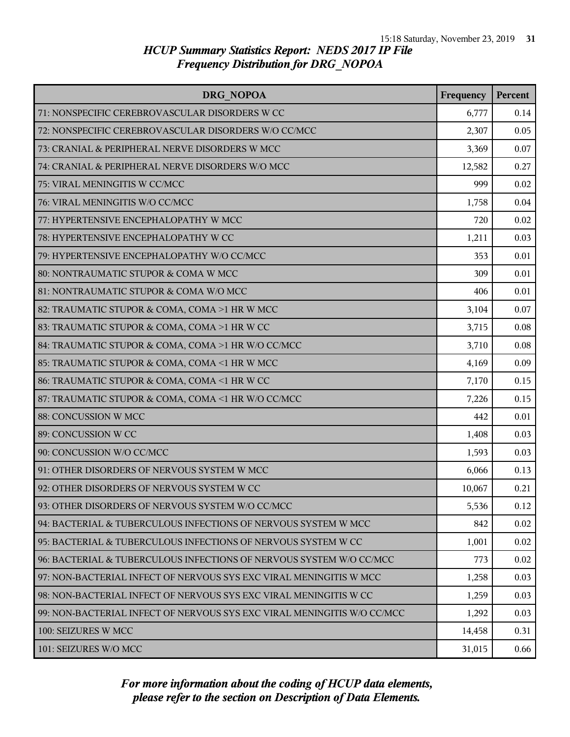## *HCUP Summary Statistics Report: NEDS 2017 IP File*
## *Frequency Distribution for DRG_NOPOA*

| DRG_NOPOA | Frequency | Percent |
|---|---|---|
| 71: NONSPECIFIC CEREBROVASCULAR DISORDERS W CC | 6,777 | 0.14 |
| 72: NONSPECIFIC CEREBROVASCULAR DISORDERS W/O CC/MCC | 2,307 | 0.05 |
| 73: CRANIAL & PERIPHERAL NERVE DISORDERS W MCC | 3,369 | 0.07 |
| 74: CRANIAL & PERIPHERAL NERVE DISORDERS W/O MCC | 12,582 | 0.27 |
| 75: VIRAL MENINGITIS W CC/MCC | 999 | 0.02 |
| 76: VIRAL MENINGITIS W/O CC/MCC | 1,758 | 0.04 |
| 77: HYPERTENSIVE ENCEPHALOPATHY W MCC | 720 | 0.02 |
| 78: HYPERTENSIVE ENCEPHALOPATHY W CC | 1,211 | 0.03 |
| 79: HYPERTENSIVE ENCEPHALOPATHY W/O CC/MCC | 353 | 0.01 |
| 80: NONTRAUMATIC STUPOR & COMA W MCC | 309 | 0.01 |
| 81: NONTRAUMATIC STUPOR & COMA W/O MCC | 406 | 0.01 |
| 82: TRAUMATIC STUPOR & COMA, COMA >1 HR W MCC | 3,104 | 0.07 |
| 83: TRAUMATIC STUPOR & COMA, COMA >1 HR W CC | 3,715 | 0.08 |
| 84: TRAUMATIC STUPOR & COMA, COMA >1 HR W/O CC/MCC | 3,710 | 0.08 |
| 85: TRAUMATIC STUPOR & COMA, COMA <1 HR W MCC | 4,169 | 0.09 |
| 86: TRAUMATIC STUPOR & COMA, COMA <1 HR W CC | 7,170 | 0.15 |
| 87: TRAUMATIC STUPOR & COMA, COMA <1 HR W/O CC/MCC | 7,226 | 0.15 |
| 88: CONCUSSION W MCC | 442 | 0.01 |
| 89: CONCUSSION W CC | 1,408 | 0.03 |
| 90: CONCUSSION W/O CC/MCC | 1,593 | 0.03 |
| 91: OTHER DISORDERS OF NERVOUS SYSTEM W MCC | 6,066 | 0.13 |
| 92: OTHER DISORDERS OF NERVOUS SYSTEM W CC | 10,067 | 0.21 |
| 93: OTHER DISORDERS OF NERVOUS SYSTEM W/O CC/MCC | 5,536 | 0.12 |
| 94: BACTERIAL & TUBERCULOUS INFECTIONS OF NERVOUS SYSTEM W MCC | 842 | 0.02 |
| 95: BACTERIAL & TUBERCULOUS INFECTIONS OF NERVOUS SYSTEM W CC | 1,001 | 0.02 |
| 96: BACTERIAL & TUBERCULOUS INFECTIONS OF NERVOUS SYSTEM W/O CC/MCC | 773 | 0.02 |
| 97: NON-BACTERIAL INFECT OF NERVOUS SYS EXC VIRAL MENINGITIS W MCC | 1,258 | 0.03 |
| 98: NON-BACTERIAL INFECT OF NERVOUS SYS EXC VIRAL MENINGITIS W CC | 1,259 | 0.03 |
| 99: NON-BACTERIAL INFECT OF NERVOUS SYS EXC VIRAL MENINGITIS W/O CC/MCC | 1,292 | 0.03 |
| 100: SEIZURES W MCC | 14,458 | 0.31 |
| 101: SEIZURES W/O MCC | 31,015 | 0.66 |

*For more information about the coding of HCUP data elements, please refer to the section on Description of Data Elements.*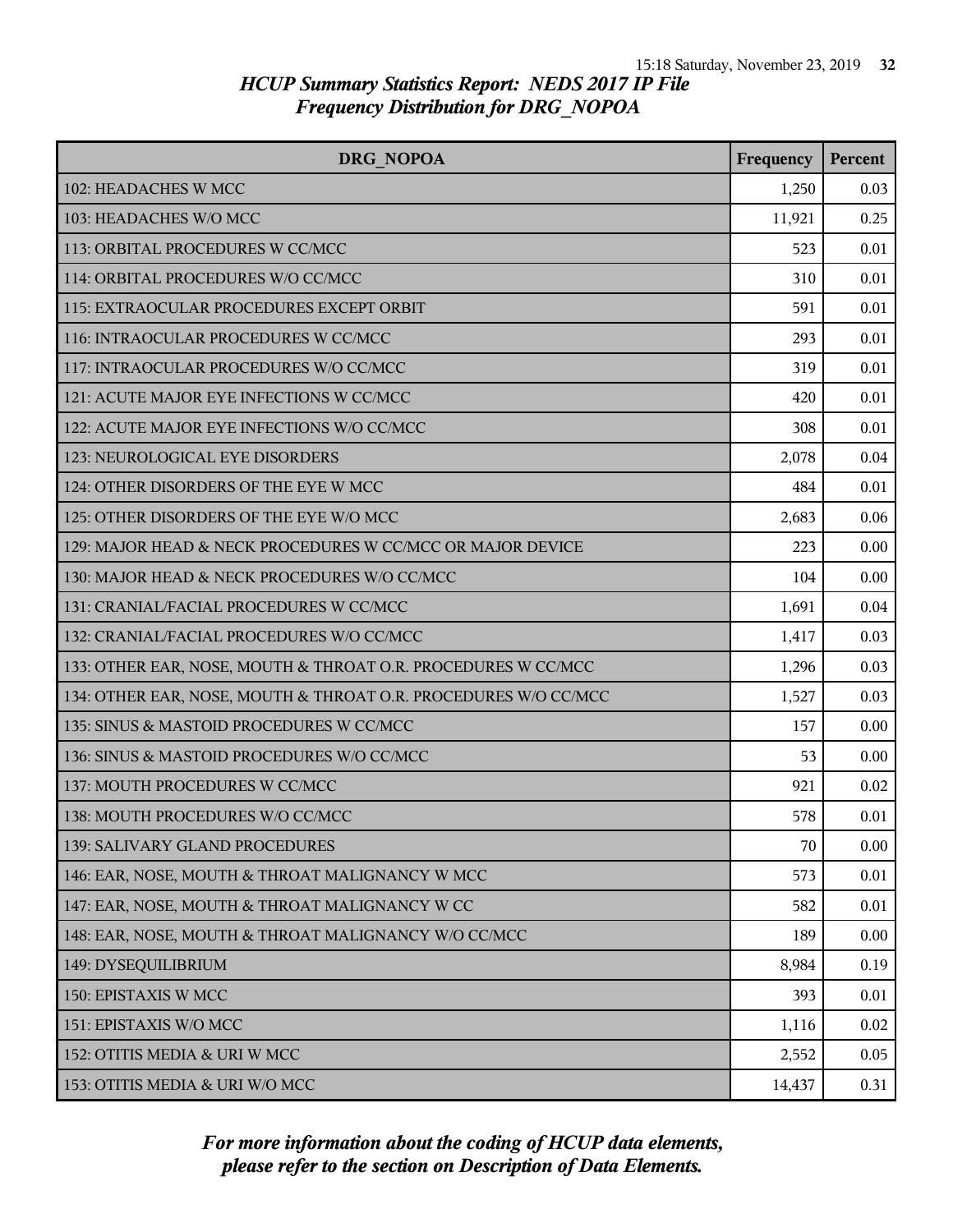## HCUP Summary Statistics Report: NEDS 2017 IP File
## Frequency Distribution for DRG_NOPOA

| DRG_NOPOA | Frequency | Percent |
|---|---|---|
| 102: HEADACHES W MCC | 1,250 | 0.03 |
| 103: HEADACHES W/O MCC | 11,921 | 0.25 |
| 113: ORBITAL PROCEDURES W CC/MCC | 523 | 0.01 |
| 114: ORBITAL PROCEDURES W/O CC/MCC | 310 | 0.01 |
| 115: EXTRAOCULAR PROCEDURES EXCEPT ORBIT | 591 | 0.01 |
| 116: INTRAOCULAR PROCEDURES W CC/MCC | 293 | 0.01 |
| 117: INTRAOCULAR PROCEDURES W/O CC/MCC | 319 | 0.01 |
| 121: ACUTE MAJOR EYE INFECTIONS W CC/MCC | 420 | 0.01 |
| 122: ACUTE MAJOR EYE INFECTIONS W/O CC/MCC | 308 | 0.01 |
| 123: NEUROLOGICAL EYE DISORDERS | 2,078 | 0.04 |
| 124: OTHER DISORDERS OF THE EYE W MCC | 484 | 0.01 |
| 125: OTHER DISORDERS OF THE EYE W/O MCC | 2,683 | 0.06 |
| 129: MAJOR HEAD & NECK PROCEDURES W CC/MCC OR MAJOR DEVICE | 223 | 0.00 |
| 130: MAJOR HEAD & NECK PROCEDURES W/O CC/MCC | 104 | 0.00 |
| 131: CRANIAL/FACIAL PROCEDURES W CC/MCC | 1,691 | 0.04 |
| 132: CRANIAL/FACIAL PROCEDURES W/O CC/MCC | 1,417 | 0.03 |
| 133: OTHER EAR, NOSE, MOUTH & THROAT O.R. PROCEDURES W CC/MCC | 1,296 | 0.03 |
| 134: OTHER EAR, NOSE, MOUTH & THROAT O.R. PROCEDURES W/O CC/MCC | 1,527 | 0.03 |
| 135: SINUS & MASTOID PROCEDURES W CC/MCC | 157 | 0.00 |
| 136: SINUS & MASTOID PROCEDURES W/O CC/MCC | 53 | 0.00 |
| 137: MOUTH PROCEDURES W CC/MCC | 921 | 0.02 |
| 138: MOUTH PROCEDURES W/O CC/MCC | 578 | 0.01 |
| 139: SALIVARY GLAND PROCEDURES | 70 | 0.00 |
| 146: EAR, NOSE, MOUTH & THROAT MALIGNANCY W MCC | 573 | 0.01 |
| 147: EAR, NOSE, MOUTH & THROAT MALIGNANCY W CC | 582 | 0.01 |
| 148: EAR, NOSE, MOUTH & THROAT MALIGNANCY W/O CC/MCC | 189 | 0.00 |
| 149: DYSEQUILIBRIUM | 8,984 | 0.19 |
| 150: EPISTAXIS W MCC | 393 | 0.01 |
| 151: EPISTAXIS W/O MCC | 1,116 | 0.02 |
| 152: OTITIS MEDIA & URI W MCC | 2,552 | 0.05 |
| 153: OTITIS MEDIA & URI W/O MCC | 14,437 | 0.31 |

*For more information about the coding of HCUP data elements, please refer to the section on Description of Data Elements.*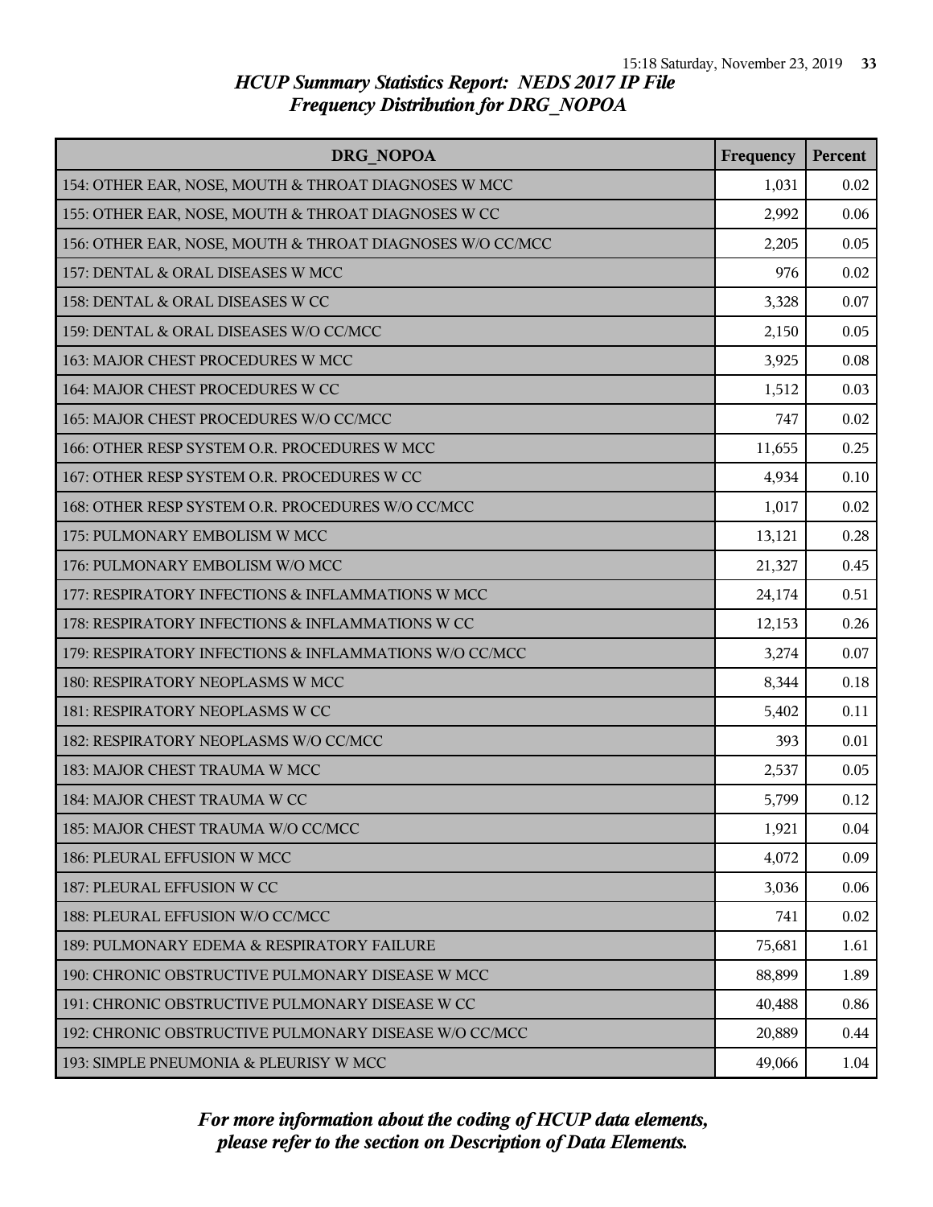# HCUP Summary Statistics Report: NEDS 2017 IP File
## Frequency Distribution for DRG_NOPOA

| DRG_NOPOA | Frequency | Percent |
|---|---|---|
| 154: OTHER EAR, NOSE, MOUTH & THROAT DIAGNOSES W MCC | 1,031 | 0.02 |
| 155: OTHER EAR, NOSE, MOUTH & THROAT DIAGNOSES W CC | 2,992 | 0.06 |
| 156: OTHER EAR, NOSE, MOUTH & THROAT DIAGNOSES W/O CC/MCC | 2,205 | 0.05 |
| 157: DENTAL & ORAL DISEASES W MCC | 976 | 0.02 |
| 158: DENTAL & ORAL DISEASES W CC | 3,328 | 0.07 |
| 159: DENTAL & ORAL DISEASES W/O CC/MCC | 2,150 | 0.05 |
| 163: MAJOR CHEST PROCEDURES W MCC | 3,925 | 0.08 |
| 164: MAJOR CHEST PROCEDURES W CC | 1,512 | 0.03 |
| 165: MAJOR CHEST PROCEDURES W/O CC/MCC | 747 | 0.02 |
| 166: OTHER RESP SYSTEM O.R. PROCEDURES W MCC | 11,655 | 0.25 |
| 167: OTHER RESP SYSTEM O.R. PROCEDURES W CC | 4,934 | 0.10 |
| 168: OTHER RESP SYSTEM O.R. PROCEDURES W/O CC/MCC | 1,017 | 0.02 |
| 175: PULMONARY EMBOLISM W MCC | 13,121 | 0.28 |
| 176: PULMONARY EMBOLISM W/O MCC | 21,327 | 0.45 |
| 177: RESPIRATORY INFECTIONS & INFLAMMATIONS W MCC | 24,174 | 0.51 |
| 178: RESPIRATORY INFECTIONS & INFLAMMATIONS W CC | 12,153 | 0.26 |
| 179: RESPIRATORY INFECTIONS & INFLAMMATIONS W/O CC/MCC | 3,274 | 0.07 |
| 180: RESPIRATORY NEOPLASMS W MCC | 8,344 | 0.18 |
| 181: RESPIRATORY NEOPLASMS W CC | 5,402 | 0.11 |
| 182: RESPIRATORY NEOPLASMS W/O CC/MCC | 393 | 0.01 |
| 183: MAJOR CHEST TRAUMA W MCC | 2,537 | 0.05 |
| 184: MAJOR CHEST TRAUMA W CC | 5,799 | 0.12 |
| 185: MAJOR CHEST TRAUMA W/O CC/MCC | 1,921 | 0.04 |
| 186: PLEURAL EFFUSION W MCC | 4,072 | 0.09 |
| 187: PLEURAL EFFUSION W CC | 3,036 | 0.06 |
| 188: PLEURAL EFFUSION W/O CC/MCC | 741 | 0.02 |
| 189: PULMONARY EDEMA & RESPIRATORY FAILURE | 75,681 | 1.61 |
| 190: CHRONIC OBSTRUCTIVE PULMONARY DISEASE W MCC | 88,899 | 1.89 |
| 191: CHRONIC OBSTRUCTIVE PULMONARY DISEASE W CC | 40,488 | 0.86 |
| 192: CHRONIC OBSTRUCTIVE PULMONARY DISEASE W/O CC/MCC | 20,889 | 0.44 |
| 193: SIMPLE PNEUMONIA & PLEURISY W MCC | 49,066 | 1.04 |

*For more information about the coding of HCUP data elements, please refer to the section on Description of Data Elements.*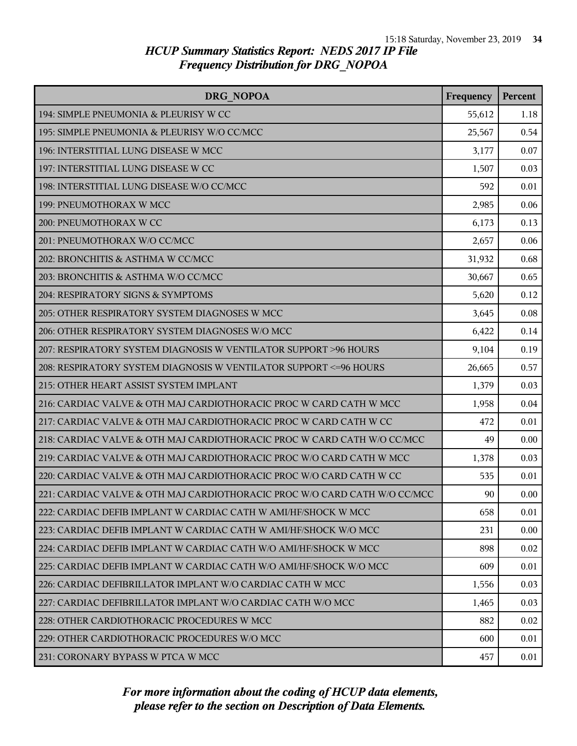# HCUP Summary Statistics Report: NEDS 2017 IP File

## Frequency Distribution for DRG_NOPOA

| DRG_NOPOA | Frequency | Percent |
|---|---|---|
| 194: SIMPLE PNEUMONIA & PLEURISY W CC | 55,612 | 1.18 |
| 195: SIMPLE PNEUMONIA & PLEURISY W/O CC/MCC | 25,567 | 0.54 |
| 196: INTERSTITIAL LUNG DISEASE W MCC | 3,177 | 0.07 |
| 197: INTERSTITIAL LUNG DISEASE W CC | 1,507 | 0.03 |
| 198: INTERSTITIAL LUNG DISEASE W/O CC/MCC | 592 | 0.01 |
| 199: PNEUMOTHORAX W MCC | 2,985 | 0.06 |
| 200: PNEUMOTHORAX W CC | 6,173 | 0.13 |
| 201: PNEUMOTHORAX W/O CC/MCC | 2,657 | 0.06 |
| 202: BRONCHITIS & ASTHMA W CC/MCC | 31,932 | 0.68 |
| 203: BRONCHITIS & ASTHMA W/O CC/MCC | 30,667 | 0.65 |
| 204: RESPIRATORY SIGNS & SYMPTOMS | 5,620 | 0.12 |
| 205: OTHER RESPIRATORY SYSTEM DIAGNOSES W MCC | 3,645 | 0.08 |
| 206: OTHER RESPIRATORY SYSTEM DIAGNOSES W/O MCC | 6,422 | 0.14 |
| 207: RESPIRATORY SYSTEM DIAGNOSIS W VENTILATOR SUPPORT >96 HOURS | 9,104 | 0.19 |
| 208: RESPIRATORY SYSTEM DIAGNOSIS W VENTILATOR SUPPORT <=96 HOURS | 26,665 | 0.57 |
| 215: OTHER HEART ASSIST SYSTEM IMPLANT | 1,379 | 0.03 |
| 216: CARDIAC VALVE & OTH MAJ CARDIOTHORACIC PROC W CARD CATH W MCC | 1,958 | 0.04 |
| 217: CARDIAC VALVE & OTH MAJ CARDIOTHORACIC PROC W CARD CATH W CC | 472 | 0.01 |
| 218: CARDIAC VALVE & OTH MAJ CARDIOTHORACIC PROC W CARD CATH W/O CC/MCC | 49 | 0.00 |
| 219: CARDIAC VALVE & OTH MAJ CARDIOTHORACIC PROC W/O CARD CATH W MCC | 1,378 | 0.03 |
| 220: CARDIAC VALVE & OTH MAJ CARDIOTHORACIC PROC W/O CARD CATH W CC | 535 | 0.01 |
| 221: CARDIAC VALVE & OTH MAJ CARDIOTHORACIC PROC W/O CARD CATH W/O CC/MCC | 90 | 0.00 |
| 222: CARDIAC DEFIB IMPLANT W CARDIAC CATH W AMI/HF/SHOCK W MCC | 658 | 0.01 |
| 223: CARDIAC DEFIB IMPLANT W CARDIAC CATH W AMI/HF/SHOCK W/O MCC | 231 | 0.00 |
| 224: CARDIAC DEFIB IMPLANT W CARDIAC CATH W/O AMI/HF/SHOCK W MCC | 898 | 0.02 |
| 225: CARDIAC DEFIB IMPLANT W CARDIAC CATH W/O AMI/HF/SHOCK W/O MCC | 609 | 0.01 |
| 226: CARDIAC DEFIBRILLATOR IMPLANT W/O CARDIAC CATH W MCC | 1,556 | 0.03 |
| 227: CARDIAC DEFIBRILLATOR IMPLANT W/O CARDIAC CATH W/O MCC | 1,465 | 0.03 |
| 228: OTHER CARDIOTHORACIC PROCEDURES W MCC | 882 | 0.02 |
| 229: OTHER CARDIOTHORACIC PROCEDURES W/O MCC | 600 | 0.01 |
| 231: CORONARY BYPASS W PTCA W MCC | 457 | 0.01 |

*For more information about the coding of HCUP data elements, please refer to the section on Description of Data Elements.*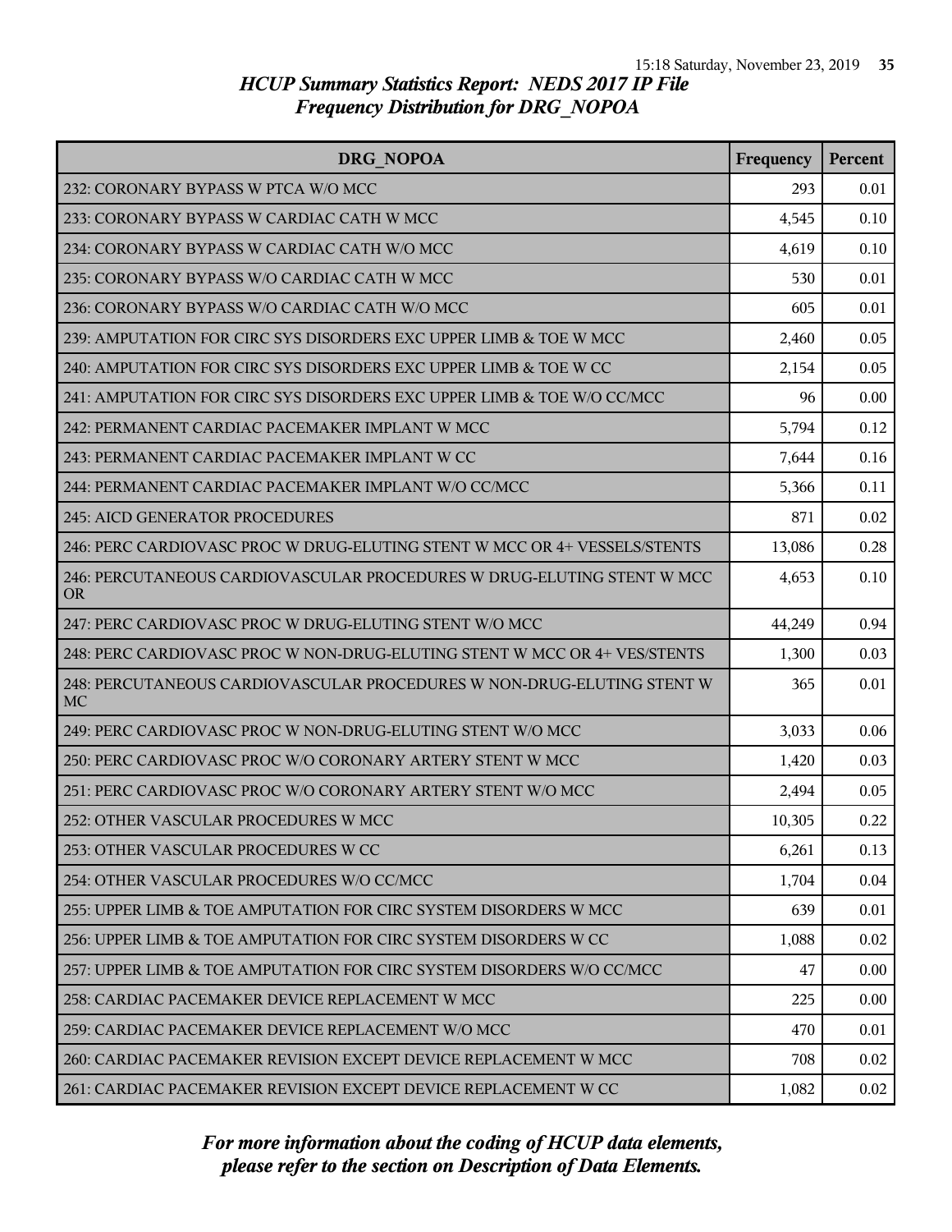# HCUP Summary Statistics Report: NEDS 2017 IP File
## Frequency Distribution for DRG_NOPOA

| DRG_NOPOA | Frequency | Percent |
|---|---|---|
| 232: CORONARY BYPASS W PTCA W/O MCC | 293 | 0.01 |
| 233: CORONARY BYPASS W CARDIAC CATH W MCC | 4,545 | 0.10 |
| 234: CORONARY BYPASS W CARDIAC CATH W/O MCC | 4,619 | 0.10 |
| 235: CORONARY BYPASS W/O CARDIAC CATH W MCC | 530 | 0.01 |
| 236: CORONARY BYPASS W/O CARDIAC CATH W/O MCC | 605 | 0.01 |
| 239: AMPUTATION FOR CIRC SYS DISORDERS EXC UPPER LIMB & TOE W MCC | 2,460 | 0.05 |
| 240: AMPUTATION FOR CIRC SYS DISORDERS EXC UPPER LIMB & TOE W CC | 2,154 | 0.05 |
| 241: AMPUTATION FOR CIRC SYS DISORDERS EXC UPPER LIMB & TOE W/O CC/MCC | 96 | 0.00 |
| 242: PERMANENT CARDIAC PACEMAKER IMPLANT W MCC | 5,794 | 0.12 |
| 243: PERMANENT CARDIAC PACEMAKER IMPLANT W CC | 7,644 | 0.16 |
| 244: PERMANENT CARDIAC PACEMAKER IMPLANT W/O CC/MCC | 5,366 | 0.11 |
| 245: AICD GENERATOR PROCEDURES | 871 | 0.02 |
| 246: PERC CARDIOVASC PROC W DRUG-ELUTING STENT W MCC OR 4+ VESSELS/STENTS | 13,086 | 0.28 |
| 246: PERCUTANEOUS CARDIOVASCULAR PROCEDURES W DRUG-ELUTING STENT W MCC OR | 4,653 | 0.10 |
| 247: PERC CARDIOVASC PROC W DRUG-ELUTING STENT W/O MCC | 44,249 | 0.94 |
| 248: PERC CARDIOVASC PROC W NON-DRUG-ELUTING STENT W MCC OR 4+ VES/STENTS | 1,300 | 0.03 |
| 248: PERCUTANEOUS CARDIOVASCULAR PROCEDURES W NON-DRUG-ELUTING STENT W MC | 365 | 0.01 |
| 249: PERC CARDIOVASC PROC W NON-DRUG-ELUTING STENT W/O MCC | 3,033 | 0.06 |
| 250: PERC CARDIOVASC PROC W/O CORONARY ARTERY STENT W MCC | 1,420 | 0.03 |
| 251: PERC CARDIOVASC PROC W/O CORONARY ARTERY STENT W/O MCC | 2,494 | 0.05 |
| 252: OTHER VASCULAR PROCEDURES W MCC | 10,305 | 0.22 |
| 253: OTHER VASCULAR PROCEDURES W CC | 6,261 | 0.13 |
| 254: OTHER VASCULAR PROCEDURES W/O CC/MCC | 1,704 | 0.04 |
| 255: UPPER LIMB & TOE AMPUTATION FOR CIRC SYSTEM DISORDERS W MCC | 639 | 0.01 |
| 256: UPPER LIMB & TOE AMPUTATION FOR CIRC SYSTEM DISORDERS W CC | 1,088 | 0.02 |
| 257: UPPER LIMB & TOE AMPUTATION FOR CIRC SYSTEM DISORDERS W/O CC/MCC | 47 | 0.00 |
| 258: CARDIAC PACEMAKER DEVICE REPLACEMENT W MCC | 225 | 0.00 |
| 259: CARDIAC PACEMAKER DEVICE REPLACEMENT W/O MCC | 470 | 0.01 |
| 260: CARDIAC PACEMAKER REVISION EXCEPT DEVICE REPLACEMENT W MCC | 708 | 0.02 |
| 261: CARDIAC PACEMAKER REVISION EXCEPT DEVICE REPLACEMENT W CC | 1,082 | 0.02 |

*For more information about the coding of HCUP data elements, please refer to the section on Description of Data Elements.*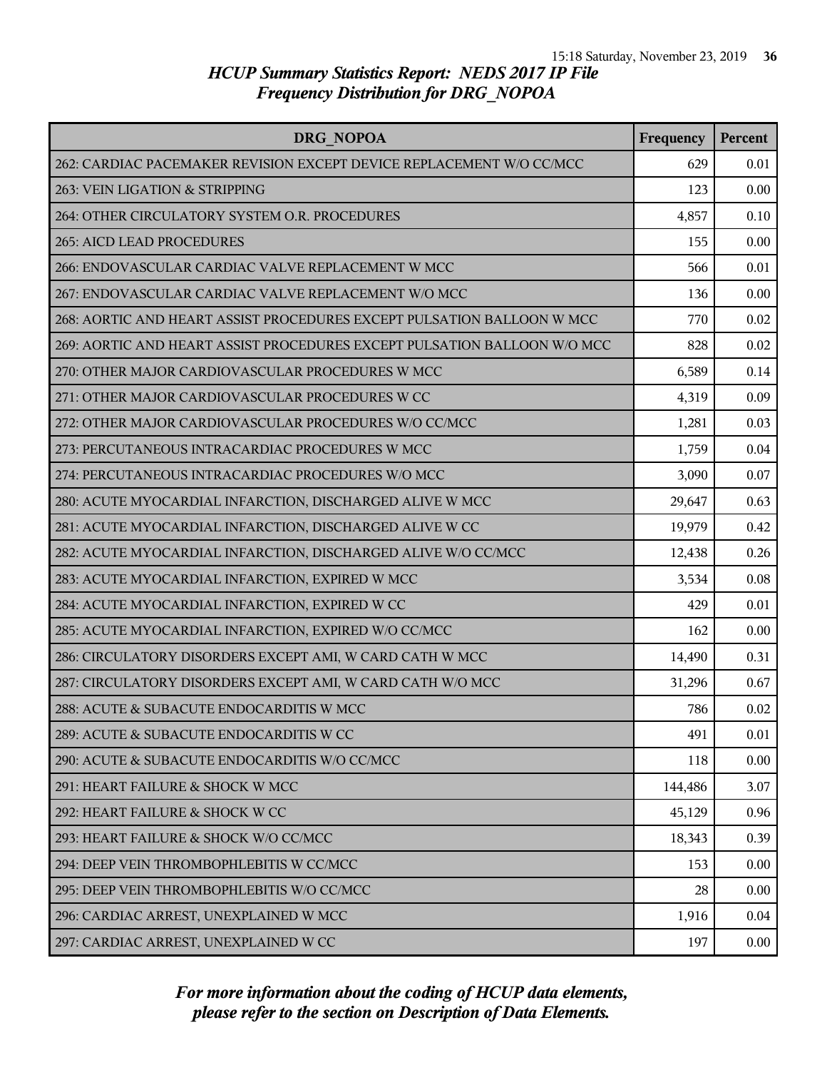## HCUP Summary Statistics Report: NEDS 2017 IP File
### Frequency Distribution for DRG_NOPOA

| DRG_NOPOA | Frequency | Percent |
|---|---|---|
| 262: CARDIAC PACEMAKER REVISION EXCEPT DEVICE REPLACEMENT W/O CC/MCC | 629 | 0.01 |
| 263: VEIN LIGATION & STRIPPING | 123 | 0.00 |
| 264: OTHER CIRCULATORY SYSTEM O.R. PROCEDURES | 4,857 | 0.10 |
| 265: AICD LEAD PROCEDURES | 155 | 0.00 |
| 266: ENDOVASCULAR CARDIAC VALVE REPLACEMENT W MCC | 566 | 0.01 |
| 267: ENDOVASCULAR CARDIAC VALVE REPLACEMENT W/O MCC | 136 | 0.00 |
| 268: AORTIC AND HEART ASSIST PROCEDURES EXCEPT PULSATION BALLOON W MCC | 770 | 0.02 |
| 269: AORTIC AND HEART ASSIST PROCEDURES EXCEPT PULSATION BALLOON W/O MCC | 828 | 0.02 |
| 270: OTHER MAJOR CARDIOVASCULAR PROCEDURES W MCC | 6,589 | 0.14 |
| 271: OTHER MAJOR CARDIOVASCULAR PROCEDURES W CC | 4,319 | 0.09 |
| 272: OTHER MAJOR CARDIOVASCULAR PROCEDURES W/O CC/MCC | 1,281 | 0.03 |
| 273: PERCUTANEOUS INTRACARDIAC PROCEDURES W MCC | 1,759 | 0.04 |
| 274: PERCUTANEOUS INTRACARDIAC PROCEDURES W/O MCC | 3,090 | 0.07 |
| 280: ACUTE MYOCARDIAL INFARCTION, DISCHARGED ALIVE W MCC | 29,647 | 0.63 |
| 281: ACUTE MYOCARDIAL INFARCTION, DISCHARGED ALIVE W CC | 19,979 | 0.42 |
| 282: ACUTE MYOCARDIAL INFARCTION, DISCHARGED ALIVE W/O CC/MCC | 12,438 | 0.26 |
| 283: ACUTE MYOCARDIAL INFARCTION, EXPIRED W MCC | 3,534 | 0.08 |
| 284: ACUTE MYOCARDIAL INFARCTION, EXPIRED W CC | 429 | 0.01 |
| 285: ACUTE MYOCARDIAL INFARCTION, EXPIRED W/O CC/MCC | 162 | 0.00 |
| 286: CIRCULATORY DISORDERS EXCEPT AMI, W CARD CATH W MCC | 14,490 | 0.31 |
| 287: CIRCULATORY DISORDERS EXCEPT AMI, W CARD CATH W/O MCC | 31,296 | 0.67 |
| 288: ACUTE & SUBACUTE ENDOCARDITIS W MCC | 786 | 0.02 |
| 289: ACUTE & SUBACUTE ENDOCARDITIS W CC | 491 | 0.01 |
| 290: ACUTE & SUBACUTE ENDOCARDITIS W/O CC/MCC | 118 | 0.00 |
| 291: HEART FAILURE & SHOCK W MCC | 144,486 | 3.07 |
| 292: HEART FAILURE & SHOCK W CC | 45,129 | 0.96 |
| 293: HEART FAILURE & SHOCK W/O CC/MCC | 18,343 | 0.39 |
| 294: DEEP VEIN THROMBOPHLEBITIS W CC/MCC | 153 | 0.00 |
| 295: DEEP VEIN THROMBOPHLEBITIS W/O CC/MCC | 28 | 0.00 |
| 296: CARDIAC ARREST, UNEXPLAINED W MCC | 1,916 | 0.04 |
| 297: CARDIAC ARREST, UNEXPLAINED W CC | 197 | 0.00 |

*For more information about the coding of HCUP data elements, please refer to the section on Description of Data Elements.*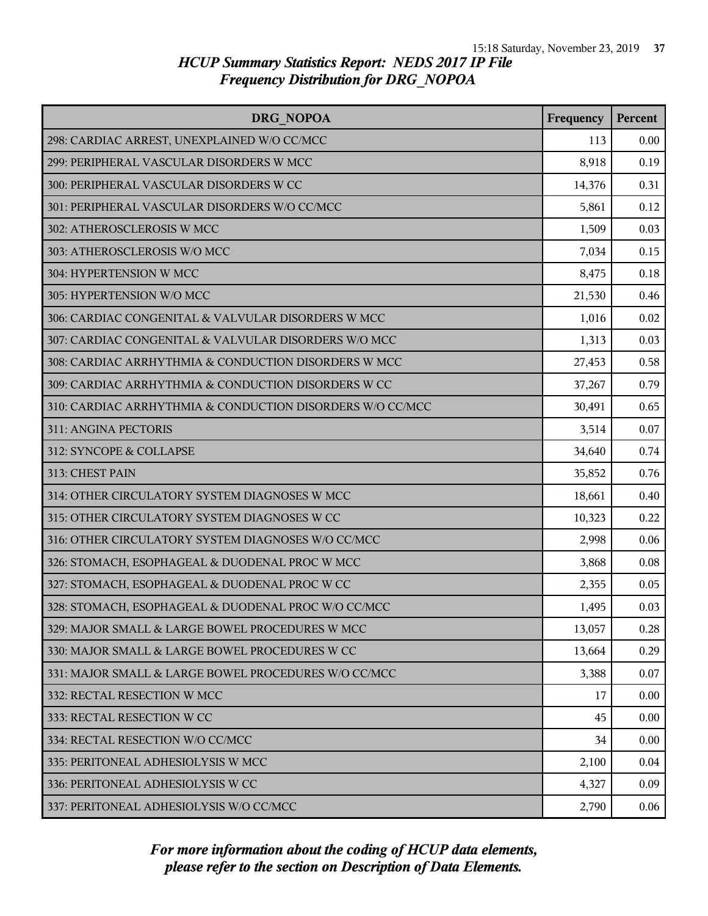# HCUP Summary Statistics Report: NEDS 2017 IP File
## Frequency Distribution for DRG_NOPOA

| DRG_NOPOA | Frequency | Percent |
|---|---|---|
| 298: CARDIAC ARREST, UNEXPLAINED W/O CC/MCC | 113 | 0.00 |
| 299: PERIPHERAL VASCULAR DISORDERS W MCC | 8,918 | 0.19 |
| 300: PERIPHERAL VASCULAR DISORDERS W CC | 14,376 | 0.31 |
| 301: PERIPHERAL VASCULAR DISORDERS W/O CC/MCC | 5,861 | 0.12 |
| 302: ATHEROSCLEROSIS W MCC | 1,509 | 0.03 |
| 303: ATHEROSCLEROSIS W/O MCC | 7,034 | 0.15 |
| 304: HYPERTENSION W MCC | 8,475 | 0.18 |
| 305: HYPERTENSION W/O MCC | 21,530 | 0.46 |
| 306: CARDIAC CONGENITAL & VALVULAR DISORDERS W MCC | 1,016 | 0.02 |
| 307: CARDIAC CONGENITAL & VALVULAR DISORDERS W/O MCC | 1,313 | 0.03 |
| 308: CARDIAC ARRHYTHMIA & CONDUCTION DISORDERS W MCC | 27,453 | 0.58 |
| 309: CARDIAC ARRHYTHMIA & CONDUCTION DISORDERS W CC | 37,267 | 0.79 |
| 310: CARDIAC ARRHYTHMIA & CONDUCTION DISORDERS W/O CC/MCC | 30,491 | 0.65 |
| 311: ANGINA PECTORIS | 3,514 | 0.07 |
| 312: SYNCOPE & COLLAPSE | 34,640 | 0.74 |
| 313: CHEST PAIN | 35,852 | 0.76 |
| 314: OTHER CIRCULATORY SYSTEM DIAGNOSES W MCC | 18,661 | 0.40 |
| 315: OTHER CIRCULATORY SYSTEM DIAGNOSES W CC | 10,323 | 0.22 |
| 316: OTHER CIRCULATORY SYSTEM DIAGNOSES W/O CC/MCC | 2,998 | 0.06 |
| 326: STOMACH, ESOPHAGEAL & DUODENAL PROC W MCC | 3,868 | 0.08 |
| 327: STOMACH, ESOPHAGEAL & DUODENAL PROC W CC | 2,355 | 0.05 |
| 328: STOMACH, ESOPHAGEAL & DUODENAL PROC W/O CC/MCC | 1,495 | 0.03 |
| 329: MAJOR SMALL & LARGE BOWEL PROCEDURES W MCC | 13,057 | 0.28 |
| 330: MAJOR SMALL & LARGE BOWEL PROCEDURES W CC | 13,664 | 0.29 |
| 331: MAJOR SMALL & LARGE BOWEL PROCEDURES W/O CC/MCC | 3,388 | 0.07 |
| 332: RECTAL RESECTION W MCC | 17 | 0.00 |
| 333: RECTAL RESECTION W CC | 45 | 0.00 |
| 334: RECTAL RESECTION W/O CC/MCC | 34 | 0.00 |
| 335: PERITONEAL ADHESIOLYSIS W MCC | 2,100 | 0.04 |
| 336: PERITONEAL ADHESIOLYSIS W CC | 4,327 | 0.09 |
| 337: PERITONEAL ADHESIOLYSIS W/O CC/MCC | 2,790 | 0.06 |

*For more information about the coding of HCUP data elements, please refer to the section on Description of Data Elements.*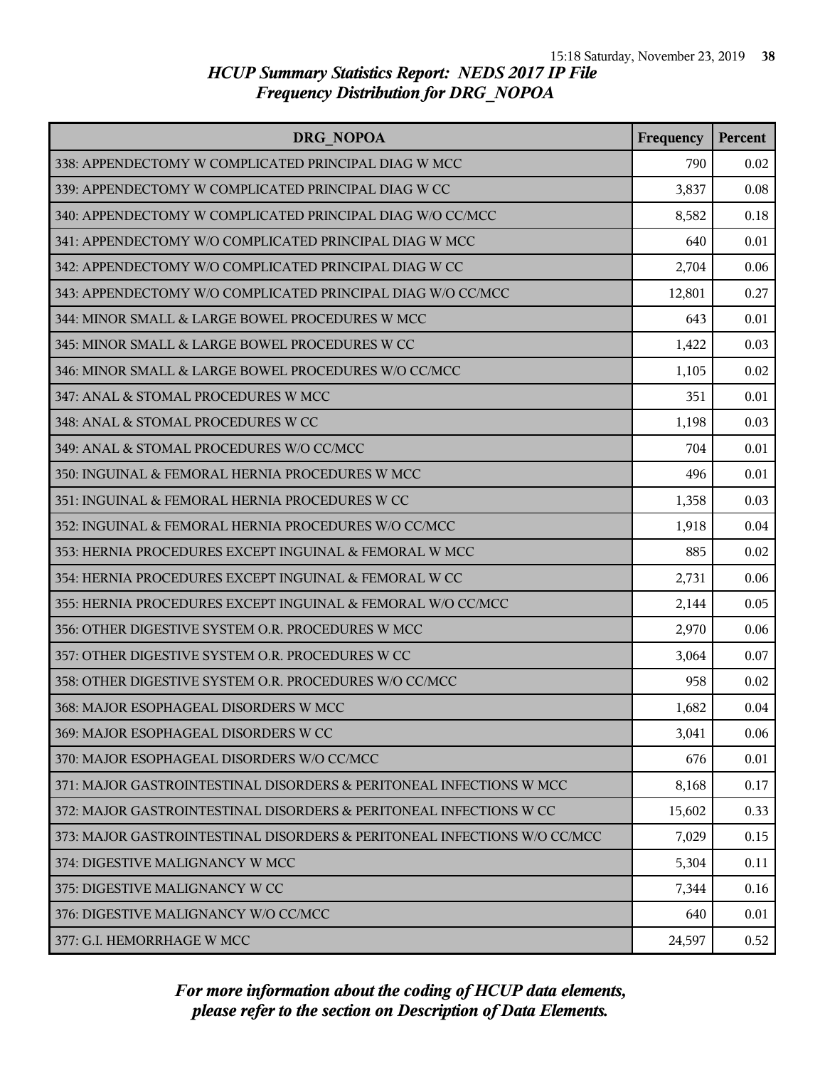# HCUP Summary Statistics Report: NEDS 2017 IP File
## Frequency Distribution for DRG_NOPOA

| DRG_NOPOA | Frequency | Percent |
|---|---|---|
| 338: APPENDECTOMY W COMPLICATED PRINCIPAL DIAG W MCC | 790 | 0.02 |
| 339: APPENDECTOMY W COMPLICATED PRINCIPAL DIAG W CC | 3,837 | 0.08 |
| 340: APPENDECTOMY W COMPLICATED PRINCIPAL DIAG W/O CC/MCC | 8,582 | 0.18 |
| 341: APPENDECTOMY W/O COMPLICATED PRINCIPAL DIAG W MCC | 640 | 0.01 |
| 342: APPENDECTOMY W/O COMPLICATED PRINCIPAL DIAG W CC | 2,704 | 0.06 |
| 343: APPENDECTOMY W/O COMPLICATED PRINCIPAL DIAG W/O CC/MCC | 12,801 | 0.27 |
| 344: MINOR SMALL & LARGE BOWEL PROCEDURES W MCC | 643 | 0.01 |
| 345: MINOR SMALL & LARGE BOWEL PROCEDURES W CC | 1,422 | 0.03 |
| 346: MINOR SMALL & LARGE BOWEL PROCEDURES W/O CC/MCC | 1,105 | 0.02 |
| 347: ANAL & STOMAL PROCEDURES W MCC | 351 | 0.01 |
| 348: ANAL & STOMAL PROCEDURES W CC | 1,198 | 0.03 |
| 349: ANAL & STOMAL PROCEDURES W/O CC/MCC | 704 | 0.01 |
| 350: INGUINAL & FEMORAL HERNIA PROCEDURES W MCC | 496 | 0.01 |
| 351: INGUINAL & FEMORAL HERNIA PROCEDURES W CC | 1,358 | 0.03 |
| 352: INGUINAL & FEMORAL HERNIA PROCEDURES W/O CC/MCC | 1,918 | 0.04 |
| 353: HERNIA PROCEDURES EXCEPT INGUINAL & FEMORAL W MCC | 885 | 0.02 |
| 354: HERNIA PROCEDURES EXCEPT INGUINAL & FEMORAL W CC | 2,731 | 0.06 |
| 355: HERNIA PROCEDURES EXCEPT INGUINAL & FEMORAL W/O CC/MCC | 2,144 | 0.05 |
| 356: OTHER DIGESTIVE SYSTEM O.R. PROCEDURES W MCC | 2,970 | 0.06 |
| 357: OTHER DIGESTIVE SYSTEM O.R. PROCEDURES W CC | 3,064 | 0.07 |
| 358: OTHER DIGESTIVE SYSTEM O.R. PROCEDURES W/O CC/MCC | 958 | 0.02 |
| 368: MAJOR ESOPHAGEAL DISORDERS W MCC | 1,682 | 0.04 |
| 369: MAJOR ESOPHAGEAL DISORDERS W CC | 3,041 | 0.06 |
| 370: MAJOR ESOPHAGEAL DISORDERS W/O CC/MCC | 676 | 0.01 |
| 371: MAJOR GASTROINTESTINAL DISORDERS & PERITONEAL INFECTIONS W MCC | 8,168 | 0.17 |
| 372: MAJOR GASTROINTESTINAL DISORDERS & PERITONEAL INFECTIONS W CC | 15,602 | 0.33 |
| 373: MAJOR GASTROINTESTINAL DISORDERS & PERITONEAL INFECTIONS W/O CC/MCC | 7,029 | 0.15 |
| 374: DIGESTIVE MALIGNANCY W MCC | 5,304 | 0.11 |
| 375: DIGESTIVE MALIGNANCY W CC | 7,344 | 0.16 |
| 376: DIGESTIVE MALIGNANCY W/O CC/MCC | 640 | 0.01 |
| 377: G.I. HEMORRHAGE W MCC | 24,597 | 0.52 |

*For more information about the coding of HCUP data elements, please refer to the section on Description of Data Elements.*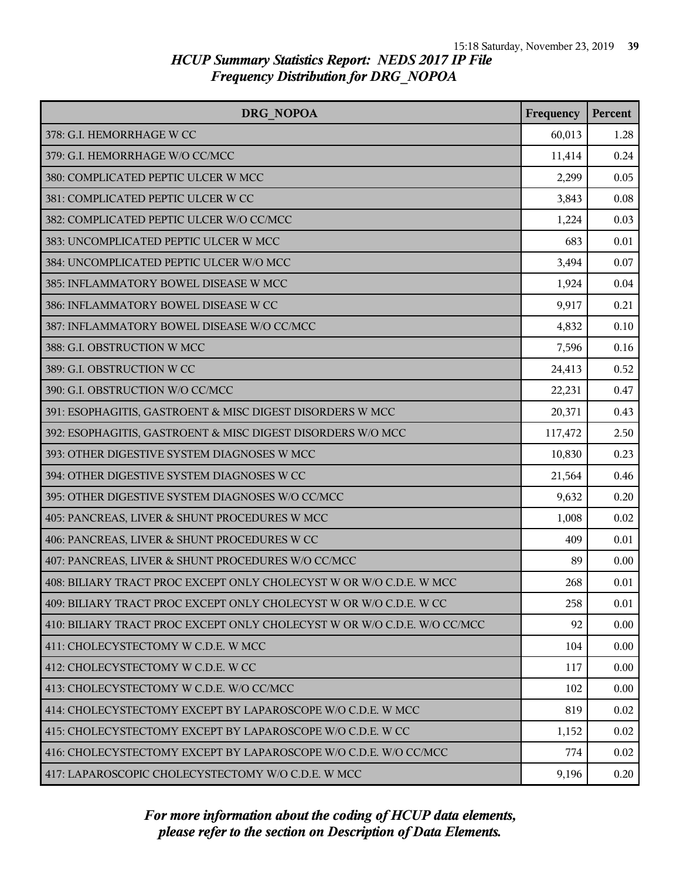# HCUP Summary Statistics Report: NEDS 2017 IP File
## Frequency Distribution for DRG_NOPOA

| DRG_NOPOA | Frequency | Percent |
|---|---|---|
| 378: G.I. HEMORRHAGE W CC | 60,013 | 1.28 |
| 379: G.I. HEMORRHAGE W/O CC/MCC | 11,414 | 0.24 |
| 380: COMPLICATED PEPTIC ULCER W MCC | 2,299 | 0.05 |
| 381: COMPLICATED PEPTIC ULCER W CC | 3,843 | 0.08 |
| 382: COMPLICATED PEPTIC ULCER W/O CC/MCC | 1,224 | 0.03 |
| 383: UNCOMPLICATED PEPTIC ULCER W MCC | 683 | 0.01 |
| 384: UNCOMPLICATED PEPTIC ULCER W/O MCC | 3,494 | 0.07 |
| 385: INFLAMMATORY BOWEL DISEASE W MCC | 1,924 | 0.04 |
| 386: INFLAMMATORY BOWEL DISEASE W CC | 9,917 | 0.21 |
| 387: INFLAMMATORY BOWEL DISEASE W/O CC/MCC | 4,832 | 0.10 |
| 388: G.I. OBSTRUCTION W MCC | 7,596 | 0.16 |
| 389: G.I. OBSTRUCTION W CC | 24,413 | 0.52 |
| 390: G.I. OBSTRUCTION W/O CC/MCC | 22,231 | 0.47 |
| 391: ESOPHAGITIS, GASTROENT & MISC DIGEST DISORDERS W MCC | 20,371 | 0.43 |
| 392: ESOPHAGITIS, GASTROENT & MISC DIGEST DISORDERS W/O MCC | 117,472 | 2.50 |
| 393: OTHER DIGESTIVE SYSTEM DIAGNOSES W MCC | 10,830 | 0.23 |
| 394: OTHER DIGESTIVE SYSTEM DIAGNOSES W CC | 21,564 | 0.46 |
| 395: OTHER DIGESTIVE SYSTEM DIAGNOSES W/O CC/MCC | 9,632 | 0.20 |
| 405: PANCREAS, LIVER & SHUNT PROCEDURES W MCC | 1,008 | 0.02 |
| 406: PANCREAS, LIVER & SHUNT PROCEDURES W CC | 409 | 0.01 |
| 407: PANCREAS, LIVER & SHUNT PROCEDURES W/O CC/MCC | 89 | 0.00 |
| 408: BILIARY TRACT PROC EXCEPT ONLY CHOLECYST W OR W/O C.D.E. W MCC | 268 | 0.01 |
| 409: BILIARY TRACT PROC EXCEPT ONLY CHOLECYST W OR W/O C.D.E. W CC | 258 | 0.01 |
| 410: BILIARY TRACT PROC EXCEPT ONLY CHOLECYST W OR W/O C.D.E. W/O CC/MCC | 92 | 0.00 |
| 411: CHOLECYSTECTOMY W C.D.E. W MCC | 104 | 0.00 |
| 412: CHOLECYSTECTOMY W C.D.E. W CC | 117 | 0.00 |
| 413: CHOLECYSTECTOMY W C.D.E. W/O CC/MCC | 102 | 0.00 |
| 414: CHOLECYSTECTOMY EXCEPT BY LAPAROSCOPE W/O C.D.E. W MCC | 819 | 0.02 |
| 415: CHOLECYSTECTOMY EXCEPT BY LAPAROSCOPE W/O C.D.E. W CC | 1,152 | 0.02 |
| 416: CHOLECYSTECTOMY EXCEPT BY LAPAROSCOPE W/O C.D.E. W/O CC/MCC | 774 | 0.02 |
| 417: LAPAROSCOPIC CHOLECYSTECTOMY W/O C.D.E. W MCC | 9,196 | 0.20 |

*For more information about the coding of HCUP data elements, please refer to the section on Description of Data Elements.*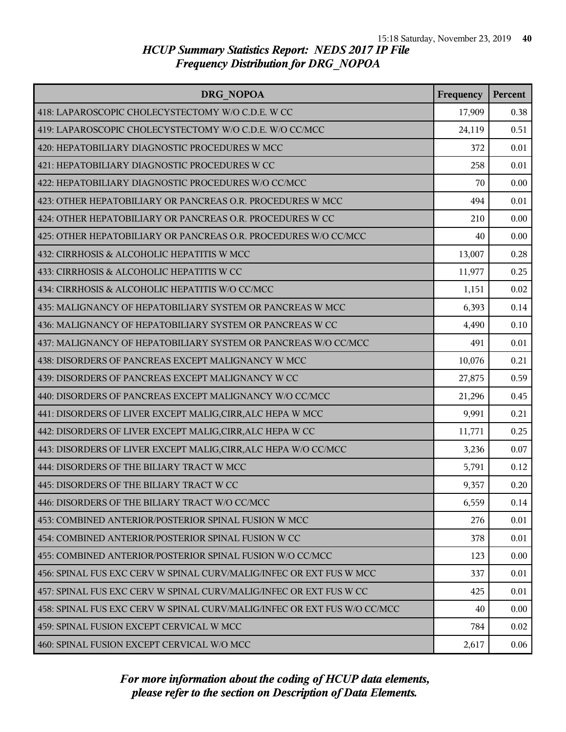## HCUP Summary Statistics Report: NEDS 2017 IP File
## Frequency Distribution for DRG_NOPOA

| DRG_NOPOA | Frequency | Percent |
|---|---|---|
| 418: LAPAROSCOPIC CHOLECYSTECTOMY W/O C.D.E. W CC | 17,909 | 0.38 |
| 419: LAPAROSCOPIC CHOLECYSTECTOMY W/O C.D.E. W/O CC/MCC | 24,119 | 0.51 |
| 420: HEPATOBILIARY DIAGNOSTIC PROCEDURES W MCC | 372 | 0.01 |
| 421: HEPATOBILIARY DIAGNOSTIC PROCEDURES W CC | 258 | 0.01 |
| 422: HEPATOBILIARY DIAGNOSTIC PROCEDURES W/O CC/MCC | 70 | 0.00 |
| 423: OTHER HEPATOBILIARY OR PANCREAS O.R. PROCEDURES W MCC | 494 | 0.01 |
| 424: OTHER HEPATOBILIARY OR PANCREAS O.R. PROCEDURES W CC | 210 | 0.00 |
| 425: OTHER HEPATOBILIARY OR PANCREAS O.R. PROCEDURES W/O CC/MCC | 40 | 0.00 |
| 432: CIRRHOSIS & ALCOHOLIC HEPATITIS W MCC | 13,007 | 0.28 |
| 433: CIRRHOSIS & ALCOHOLIC HEPATITIS W CC | 11,977 | 0.25 |
| 434: CIRRHOSIS & ALCOHOLIC HEPATITIS W/O CC/MCC | 1,151 | 0.02 |
| 435: MALIGNANCY OF HEPATOBILIARY SYSTEM OR PANCREAS W MCC | 6,393 | 0.14 |
| 436: MALIGNANCY OF HEPATOBILIARY SYSTEM OR PANCREAS W CC | 4,490 | 0.10 |
| 437: MALIGNANCY OF HEPATOBILIARY SYSTEM OR PANCREAS W/O CC/MCC | 491 | 0.01 |
| 438: DISORDERS OF PANCREAS EXCEPT MALIGNANCY W MCC | 10,076 | 0.21 |
| 439: DISORDERS OF PANCREAS EXCEPT MALIGNANCY W CC | 27,875 | 0.59 |
| 440: DISORDERS OF PANCREAS EXCEPT MALIGNANCY W/O CC/MCC | 21,296 | 0.45 |
| 441: DISORDERS OF LIVER EXCEPT MALIG,CIRR,ALC HEPA W MCC | 9,991 | 0.21 |
| 442: DISORDERS OF LIVER EXCEPT MALIG,CIRR,ALC HEPA W CC | 11,771 | 0.25 |
| 443: DISORDERS OF LIVER EXCEPT MALIG,CIRR,ALC HEPA W/O CC/MCC | 3,236 | 0.07 |
| 444: DISORDERS OF THE BILIARY TRACT W MCC | 5,791 | 0.12 |
| 445: DISORDERS OF THE BILIARY TRACT W CC | 9,357 | 0.20 |
| 446: DISORDERS OF THE BILIARY TRACT W/O CC/MCC | 6,559 | 0.14 |
| 453: COMBINED ANTERIOR/POSTERIOR SPINAL FUSION W MCC | 276 | 0.01 |
| 454: COMBINED ANTERIOR/POSTERIOR SPINAL FUSION W CC | 378 | 0.01 |
| 455: COMBINED ANTERIOR/POSTERIOR SPINAL FUSION W/O CC/MCC | 123 | 0.00 |
| 456: SPINAL FUS EXC CERV W SPINAL CURV/MALIG/INFEC OR EXT FUS W MCC | 337 | 0.01 |
| 457: SPINAL FUS EXC CERV W SPINAL CURV/MALIG/INFEC OR EXT FUS W CC | 425 | 0.01 |
| 458: SPINAL FUS EXC CERV W SPINAL CURV/MALIG/INFEC OR EXT FUS W/O CC/MCC | 40 | 0.00 |
| 459: SPINAL FUSION EXCEPT CERVICAL W MCC | 784 | 0.02 |
| 460: SPINAL FUSION EXCEPT CERVICAL W/O MCC | 2,617 | 0.06 |

*For more information about the coding of HCUP data elements, please refer to the section on Description of Data Elements.*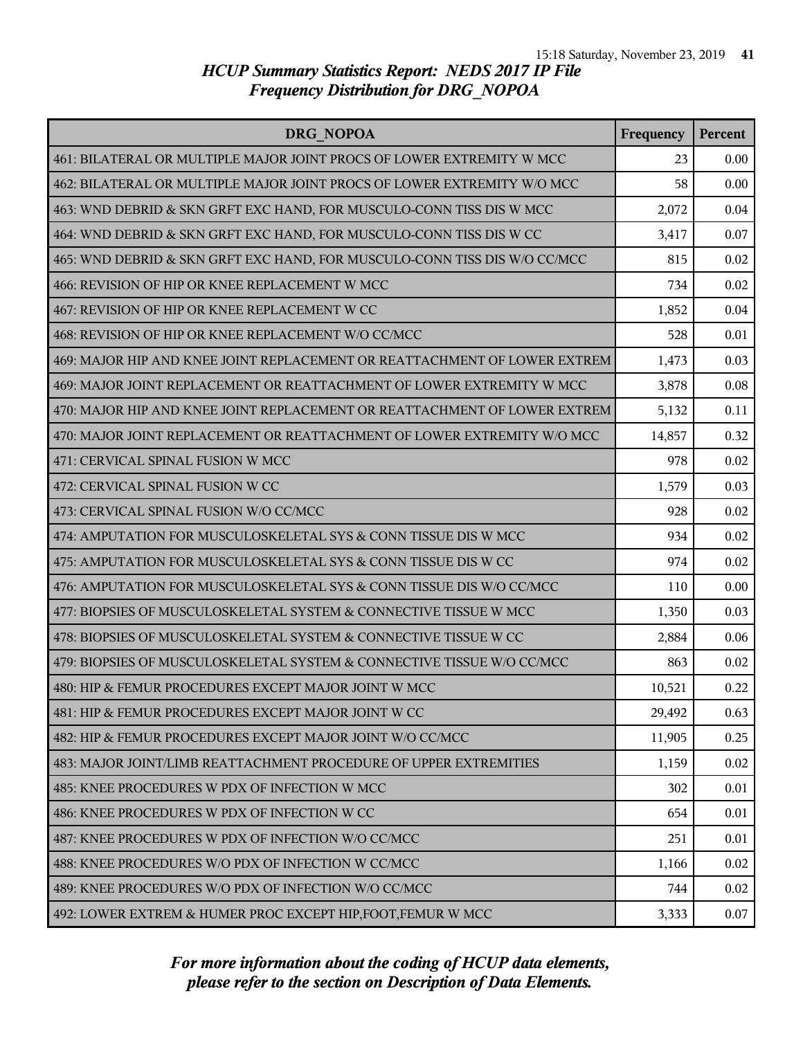## HCUP Summary Statistics Report: NEDS 2017 IP File
## Frequency Distribution for DRG_NOPOA

| DRG_NOPOA | Frequency | Percent |
|---|---|---|
| 461: BILATERAL OR MULTIPLE MAJOR JOINT PROCS OF LOWER EXTREMITY W MCC | 23 | 0.00 |
| 462: BILATERAL OR MULTIPLE MAJOR JOINT PROCS OF LOWER EXTREMITY W/O MCC | 58 | 0.00 |
| 463: WND DEBRID & SKN GRFT EXC HAND, FOR MUSCULO-CONN TISS DIS W MCC | 2,072 | 0.04 |
| 464: WND DEBRID & SKN GRFT EXC HAND, FOR MUSCULO-CONN TISS DIS W CC | 3,417 | 0.07 |
| 465: WND DEBRID & SKN GRFT EXC HAND, FOR MUSCULO-CONN TISS DIS W/O CC/MCC | 815 | 0.02 |
| 466: REVISION OF HIP OR KNEE REPLACEMENT W MCC | 734 | 0.02 |
| 467: REVISION OF HIP OR KNEE REPLACEMENT W CC | 1,852 | 0.04 |
| 468: REVISION OF HIP OR KNEE REPLACEMENT W/O CC/MCC | 528 | 0.01 |
| 469: MAJOR HIP AND KNEE JOINT REPLACEMENT OR REATTACHMENT OF LOWER EXTREM | 1,473 | 0.03 |
| 469: MAJOR JOINT REPLACEMENT OR REATTACHMENT OF LOWER EXTREMITY W MCC | 3,878 | 0.08 |
| 470: MAJOR HIP AND KNEE JOINT REPLACEMENT OR REATTACHMENT OF LOWER EXTREM | 5,132 | 0.11 |
| 470: MAJOR JOINT REPLACEMENT OR REATTACHMENT OF LOWER EXTREMITY W/O MCC | 14,857 | 0.32 |
| 471: CERVICAL SPINAL FUSION W MCC | 978 | 0.02 |
| 472: CERVICAL SPINAL FUSION W CC | 1,579 | 0.03 |
| 473: CERVICAL SPINAL FUSION W/O CC/MCC | 928 | 0.02 |
| 474: AMPUTATION FOR MUSCULOSKELETAL SYS & CONN TISSUE DIS W MCC | 934 | 0.02 |
| 475: AMPUTATION FOR MUSCULOSKELETAL SYS & CONN TISSUE DIS W CC | 974 | 0.02 |
| 476: AMPUTATION FOR MUSCULOSKELETAL SYS & CONN TISSUE DIS W/O CC/MCC | 110 | 0.00 |
| 477: BIOPSIES OF MUSCULOSKELETAL SYSTEM & CONNECTIVE TISSUE W MCC | 1,350 | 0.03 |
| 478: BIOPSIES OF MUSCULOSKELETAL SYSTEM & CONNECTIVE TISSUE W CC | 2,884 | 0.06 |
| 479: BIOPSIES OF MUSCULOSKELETAL SYSTEM & CONNECTIVE TISSUE W/O CC/MCC | 863 | 0.02 |
| 480: HIP & FEMUR PROCEDURES EXCEPT MAJOR JOINT W MCC | 10,521 | 0.22 |
| 481: HIP & FEMUR PROCEDURES EXCEPT MAJOR JOINT W CC | 29,492 | 0.63 |
| 482: HIP & FEMUR PROCEDURES EXCEPT MAJOR JOINT W/O CC/MCC | 11,905 | 0.25 |
| 483: MAJOR JOINT/LIMB REATTACHMENT PROCEDURE OF UPPER EXTREMITIES | 1,159 | 0.02 |
| 485: KNEE PROCEDURES W PDX OF INFECTION W MCC | 302 | 0.01 |
| 486: KNEE PROCEDURES W PDX OF INFECTION W CC | 654 | 0.01 |
| 487: KNEE PROCEDURES W PDX OF INFECTION W/O CC/MCC | 251 | 0.01 |
| 488: KNEE PROCEDURES W/O PDX OF INFECTION W CC/MCC | 1,166 | 0.02 |
| 489: KNEE PROCEDURES W/O PDX OF INFECTION W/O CC/MCC | 744 | 0.02 |
| 492: LOWER EXTREM & HUMER PROC EXCEPT HIP,FOOT,FEMUR W MCC | 3,333 | 0.07 |

*For more information about the coding of HCUP data elements, please refer to the section on Description of Data Elements.*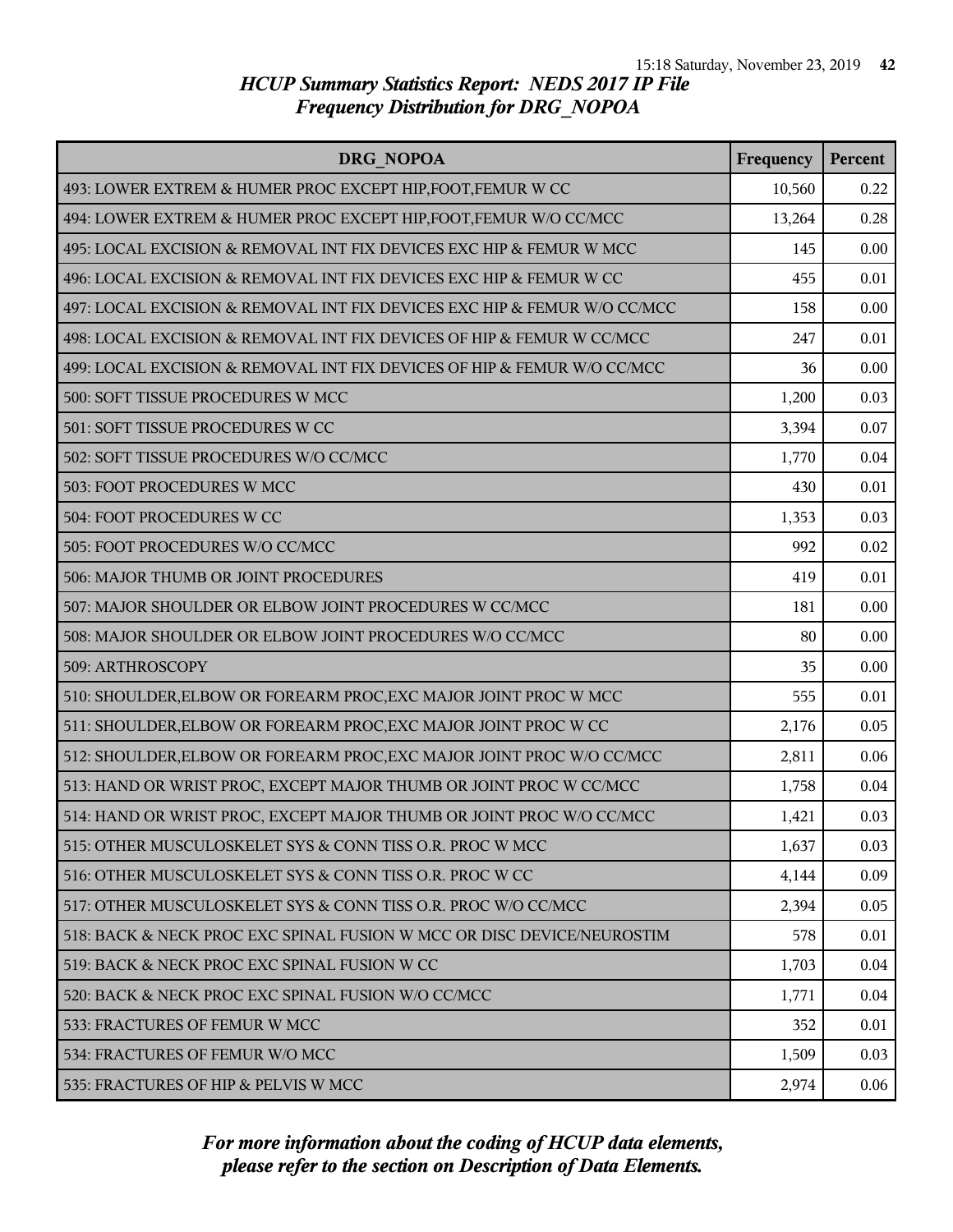# HCUP Summary Statistics Report: NEDS 2017 IP File

## Frequency Distribution for DRG_NOPOA

| DRG_NOPOA | Frequency | Percent |
|---|---|---|
| 493: LOWER EXTREM & HUMER PROC EXCEPT HIP,FOOT,FEMUR W CC | 10,560 | 0.22 |
| 494: LOWER EXTREM & HUMER PROC EXCEPT HIP,FOOT,FEMUR W/O CC/MCC | 13,264 | 0.28 |
| 495: LOCAL EXCISION & REMOVAL INT FIX DEVICES EXC HIP & FEMUR W MCC | 145 | 0.00 |
| 496: LOCAL EXCISION & REMOVAL INT FIX DEVICES EXC HIP & FEMUR W CC | 455 | 0.01 |
| 497: LOCAL EXCISION & REMOVAL INT FIX DEVICES EXC HIP & FEMUR W/O CC/MCC | 158 | 0.00 |
| 498: LOCAL EXCISION & REMOVAL INT FIX DEVICES OF HIP & FEMUR W CC/MCC | 247 | 0.01 |
| 499: LOCAL EXCISION & REMOVAL INT FIX DEVICES OF HIP & FEMUR W/O CC/MCC | 36 | 0.00 |
| 500: SOFT TISSUE PROCEDURES W MCC | 1,200 | 0.03 |
| 501: SOFT TISSUE PROCEDURES W CC | 3,394 | 0.07 |
| 502: SOFT TISSUE PROCEDURES W/O CC/MCC | 1,770 | 0.04 |
| 503: FOOT PROCEDURES W MCC | 430 | 0.01 |
| 504: FOOT PROCEDURES W CC | 1,353 | 0.03 |
| 505: FOOT PROCEDURES W/O CC/MCC | 992 | 0.02 |
| 506: MAJOR THUMB OR JOINT PROCEDURES | 419 | 0.01 |
| 507: MAJOR SHOULDER OR ELBOW JOINT PROCEDURES W CC/MCC | 181 | 0.00 |
| 508: MAJOR SHOULDER OR ELBOW JOINT PROCEDURES W/O CC/MCC | 80 | 0.00 |
| 509: ARTHROSCOPY | 35 | 0.00 |
| 510: SHOULDER,ELBOW OR FOREARM PROC,EXC MAJOR JOINT PROC W MCC | 555 | 0.01 |
| 511: SHOULDER,ELBOW OR FOREARM PROC,EXC MAJOR JOINT PROC W CC | 2,176 | 0.05 |
| 512: SHOULDER,ELBOW OR FOREARM PROC,EXC MAJOR JOINT PROC W/O CC/MCC | 2,811 | 0.06 |
| 513: HAND OR WRIST PROC, EXCEPT MAJOR THUMB OR JOINT PROC W CC/MCC | 1,758 | 0.04 |
| 514: HAND OR WRIST PROC, EXCEPT MAJOR THUMB OR JOINT PROC W/O CC/MCC | 1,421 | 0.03 |
| 515: OTHER MUSCULOSKELET SYS & CONN TISS O.R. PROC W MCC | 1,637 | 0.03 |
| 516: OTHER MUSCULOSKELET SYS & CONN TISS O.R. PROC W CC | 4,144 | 0.09 |
| 517: OTHER MUSCULOSKELET SYS & CONN TISS O.R. PROC W/O CC/MCC | 2,394 | 0.05 |
| 518: BACK & NECK PROC EXC SPINAL FUSION W MCC OR DISC DEVICE/NEUROSTIM | 578 | 0.01 |
| 519: BACK & NECK PROC EXC SPINAL FUSION W CC | 1,703 | 0.04 |
| 520: BACK & NECK PROC EXC SPINAL FUSION W/O CC/MCC | 1,771 | 0.04 |
| 533: FRACTURES OF FEMUR W MCC | 352 | 0.01 |
| 534: FRACTURES OF FEMUR W/O MCC | 1,509 | 0.03 |
| 535: FRACTURES OF HIP & PELVIS W MCC | 2,974 | 0.06 |

*For more information about the coding of HCUP data elements, please refer to the section on Description of Data Elements.*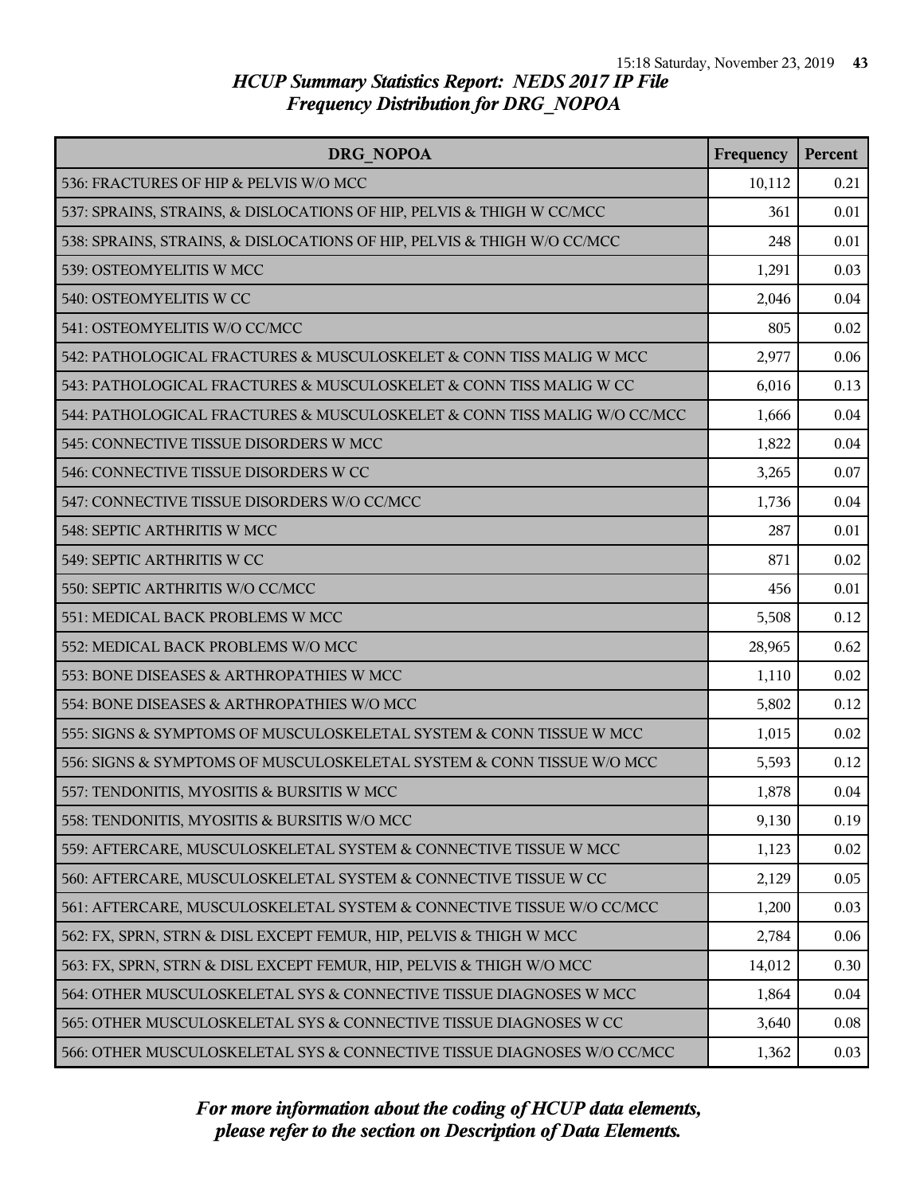# HCUP Summary Statistics Report: NEDS 2017 IP File
## Frequency Distribution for DRG_NOPOA

| DRG_NOPOA | Frequency | Percent |
|---|---|---|
| 536: FRACTURES OF HIP & PELVIS W/O MCC | 10,112 | 0.21 |
| 537: SPRAINS, STRAINS, & DISLOCATIONS OF HIP, PELVIS & THIGH W CC/MCC | 361 | 0.01 |
| 538: SPRAINS, STRAINS, & DISLOCATIONS OF HIP, PELVIS & THIGH W/O CC/MCC | 248 | 0.01 |
| 539: OSTEOMYELITIS W MCC | 1,291 | 0.03 |
| 540: OSTEOMYELITIS W CC | 2,046 | 0.04 |
| 541: OSTEOMYELITIS W/O CC/MCC | 805 | 0.02 |
| 542: PATHOLOGICAL FRACTURES & MUSCULOSKELET & CONN TISS MALIG W MCC | 2,977 | 0.06 |
| 543: PATHOLOGICAL FRACTURES & MUSCULOSKELET & CONN TISS MALIG W CC | 6,016 | 0.13 |
| 544: PATHOLOGICAL FRACTURES & MUSCULOSKELET & CONN TISS MALIG W/O CC/MCC | 1,666 | 0.04 |
| 545: CONNECTIVE TISSUE DISORDERS W MCC | 1,822 | 0.04 |
| 546: CONNECTIVE TISSUE DISORDERS W CC | 3,265 | 0.07 |
| 547: CONNECTIVE TISSUE DISORDERS W/O CC/MCC | 1,736 | 0.04 |
| 548: SEPTIC ARTHRITIS W MCC | 287 | 0.01 |
| 549: SEPTIC ARTHRITIS W CC | 871 | 0.02 |
| 550: SEPTIC ARTHRITIS W/O CC/MCC | 456 | 0.01 |
| 551: MEDICAL BACK PROBLEMS W MCC | 5,508 | 0.12 |
| 552: MEDICAL BACK PROBLEMS W/O MCC | 28,965 | 0.62 |
| 553: BONE DISEASES & ARTHROPATHIES W MCC | 1,110 | 0.02 |
| 554: BONE DISEASES & ARTHROPATHIES W/O MCC | 5,802 | 0.12 |
| 555: SIGNS & SYMPTOMS OF MUSCULOSKELETAL SYSTEM & CONN TISSUE W MCC | 1,015 | 0.02 |
| 556: SIGNS & SYMPTOMS OF MUSCULOSKELETAL SYSTEM & CONN TISSUE W/O MCC | 5,593 | 0.12 |
| 557: TENDONITIS, MYOSITIS & BURSITIS W MCC | 1,878 | 0.04 |
| 558: TENDONITIS, MYOSITIS & BURSITIS W/O MCC | 9,130 | 0.19 |
| 559: AFTERCARE, MUSCULOSKELETAL SYSTEM & CONNECTIVE TISSUE W MCC | 1,123 | 0.02 |
| 560: AFTERCARE, MUSCULOSKELETAL SYSTEM & CONNECTIVE TISSUE W CC | 2,129 | 0.05 |
| 561: AFTERCARE, MUSCULOSKELETAL SYSTEM & CONNECTIVE TISSUE W/O CC/MCC | 1,200 | 0.03 |
| 562: FX, SPRN, STRN & DISL EXCEPT FEMUR, HIP, PELVIS & THIGH W MCC | 2,784 | 0.06 |
| 563: FX, SPRN, STRN & DISL EXCEPT FEMUR, HIP, PELVIS & THIGH W/O MCC | 14,012 | 0.30 |
| 564: OTHER MUSCULOSKELETAL SYS & CONNECTIVE TISSUE DIAGNOSES W MCC | 1,864 | 0.04 |
| 565: OTHER MUSCULOSKELETAL SYS & CONNECTIVE TISSUE DIAGNOSES W CC | 3,640 | 0.08 |
| 566: OTHER MUSCULOSKELETAL SYS & CONNECTIVE TISSUE DIAGNOSES W/O CC/MCC | 1,362 | 0.03 |

*For more information about the coding of HCUP data elements, please refer to the section on Description of Data Elements.*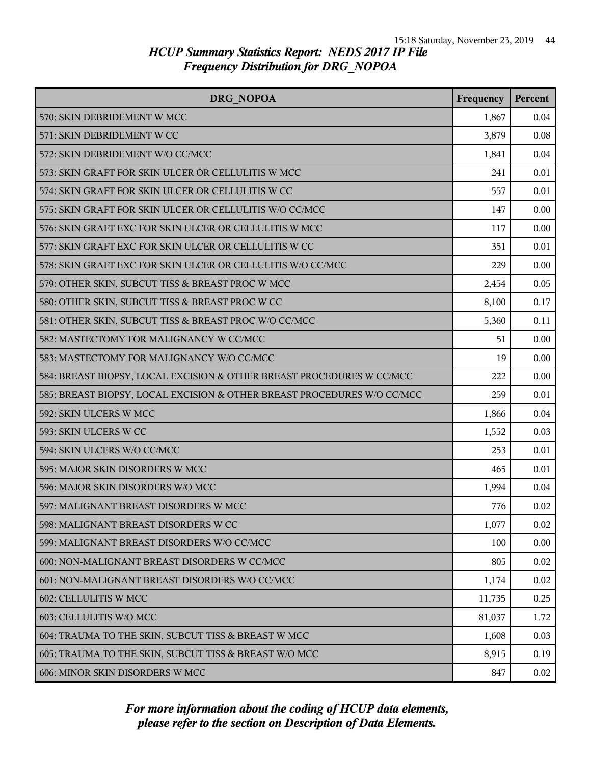*HCUP Summary Statistics Report: NEDS 2017 IP File*
*Frequency Distribution for DRG_NOPOA*

| DRG_NOPOA | Frequency | Percent |
|---|---|---|
| 570: SKIN DEBRIDEMENT W MCC | 1,867 | 0.04 |
| 571: SKIN DEBRIDEMENT W CC | 3,879 | 0.08 |
| 572: SKIN DEBRIDEMENT W/O CC/MCC | 1,841 | 0.04 |
| 573: SKIN GRAFT FOR SKIN ULCER OR CELLULITIS W MCC | 241 | 0.01 |
| 574: SKIN GRAFT FOR SKIN ULCER OR CELLULITIS W CC | 557 | 0.01 |
| 575: SKIN GRAFT FOR SKIN ULCER OR CELLULITIS W/O CC/MCC | 147 | 0.00 |
| 576: SKIN GRAFT EXC FOR SKIN ULCER OR CELLULITIS W MCC | 117 | 0.00 |
| 577: SKIN GRAFT EXC FOR SKIN ULCER OR CELLULITIS W CC | 351 | 0.01 |
| 578: SKIN GRAFT EXC FOR SKIN ULCER OR CELLULITIS W/O CC/MCC | 229 | 0.00 |
| 579: OTHER SKIN, SUBCUT TISS & BREAST PROC W MCC | 2,454 | 0.05 |
| 580: OTHER SKIN, SUBCUT TISS & BREAST PROC W CC | 8,100 | 0.17 |
| 581: OTHER SKIN, SUBCUT TISS & BREAST PROC W/O CC/MCC | 5,360 | 0.11 |
| 582: MASTECTOMY FOR MALIGNANCY W CC/MCC | 51 | 0.00 |
| 583: MASTECTOMY FOR MALIGNANCY W/O CC/MCC | 19 | 0.00 |
| 584: BREAST BIOPSY, LOCAL EXCISION & OTHER BREAST PROCEDURES W CC/MCC | 222 | 0.00 |
| 585: BREAST BIOPSY, LOCAL EXCISION & OTHER BREAST PROCEDURES W/O CC/MCC | 259 | 0.01 |
| 592: SKIN ULCERS W MCC | 1,866 | 0.04 |
| 593: SKIN ULCERS W CC | 1,552 | 0.03 |
| 594: SKIN ULCERS W/O CC/MCC | 253 | 0.01 |
| 595: MAJOR SKIN DISORDERS W MCC | 465 | 0.01 |
| 596: MAJOR SKIN DISORDERS W/O MCC | 1,994 | 0.04 |
| 597: MALIGNANT BREAST DISORDERS W MCC | 776 | 0.02 |
| 598: MALIGNANT BREAST DISORDERS W CC | 1,077 | 0.02 |
| 599: MALIGNANT BREAST DISORDERS W/O CC/MCC | 100 | 0.00 |
| 600: NON-MALIGNANT BREAST DISORDERS W CC/MCC | 805 | 0.02 |
| 601: NON-MALIGNANT BREAST DISORDERS W/O CC/MCC | 1,174 | 0.02 |
| 602: CELLULITIS W MCC | 11,735 | 0.25 |
| 603: CELLULITIS W/O MCC | 81,037 | 1.72 |
| 604: TRAUMA TO THE SKIN, SUBCUT TISS & BREAST W MCC | 1,608 | 0.03 |
| 605: TRAUMA TO THE SKIN, SUBCUT TISS & BREAST W/O MCC | 8,915 | 0.19 |
| 606: MINOR SKIN DISORDERS W MCC | 847 | 0.02 |

*For more information about the coding of HCUP data elements, please refer to the section on Description of Data Elements.*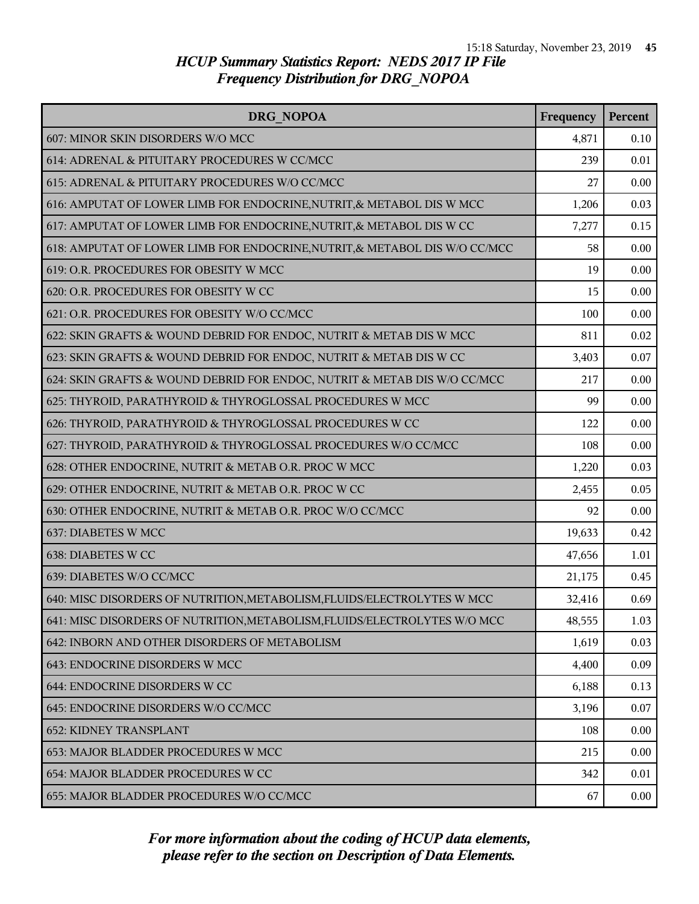## HCUP Summary Statistics Report: NEDS 2017 IP File
## Frequency Distribution for DRG_NOPOA

| DRG_NOPOA | Frequency | Percent |
|---|---|---|
| 607: MINOR SKIN DISORDERS W/O MCC | 4,871 | 0.10 |
| 614: ADRENAL & PITUITARY PROCEDURES W CC/MCC | 239 | 0.01 |
| 615: ADRENAL & PITUITARY PROCEDURES W/O CC/MCC | 27 | 0.00 |
| 616: AMPUTAT OF LOWER LIMB FOR ENDOCRINE,NUTRIT,& METABOL DIS W MCC | 1,206 | 0.03 |
| 617: AMPUTAT OF LOWER LIMB FOR ENDOCRINE,NUTRIT,& METABOL DIS W CC | 7,277 | 0.15 |
| 618: AMPUTAT OF LOWER LIMB FOR ENDOCRINE,NUTRIT,& METABOL DIS W/O CC/MCC | 58 | 0.00 |
| 619: O.R. PROCEDURES FOR OBESITY W MCC | 19 | 0.00 |
| 620: O.R. PROCEDURES FOR OBESITY W CC | 15 | 0.00 |
| 621: O.R. PROCEDURES FOR OBESITY W/O CC/MCC | 100 | 0.00 |
| 622: SKIN GRAFTS & WOUND DEBRID FOR ENDOC, NUTRIT & METAB DIS W MCC | 811 | 0.02 |
| 623: SKIN GRAFTS & WOUND DEBRID FOR ENDOC, NUTRIT & METAB DIS W CC | 3,403 | 0.07 |
| 624: SKIN GRAFTS & WOUND DEBRID FOR ENDOC, NUTRIT & METAB DIS W/O CC/MCC | 217 | 0.00 |
| 625: THYROID, PARATHYROID & THYROGLOSSAL PROCEDURES W MCC | 99 | 0.00 |
| 626: THYROID, PARATHYROID & THYROGLOSSAL PROCEDURES W CC | 122 | 0.00 |
| 627: THYROID, PARATHYROID & THYROGLOSSAL PROCEDURES W/O CC/MCC | 108 | 0.00 |
| 628: OTHER ENDOCRINE, NUTRIT & METAB O.R. PROC W MCC | 1,220 | 0.03 |
| 629: OTHER ENDOCRINE, NUTRIT & METAB O.R. PROC W CC | 2,455 | 0.05 |
| 630: OTHER ENDOCRINE, NUTRIT & METAB O.R. PROC W/O CC/MCC | 92 | 0.00 |
| 637: DIABETES W MCC | 19,633 | 0.42 |
| 638: DIABETES W CC | 47,656 | 1.01 |
| 639: DIABETES W/O CC/MCC | 21,175 | 0.45 |
| 640: MISC DISORDERS OF NUTRITION,METABOLISM,FLUIDS/ELECTROLYTES W MCC | 32,416 | 0.69 |
| 641: MISC DISORDERS OF NUTRITION,METABOLISM,FLUIDS/ELECTROLYTES W/O MCC | 48,555 | 1.03 |
| 642: INBORN AND OTHER DISORDERS OF METABOLISM | 1,619 | 0.03 |
| 643: ENDOCRINE DISORDERS W MCC | 4,400 | 0.09 |
| 644: ENDOCRINE DISORDERS W CC | 6,188 | 0.13 |
| 645: ENDOCRINE DISORDERS W/O CC/MCC | 3,196 | 0.07 |
| 652: KIDNEY TRANSPLANT | 108 | 0.00 |
| 653: MAJOR BLADDER PROCEDURES W MCC | 215 | 0.00 |
| 654: MAJOR BLADDER PROCEDURES W CC | 342 | 0.01 |
| 655: MAJOR BLADDER PROCEDURES W/O CC/MCC | 67 | 0.00 |

*For more information about the coding of HCUP data elements, please refer to the section on Description of Data Elements.*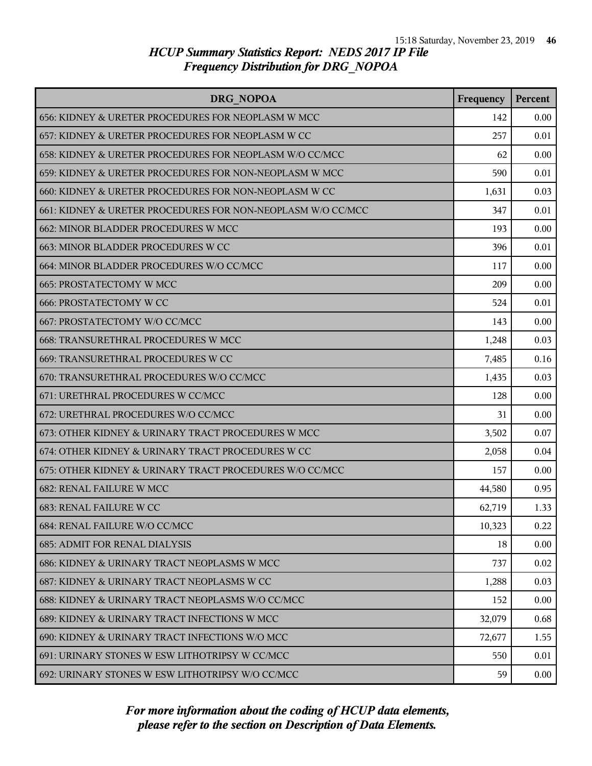# HCUP Summary Statistics Report: NEDS 2017 IP File
## Frequency Distribution for DRG_NOPOA

| DRG_NOPOA | Frequency | Percent |
|---|---|---|
| 656: KIDNEY & URETER PROCEDURES FOR NEOPLASM W MCC | 142 | 0.00 |
| 657: KIDNEY & URETER PROCEDURES FOR NEOPLASM W CC | 257 | 0.01 |
| 658: KIDNEY & URETER PROCEDURES FOR NEOPLASM W/O CC/MCC | 62 | 0.00 |
| 659: KIDNEY & URETER PROCEDURES FOR NON-NEOPLASM W MCC | 590 | 0.01 |
| 660: KIDNEY & URETER PROCEDURES FOR NON-NEOPLASM W CC | 1,631 | 0.03 |
| 661: KIDNEY & URETER PROCEDURES FOR NON-NEOPLASM W/O CC/MCC | 347 | 0.01 |
| 662: MINOR BLADDER PROCEDURES W MCC | 193 | 0.00 |
| 663: MINOR BLADDER PROCEDURES W CC | 396 | 0.01 |
| 664: MINOR BLADDER PROCEDURES W/O CC/MCC | 117 | 0.00 |
| 665: PROSTATECTOMY W MCC | 209 | 0.00 |
| 666: PROSTATECTOMY W CC | 524 | 0.01 |
| 667: PROSTATECTOMY W/O CC/MCC | 143 | 0.00 |
| 668: TRANSURETHRAL PROCEDURES W MCC | 1,248 | 0.03 |
| 669: TRANSURETHRAL PROCEDURES W CC | 7,485 | 0.16 |
| 670: TRANSURETHRAL PROCEDURES W/O CC/MCC | 1,435 | 0.03 |
| 671: URETHRAL PROCEDURES W CC/MCC | 128 | 0.00 |
| 672: URETHRAL PROCEDURES W/O CC/MCC | 31 | 0.00 |
| 673: OTHER KIDNEY & URINARY TRACT PROCEDURES W MCC | 3,502 | 0.07 |
| 674: OTHER KIDNEY & URINARY TRACT PROCEDURES W CC | 2,058 | 0.04 |
| 675: OTHER KIDNEY & URINARY TRACT PROCEDURES W/O CC/MCC | 157 | 0.00 |
| 682: RENAL FAILURE W MCC | 44,580 | 0.95 |
| 683: RENAL FAILURE W CC | 62,719 | 1.33 |
| 684: RENAL FAILURE W/O CC/MCC | 10,323 | 0.22 |
| 685: ADMIT FOR RENAL DIALYSIS | 18 | 0.00 |
| 686: KIDNEY & URINARY TRACT NEOPLASMS W MCC | 737 | 0.02 |
| 687: KIDNEY & URINARY TRACT NEOPLASMS W CC | 1,288 | 0.03 |
| 688: KIDNEY & URINARY TRACT NEOPLASMS W/O CC/MCC | 152 | 0.00 |
| 689: KIDNEY & URINARY TRACT INFECTIONS W MCC | 32,079 | 0.68 |
| 690: KIDNEY & URINARY TRACT INFECTIONS W/O MCC | 72,677 | 1.55 |
| 691: URINARY STONES W ESW LITHOTRIPSY W CC/MCC | 550 | 0.01 |
| 692: URINARY STONES W ESW LITHOTRIPSY W/O CC/MCC | 59 | 0.00 |

*For more information about the coding of HCUP data elements, please refer to the section on Description of Data Elements.*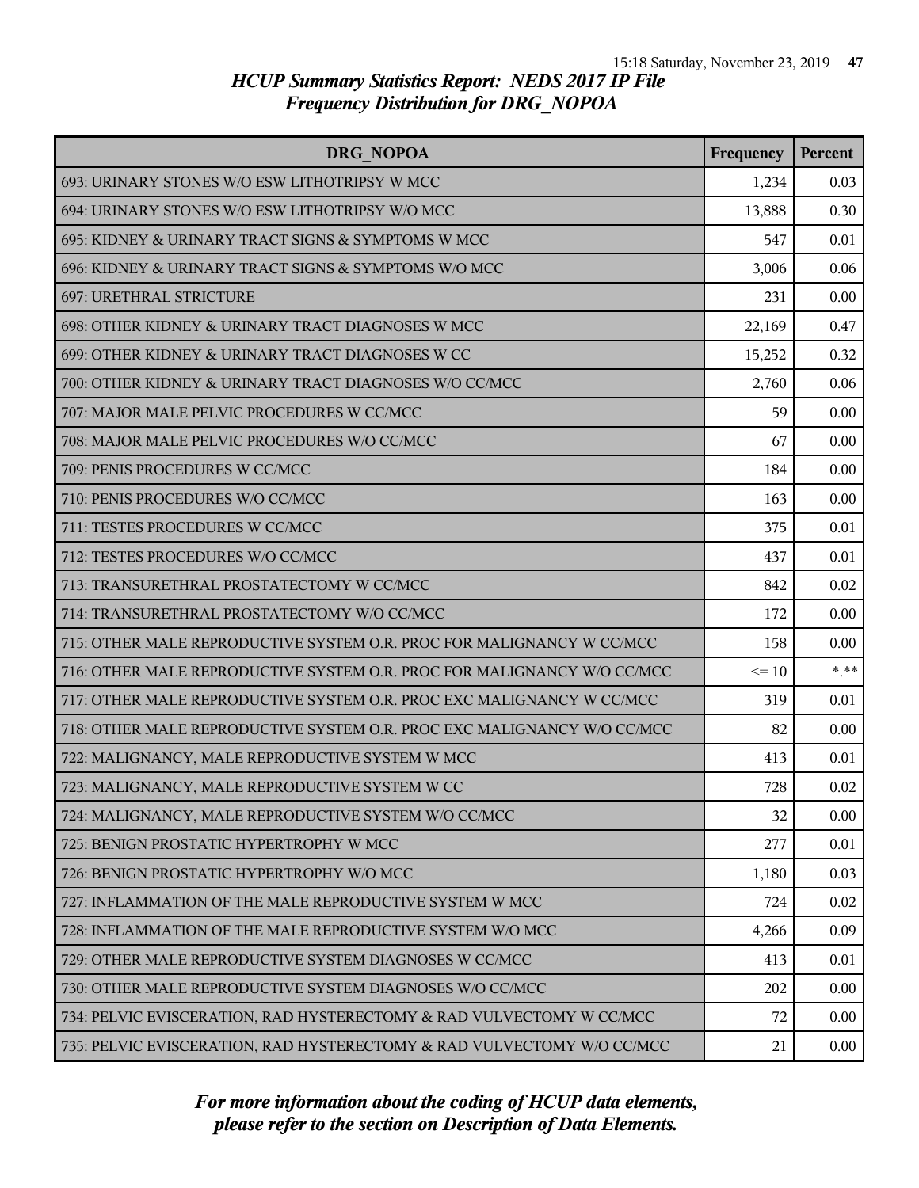## HCUP Summary Statistics Report: NEDS 2017 IP File
## Frequency Distribution for DRG_NOPOA

| DRG_NOPOA | Frequency | Percent |
|---|---|---|
| 693: URINARY STONES W/O ESW LITHOTRIPSY W MCC | 1,234 | 0.03 |
| 694: URINARY STONES W/O ESW LITHOTRIPSY W/O MCC | 13,888 | 0.30 |
| 695: KIDNEY & URINARY TRACT SIGNS & SYMPTOMS W MCC | 547 | 0.01 |
| 696: KIDNEY & URINARY TRACT SIGNS & SYMPTOMS W/O MCC | 3,006 | 0.06 |
| 697: URETHRAL STRICTURE | 231 | 0.00 |
| 698: OTHER KIDNEY & URINARY TRACT DIAGNOSES W MCC | 22,169 | 0.47 |
| 699: OTHER KIDNEY & URINARY TRACT DIAGNOSES W CC | 15,252 | 0.32 |
| 700: OTHER KIDNEY & URINARY TRACT DIAGNOSES W/O CC/MCC | 2,760 | 0.06 |
| 707: MAJOR MALE PELVIC PROCEDURES W CC/MCC | 59 | 0.00 |
| 708: MAJOR MALE PELVIC PROCEDURES W/O CC/MCC | 67 | 0.00 |
| 709: PENIS PROCEDURES W CC/MCC | 184 | 0.00 |
| 710: PENIS PROCEDURES W/O CC/MCC | 163 | 0.00 |
| 711: TESTES PROCEDURES W CC/MCC | 375 | 0.01 |
| 712: TESTES PROCEDURES W/O CC/MCC | 437 | 0.01 |
| 713: TRANSURETHRAL PROSTATECTOMY W CC/MCC | 842 | 0.02 |
| 714: TRANSURETHRAL PROSTATECTOMY W/O CC/MCC | 172 | 0.00 |
| 715: OTHER MALE REPRODUCTIVE SYSTEM O.R. PROC FOR MALIGNANCY W CC/MCC | 158 | 0.00 |
| 716: OTHER MALE REPRODUCTIVE SYSTEM O.R. PROC FOR MALIGNANCY W/O CC/MCC | <= 10 | *.** |
| 717: OTHER MALE REPRODUCTIVE SYSTEM O.R. PROC EXC MALIGNANCY W CC/MCC | 319 | 0.01 |
| 718: OTHER MALE REPRODUCTIVE SYSTEM O.R. PROC EXC MALIGNANCY W/O CC/MCC | 82 | 0.00 |
| 722: MALIGNANCY, MALE REPRODUCTIVE SYSTEM W MCC | 413 | 0.01 |
| 723: MALIGNANCY, MALE REPRODUCTIVE SYSTEM W CC | 728 | 0.02 |
| 724: MALIGNANCY, MALE REPRODUCTIVE SYSTEM W/O CC/MCC | 32 | 0.00 |
| 725: BENIGN PROSTATIC HYPERTROPHY W MCC | 277 | 0.01 |
| 726: BENIGN PROSTATIC HYPERTROPHY W/O MCC | 1,180 | 0.03 |
| 727: INFLAMMATION OF THE MALE REPRODUCTIVE SYSTEM W MCC | 724 | 0.02 |
| 728: INFLAMMATION OF THE MALE REPRODUCTIVE SYSTEM W/O MCC | 4,266 | 0.09 |
| 729: OTHER MALE REPRODUCTIVE SYSTEM DIAGNOSES W CC/MCC | 413 | 0.01 |
| 730: OTHER MALE REPRODUCTIVE SYSTEM DIAGNOSES W/O CC/MCC | 202 | 0.00 |
| 734: PELVIC EVISCERATION, RAD HYSTERECTOMY & RAD VULVECTOMY W CC/MCC | 72 | 0.00 |
| 735: PELVIC EVISCERATION, RAD HYSTERECTOMY & RAD VULVECTOMY W/O CC/MCC | 21 | 0.00 |

*For more information about the coding of HCUP data elements, please refer to the section on Description of Data Elements.*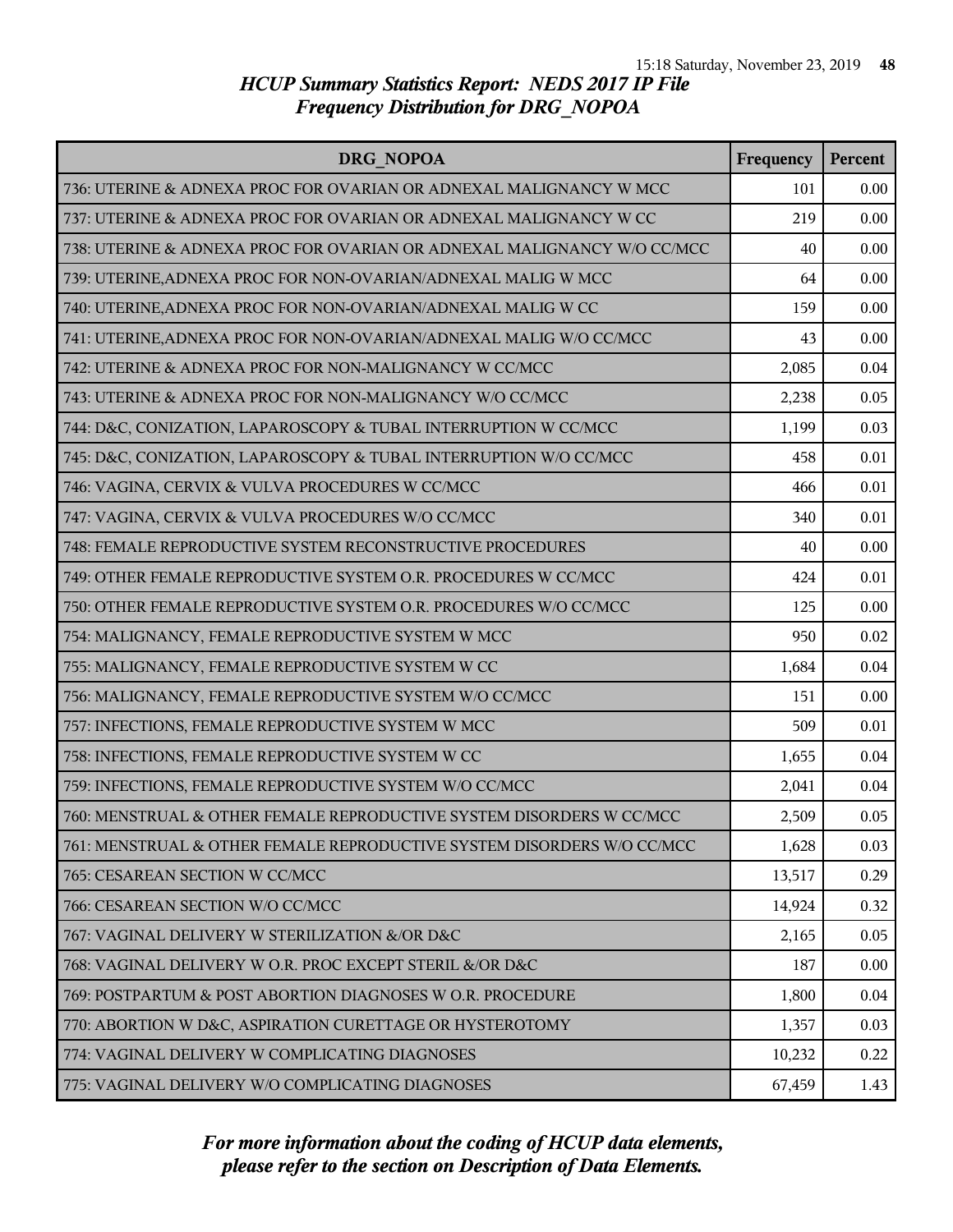## HCUP Summary Statistics Report: NEDS 2017 IP File
### Frequency Distribution for DRG_NOPOA

| DRG_NOPOA | Frequency | Percent |
|---|---|---|
| 736: UTERINE & ADNEXA PROC FOR OVARIAN OR ADNEXAL MALIGNANCY W MCC | 101 | 0.00 |
| 737: UTERINE & ADNEXA PROC FOR OVARIAN OR ADNEXAL MALIGNANCY W CC | 219 | 0.00 |
| 738: UTERINE & ADNEXA PROC FOR OVARIAN OR ADNEXAL MALIGNANCY W/O CC/MCC | 40 | 0.00 |
| 739: UTERINE,ADNEXA PROC FOR NON-OVARIAN/ADNEXAL MALIG W MCC | 64 | 0.00 |
| 740: UTERINE,ADNEXA PROC FOR NON-OVARIAN/ADNEXAL MALIG W CC | 159 | 0.00 |
| 741: UTERINE,ADNEXA PROC FOR NON-OVARIAN/ADNEXAL MALIG W/O CC/MCC | 43 | 0.00 |
| 742: UTERINE & ADNEXA PROC FOR NON-MALIGNANCY W CC/MCC | 2,085 | 0.04 |
| 743: UTERINE & ADNEXA PROC FOR NON-MALIGNANCY W/O CC/MCC | 2,238 | 0.05 |
| 744: D&C, CONIZATION, LAPAROSCOPY & TUBAL INTERRUPTION W CC/MCC | 1,199 | 0.03 |
| 745: D&C, CONIZATION, LAPAROSCOPY & TUBAL INTERRUPTION W/O CC/MCC | 458 | 0.01 |
| 746: VAGINA, CERVIX & VULVA PROCEDURES W CC/MCC | 466 | 0.01 |
| 747: VAGINA, CERVIX & VULVA PROCEDURES W/O CC/MCC | 340 | 0.01 |
| 748: FEMALE REPRODUCTIVE SYSTEM RECONSTRUCTIVE PROCEDURES | 40 | 0.00 |
| 749: OTHER FEMALE REPRODUCTIVE SYSTEM O.R. PROCEDURES W CC/MCC | 424 | 0.01 |
| 750: OTHER FEMALE REPRODUCTIVE SYSTEM O.R. PROCEDURES W/O CC/MCC | 125 | 0.00 |
| 754: MALIGNANCY, FEMALE REPRODUCTIVE SYSTEM W MCC | 950 | 0.02 |
| 755: MALIGNANCY, FEMALE REPRODUCTIVE SYSTEM W CC | 1,684 | 0.04 |
| 756: MALIGNANCY, FEMALE REPRODUCTIVE SYSTEM W/O CC/MCC | 151 | 0.00 |
| 757: INFECTIONS, FEMALE REPRODUCTIVE SYSTEM W MCC | 509 | 0.01 |
| 758: INFECTIONS, FEMALE REPRODUCTIVE SYSTEM W CC | 1,655 | 0.04 |
| 759: INFECTIONS, FEMALE REPRODUCTIVE SYSTEM W/O CC/MCC | 2,041 | 0.04 |
| 760: MENSTRUAL & OTHER FEMALE REPRODUCTIVE SYSTEM DISORDERS W CC/MCC | 2,509 | 0.05 |
| 761: MENSTRUAL & OTHER FEMALE REPRODUCTIVE SYSTEM DISORDERS W/O CC/MCC | 1,628 | 0.03 |
| 765: CESAREAN SECTION W CC/MCC | 13,517 | 0.29 |
| 766: CESAREAN SECTION W/O CC/MCC | 14,924 | 0.32 |
| 767: VAGINAL DELIVERY W STERILIZATION &/OR D&C | 2,165 | 0.05 |
| 768: VAGINAL DELIVERY W O.R. PROC EXCEPT STERIL &/OR D&C | 187 | 0.00 |
| 769: POSTPARTUM & POST ABORTION DIAGNOSES W O.R. PROCEDURE | 1,800 | 0.04 |
| 770: ABORTION W D&C, ASPIRATION CURETTAGE OR HYSTEROTOMY | 1,357 | 0.03 |
| 774: VAGINAL DELIVERY W COMPLICATING DIAGNOSES | 10,232 | 0.22 |
| 775: VAGINAL DELIVERY W/O COMPLICATING DIAGNOSES | 67,459 | 1.43 |

*For more information about the coding of HCUP data elements, please refer to the section on Description of Data Elements.*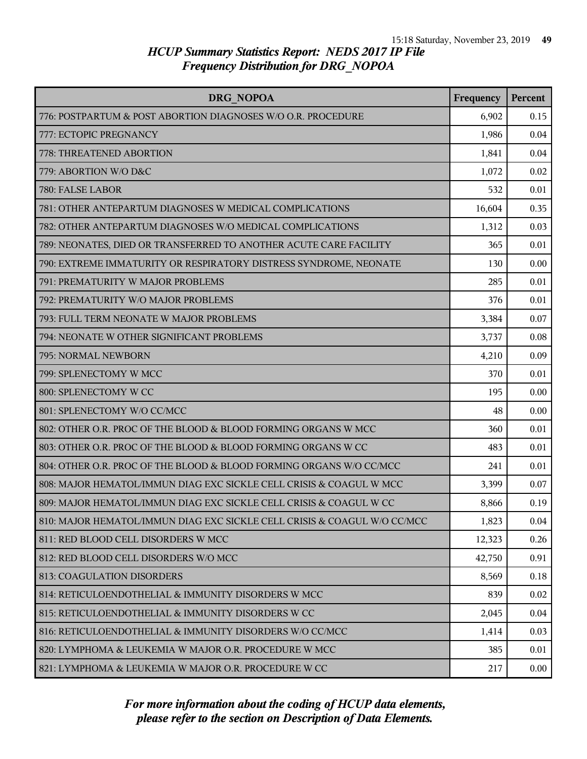# HCUP Summary Statistics Report: NEDS 2017 IP File
## Frequency Distribution for DRG_NOPOA

| DRG_NOPOA | Frequency | Percent |
|---|---|---|
| 776: POSTPARTUM & POST ABORTION DIAGNOSES W/O O.R. PROCEDURE | 6,902 | 0.15 |
| 777: ECTOPIC PREGNANCY | 1,986 | 0.04 |
| 778: THREATENED ABORTION | 1,841 | 0.04 |
| 779: ABORTION W/O D&C | 1,072 | 0.02 |
| 780: FALSE LABOR | 532 | 0.01 |
| 781: OTHER ANTEPARTUM DIAGNOSES W MEDICAL COMPLICATIONS | 16,604 | 0.35 |
| 782: OTHER ANTEPARTUM DIAGNOSES W/O MEDICAL COMPLICATIONS | 1,312 | 0.03 |
| 789: NEONATES, DIED OR TRANSFERRED TO ANOTHER ACUTE CARE FACILITY | 365 | 0.01 |
| 790: EXTREME IMMATURITY OR RESPIRATORY DISTRESS SYNDROME, NEONATE | 130 | 0.00 |
| 791: PREMATURITY W MAJOR PROBLEMS | 285 | 0.01 |
| 792: PREMATURITY W/O MAJOR PROBLEMS | 376 | 0.01 |
| 793: FULL TERM NEONATE W MAJOR PROBLEMS | 3,384 | 0.07 |
| 794: NEONATE W OTHER SIGNIFICANT PROBLEMS | 3,737 | 0.08 |
| 795: NORMAL NEWBORN | 4,210 | 0.09 |
| 799: SPLENECTOMY W MCC | 370 | 0.01 |
| 800: SPLENECTOMY W CC | 195 | 0.00 |
| 801: SPLENECTOMY W/O CC/MCC | 48 | 0.00 |
| 802: OTHER O.R. PROC OF THE BLOOD & BLOOD FORMING ORGANS W MCC | 360 | 0.01 |
| 803: OTHER O.R. PROC OF THE BLOOD & BLOOD FORMING ORGANS W CC | 483 | 0.01 |
| 804: OTHER O.R. PROC OF THE BLOOD & BLOOD FORMING ORGANS W/O CC/MCC | 241 | 0.01 |
| 808: MAJOR HEMATOL/IMMUN DIAG EXC SICKLE CELL CRISIS & COAGUL W MCC | 3,399 | 0.07 |
| 809: MAJOR HEMATOL/IMMUN DIAG EXC SICKLE CELL CRISIS & COAGUL W CC | 8,866 | 0.19 |
| 810: MAJOR HEMATOL/IMMUN DIAG EXC SICKLE CELL CRISIS & COAGUL W/O CC/MCC | 1,823 | 0.04 |
| 811: RED BLOOD CELL DISORDERS W MCC | 12,323 | 0.26 |
| 812: RED BLOOD CELL DISORDERS W/O MCC | 42,750 | 0.91 |
| 813: COAGULATION DISORDERS | 8,569 | 0.18 |
| 814: RETICULOENDOTHELIAL & IMMUNITY DISORDERS W MCC | 839 | 0.02 |
| 815: RETICULOENDOTHELIAL & IMMUNITY DISORDERS W CC | 2,045 | 0.04 |
| 816: RETICULOENDOTHELIAL & IMMUNITY DISORDERS W/O CC/MCC | 1,414 | 0.03 |
| 820: LYMPHOMA & LEUKEMIA W MAJOR O.R. PROCEDURE W MCC | 385 | 0.01 |
| 821: LYMPHOMA & LEUKEMIA W MAJOR O.R. PROCEDURE W CC | 217 | 0.00 |

*For more information about the coding of HCUP data elements, please refer to the section on Description of Data Elements.*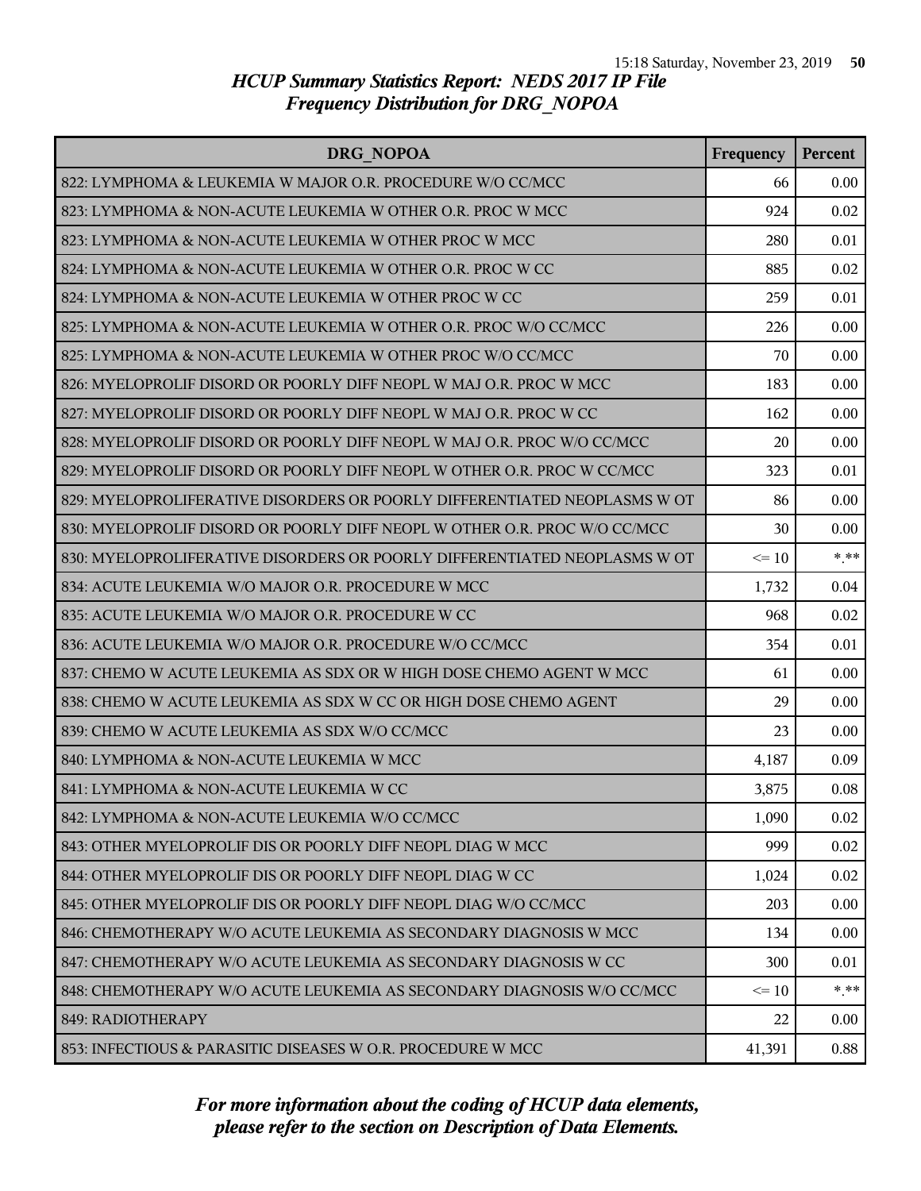## HCUP Summary Statistics Report: NEDS 2017 IP File
## Frequency Distribution for DRG_NOPOA

| DRG_NOPOA | Frequency | Percent |
|---|---|---|
| 822: LYMPHOMA & LEUKEMIA W MAJOR O.R. PROCEDURE W/O CC/MCC | 66 | 0.00 |
| 823: LYMPHOMA & NON-ACUTE LEUKEMIA W OTHER O.R. PROC W MCC | 924 | 0.02 |
| 823: LYMPHOMA & NON-ACUTE LEUKEMIA W OTHER PROC W MCC | 280 | 0.01 |
| 824: LYMPHOMA & NON-ACUTE LEUKEMIA W OTHER O.R. PROC W CC | 885 | 0.02 |
| 824: LYMPHOMA & NON-ACUTE LEUKEMIA W OTHER PROC W CC | 259 | 0.01 |
| 825: LYMPHOMA & NON-ACUTE LEUKEMIA W OTHER O.R. PROC W/O CC/MCC | 226 | 0.00 |
| 825: LYMPHOMA & NON-ACUTE LEUKEMIA W OTHER PROC W/O CC/MCC | 70 | 0.00 |
| 826: MYELOPROLIF DISORD OR POORLY DIFF NEOPL W MAJ O.R. PROC W MCC | 183 | 0.00 |
| 827: MYELOPROLIF DISORD OR POORLY DIFF NEOPL W MAJ O.R. PROC W CC | 162 | 0.00 |
| 828: MYELOPROLIF DISORD OR POORLY DIFF NEOPL W MAJ O.R. PROC W/O CC/MCC | 20 | 0.00 |
| 829: MYELOPROLIF DISORD OR POORLY DIFF NEOPL W OTHER O.R. PROC W CC/MCC | 323 | 0.01 |
| 829: MYELOPROLIFERATIVE DISORDERS OR POORLY DIFFERENTIATED NEOPLASMS W OT | 86 | 0.00 |
| 830: MYELOPROLIF DISORD OR POORLY DIFF NEOPL W OTHER O.R. PROC W/O CC/MCC | 30 | 0.00 |
| 830: MYELOPROLIFERATIVE DISORDERS OR POORLY DIFFERENTIATED NEOPLASMS W OT | <= 10 | *.** |
| 834: ACUTE LEUKEMIA W/O MAJOR O.R. PROCEDURE W MCC | 1,732 | 0.04 |
| 835: ACUTE LEUKEMIA W/O MAJOR O.R. PROCEDURE W CC | 968 | 0.02 |
| 836: ACUTE LEUKEMIA W/O MAJOR O.R. PROCEDURE W/O CC/MCC | 354 | 0.01 |
| 837: CHEMO W ACUTE LEUKEMIA AS SDX OR W HIGH DOSE CHEMO AGENT W MCC | 61 | 0.00 |
| 838: CHEMO W ACUTE LEUKEMIA AS SDX W CC OR HIGH DOSE CHEMO AGENT | 29 | 0.00 |
| 839: CHEMO W ACUTE LEUKEMIA AS SDX W/O CC/MCC | 23 | 0.00 |
| 840: LYMPHOMA & NON-ACUTE LEUKEMIA W MCC | 4,187 | 0.09 |
| 841: LYMPHOMA & NON-ACUTE LEUKEMIA W CC | 3,875 | 0.08 |
| 842: LYMPHOMA & NON-ACUTE LEUKEMIA W/O CC/MCC | 1,090 | 0.02 |
| 843: OTHER MYELOPROLIF DIS OR POORLY DIFF NEOPL DIAG W MCC | 999 | 0.02 |
| 844: OTHER MYELOPROLIF DIS OR POORLY DIFF NEOPL DIAG W CC | 1,024 | 0.02 |
| 845: OTHER MYELOPROLIF DIS OR POORLY DIFF NEOPL DIAG W/O CC/MCC | 203 | 0.00 |
| 846: CHEMOTHERAPY W/O ACUTE LEUKEMIA AS SECONDARY DIAGNOSIS W MCC | 134 | 0.00 |
| 847: CHEMOTHERAPY W/O ACUTE LEUKEMIA AS SECONDARY DIAGNOSIS W CC | 300 | 0.01 |
| 848: CHEMOTHERAPY W/O ACUTE LEUKEMIA AS SECONDARY DIAGNOSIS W/O CC/MCC | <= 10 | *.** |
| 849: RADIOTHERAPY | 22 | 0.00 |
| 853: INFECTIOUS & PARASITIC DISEASES W O.R. PROCEDURE W MCC | 41,391 | 0.88 |

*For more information about the coding of HCUP data elements, please refer to the section on Description of Data Elements.*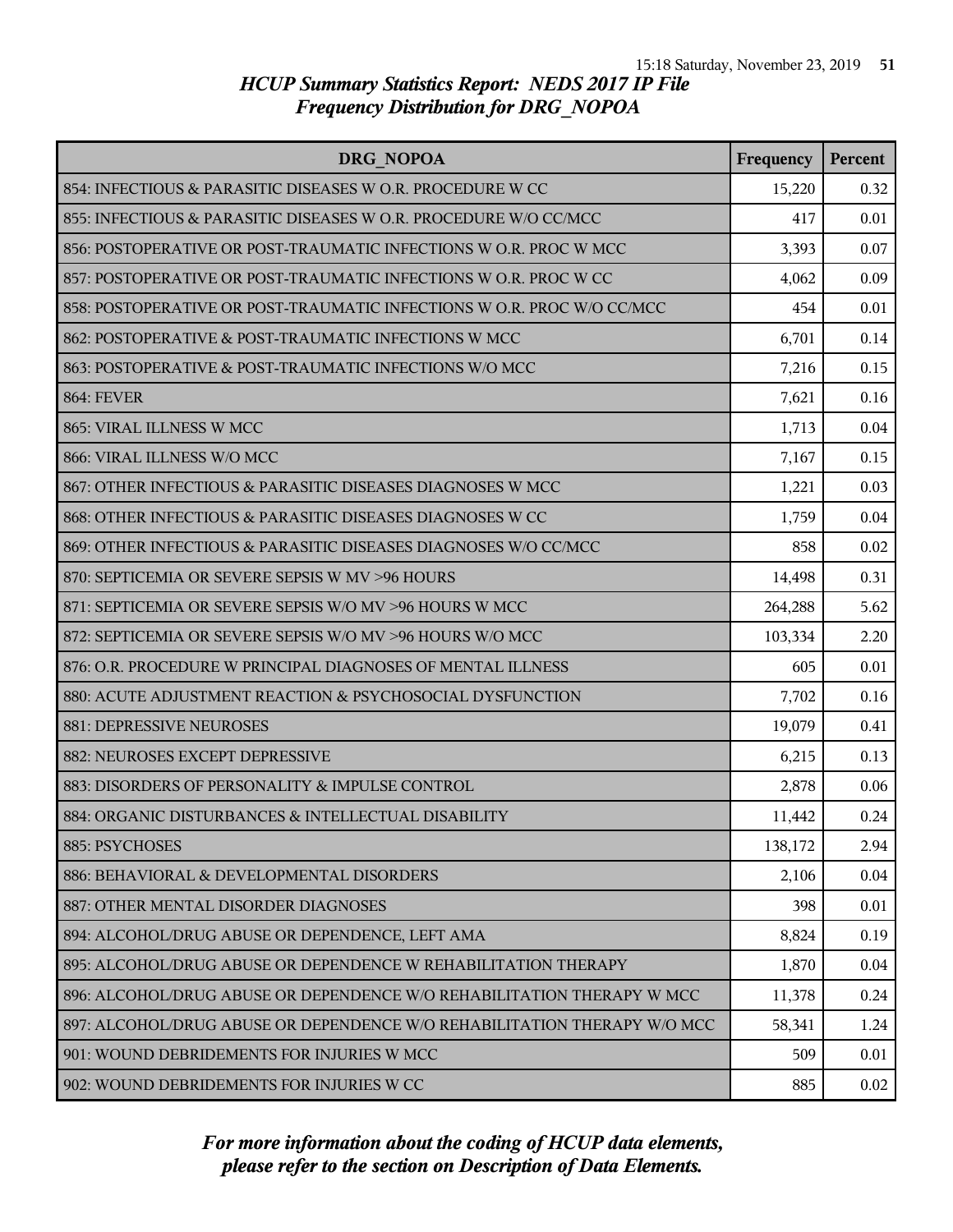# HCUP Summary Statistics Report: NEDS 2017 IP File

## Frequency Distribution for DRG_NOPOA

| DRG_NOPOA | Frequency | Percent |
|---|---|---|
| 854: INFECTIOUS & PARASITIC DISEASES W O.R. PROCEDURE W CC | 15,220 | 0.32 |
| 855: INFECTIOUS & PARASITIC DISEASES W O.R. PROCEDURE W/O CC/MCC | 417 | 0.01 |
| 856: POSTOPERATIVE OR POST-TRAUMATIC INFECTIONS W O.R. PROC W MCC | 3,393 | 0.07 |
| 857: POSTOPERATIVE OR POST-TRAUMATIC INFECTIONS W O.R. PROC W CC | 4,062 | 0.09 |
| 858: POSTOPERATIVE OR POST-TRAUMATIC INFECTIONS W O.R. PROC W/O CC/MCC | 454 | 0.01 |
| 862: POSTOPERATIVE & POST-TRAUMATIC INFECTIONS W MCC | 6,701 | 0.14 |
| 863: POSTOPERATIVE & POST-TRAUMATIC INFECTIONS W/O MCC | 7,216 | 0.15 |
| 864: FEVER | 7,621 | 0.16 |
| 865: VIRAL ILLNESS W MCC | 1,713 | 0.04 |
| 866: VIRAL ILLNESS W/O MCC | 7,167 | 0.15 |
| 867: OTHER INFECTIOUS & PARASITIC DISEASES DIAGNOSES W MCC | 1,221 | 0.03 |
| 868: OTHER INFECTIOUS & PARASITIC DISEASES DIAGNOSES W CC | 1,759 | 0.04 |
| 869: OTHER INFECTIOUS & PARASITIC DISEASES DIAGNOSES W/O CC/MCC | 858 | 0.02 |
| 870: SEPTICEMIA OR SEVERE SEPSIS W MV >96 HOURS | 14,498 | 0.31 |
| 871: SEPTICEMIA OR SEVERE SEPSIS W/O MV >96 HOURS W MCC | 264,288 | 5.62 |
| 872: SEPTICEMIA OR SEVERE SEPSIS W/O MV >96 HOURS W/O MCC | 103,334 | 2.20 |
| 876: O.R. PROCEDURE W PRINCIPAL DIAGNOSES OF MENTAL ILLNESS | 605 | 0.01 |
| 880: ACUTE ADJUSTMENT REACTION & PSYCHOSOCIAL DYSFUNCTION | 7,702 | 0.16 |
| 881: DEPRESSIVE NEUROSES | 19,079 | 0.41 |
| 882: NEUROSES EXCEPT DEPRESSIVE | 6,215 | 0.13 |
| 883: DISORDERS OF PERSONALITY & IMPULSE CONTROL | 2,878 | 0.06 |
| 884: ORGANIC DISTURBANCES & INTELLECTUAL DISABILITY | 11,442 | 0.24 |
| 885: PSYCHOSES | 138,172 | 2.94 |
| 886: BEHAVIORAL & DEVELOPMENTAL DISORDERS | 2,106 | 0.04 |
| 887: OTHER MENTAL DISORDER DIAGNOSES | 398 | 0.01 |
| 894: ALCOHOL/DRUG ABUSE OR DEPENDENCE, LEFT AMA | 8,824 | 0.19 |
| 895: ALCOHOL/DRUG ABUSE OR DEPENDENCE W REHABILITATION THERAPY | 1,870 | 0.04 |
| 896: ALCOHOL/DRUG ABUSE OR DEPENDENCE W/O REHABILITATION THERAPY W MCC | 11,378 | 0.24 |
| 897: ALCOHOL/DRUG ABUSE OR DEPENDENCE W/O REHABILITATION THERAPY W/O MCC | 58,341 | 1.24 |
| 901: WOUND DEBRIDEMENTS FOR INJURIES W MCC | 509 | 0.01 |
| 902: WOUND DEBRIDEMENTS FOR INJURIES W CC | 885 | 0.02 |

*For more information about the coding of HCUP data elements, please refer to the section on Description of Data Elements.*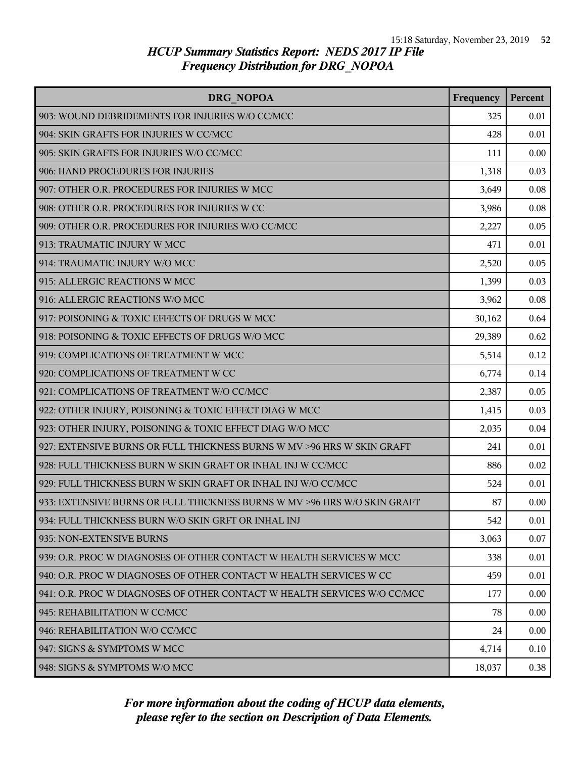## HCUP Summary Statistics Report: NEDS 2017 IP File
## Frequency Distribution for DRG_NOPOA

| DRG_NOPOA | Frequency | Percent |
| --- | --- | --- |
| 903: WOUND DEBRIDEMENTS FOR INJURIES W/O CC/MCC | 325 | 0.01 |
| 904: SKIN GRAFTS FOR INJURIES W CC/MCC | 428 | 0.01 |
| 905: SKIN GRAFTS FOR INJURIES W/O CC/MCC | 111 | 0.00 |
| 906: HAND PROCEDURES FOR INJURIES | 1,318 | 0.03 |
| 907: OTHER O.R. PROCEDURES FOR INJURIES W MCC | 3,649 | 0.08 |
| 908: OTHER O.R. PROCEDURES FOR INJURIES W CC | 3,986 | 0.08 |
| 909: OTHER O.R. PROCEDURES FOR INJURIES W/O CC/MCC | 2,227 | 0.05 |
| 913: TRAUMATIC INJURY W MCC | 471 | 0.01 |
| 914: TRAUMATIC INJURY W/O MCC | 2,520 | 0.05 |
| 915: ALLERGIC REACTIONS W MCC | 1,399 | 0.03 |
| 916: ALLERGIC REACTIONS W/O MCC | 3,962 | 0.08 |
| 917: POISONING & TOXIC EFFECTS OF DRUGS W MCC | 30,162 | 0.64 |
| 918: POISONING & TOXIC EFFECTS OF DRUGS W/O MCC | 29,389 | 0.62 |
| 919: COMPLICATIONS OF TREATMENT W MCC | 5,514 | 0.12 |
| 920: COMPLICATIONS OF TREATMENT W CC | 6,774 | 0.14 |
| 921: COMPLICATIONS OF TREATMENT W/O CC/MCC | 2,387 | 0.05 |
| 922: OTHER INJURY, POISONING & TOXIC EFFECT DIAG W MCC | 1,415 | 0.03 |
| 923: OTHER INJURY, POISONING & TOXIC EFFECT DIAG W/O MCC | 2,035 | 0.04 |
| 927: EXTENSIVE BURNS OR FULL THICKNESS BURNS W MV >96 HRS W SKIN GRAFT | 241 | 0.01 |
| 928: FULL THICKNESS BURN W SKIN GRAFT OR INHAL INJ W CC/MCC | 886 | 0.02 |
| 929: FULL THICKNESS BURN W SKIN GRAFT OR INHAL INJ W/O CC/MCC | 524 | 0.01 |
| 933: EXTENSIVE BURNS OR FULL THICKNESS BURNS W MV >96 HRS W/O SKIN GRAFT | 87 | 0.00 |
| 934: FULL THICKNESS BURN W/O SKIN GRFT OR INHAL INJ | 542 | 0.01 |
| 935: NON-EXTENSIVE BURNS | 3,063 | 0.07 |
| 939: O.R. PROC W DIAGNOSES OF OTHER CONTACT W HEALTH SERVICES W MCC | 338 | 0.01 |
| 940: O.R. PROC W DIAGNOSES OF OTHER CONTACT W HEALTH SERVICES W CC | 459 | 0.01 |
| 941: O.R. PROC W DIAGNOSES OF OTHER CONTACT W HEALTH SERVICES W/O CC/MCC | 177 | 0.00 |
| 945: REHABILITATION W CC/MCC | 78 | 0.00 |
| 946: REHABILITATION W/O CC/MCC | 24 | 0.00 |
| 947: SIGNS & SYMPTOMS W MCC | 4,714 | 0.10 |
| 948: SIGNS & SYMPTOMS W/O MCC | 18,037 | 0.38 |

*For more information about the coding of HCUP data elements, please refer to the section on Description of Data Elements.*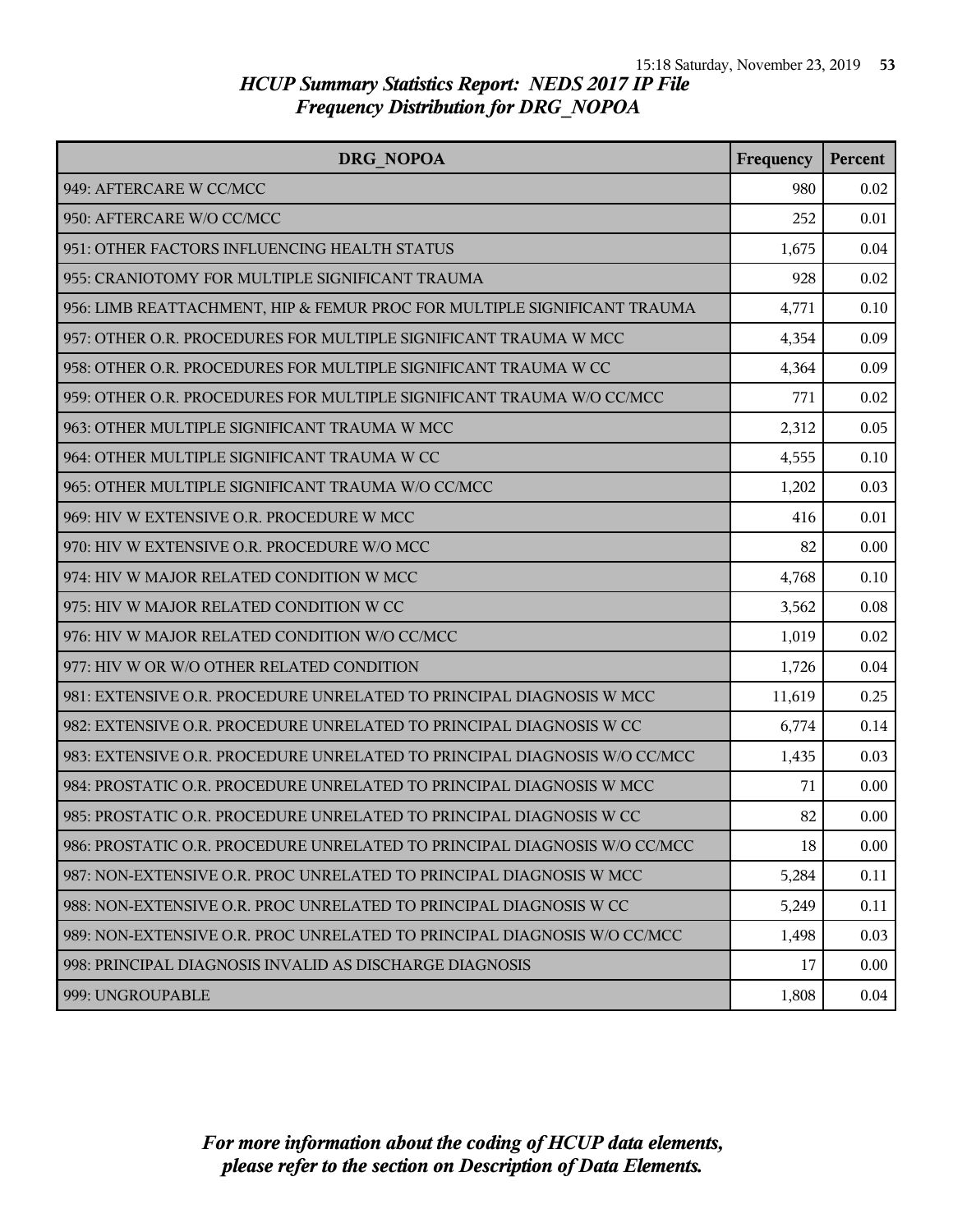## HCUP Summary Statistics Report: NEDS 2017 IP File
## Frequency Distribution for DRG_NOPOA

| DRG_NOPOA | Frequency | Percent |
|---|---|---|
| 949: AFTERCARE W CC/MCC | 980 | 0.02 |
| 950: AFTERCARE W/O CC/MCC | 252 | 0.01 |
| 951: OTHER FACTORS INFLUENCING HEALTH STATUS | 1,675 | 0.04 |
| 955: CRANIOTOMY FOR MULTIPLE SIGNIFICANT TRAUMA | 928 | 0.02 |
| 956: LIMB REATTACHMENT, HIP & FEMUR PROC FOR MULTIPLE SIGNIFICANT TRAUMA | 4,771 | 0.10 |
| 957: OTHER O.R. PROCEDURES FOR MULTIPLE SIGNIFICANT TRAUMA W MCC | 4,354 | 0.09 |
| 958: OTHER O.R. PROCEDURES FOR MULTIPLE SIGNIFICANT TRAUMA W CC | 4,364 | 0.09 |
| 959: OTHER O.R. PROCEDURES FOR MULTIPLE SIGNIFICANT TRAUMA W/O CC/MCC | 771 | 0.02 |
| 963: OTHER MULTIPLE SIGNIFICANT TRAUMA W MCC | 2,312 | 0.05 |
| 964: OTHER MULTIPLE SIGNIFICANT TRAUMA W CC | 4,555 | 0.10 |
| 965: OTHER MULTIPLE SIGNIFICANT TRAUMA W/O CC/MCC | 1,202 | 0.03 |
| 969: HIV W EXTENSIVE O.R. PROCEDURE W MCC | 416 | 0.01 |
| 970: HIV W EXTENSIVE O.R. PROCEDURE W/O MCC | 82 | 0.00 |
| 974: HIV W MAJOR RELATED CONDITION W MCC | 4,768 | 0.10 |
| 975: HIV W MAJOR RELATED CONDITION W CC | 3,562 | 0.08 |
| 976: HIV W MAJOR RELATED CONDITION W/O CC/MCC | 1,019 | 0.02 |
| 977: HIV W OR W/O OTHER RELATED CONDITION | 1,726 | 0.04 |
| 981: EXTENSIVE O.R. PROCEDURE UNRELATED TO PRINCIPAL DIAGNOSIS W MCC | 11,619 | 0.25 |
| 982: EXTENSIVE O.R. PROCEDURE UNRELATED TO PRINCIPAL DIAGNOSIS W CC | 6,774 | 0.14 |
| 983: EXTENSIVE O.R. PROCEDURE UNRELATED TO PRINCIPAL DIAGNOSIS W/O CC/MCC | 1,435 | 0.03 |
| 984: PROSTATIC O.R. PROCEDURE UNRELATED TO PRINCIPAL DIAGNOSIS W MCC | 71 | 0.00 |
| 985: PROSTATIC O.R. PROCEDURE UNRELATED TO PRINCIPAL DIAGNOSIS W CC | 82 | 0.00 |
| 986: PROSTATIC O.R. PROCEDURE UNRELATED TO PRINCIPAL DIAGNOSIS W/O CC/MCC | 18 | 0.00 |
| 987: NON-EXTENSIVE O.R. PROC UNRELATED TO PRINCIPAL DIAGNOSIS W MCC | 5,284 | 0.11 |
| 988: NON-EXTENSIVE O.R. PROC UNRELATED TO PRINCIPAL DIAGNOSIS W CC | 5,249 | 0.11 |
| 989: NON-EXTENSIVE O.R. PROC UNRELATED TO PRINCIPAL DIAGNOSIS W/O CC/MCC | 1,498 | 0.03 |
| 998: PRINCIPAL DIAGNOSIS INVALID AS DISCHARGE DIAGNOSIS | 17 | 0.00 |
| 999: UNGROUPABLE | 1,808 | 0.04 |

*For more information about the coding of HCUP data elements, please refer to the section on Description of Data Elements.*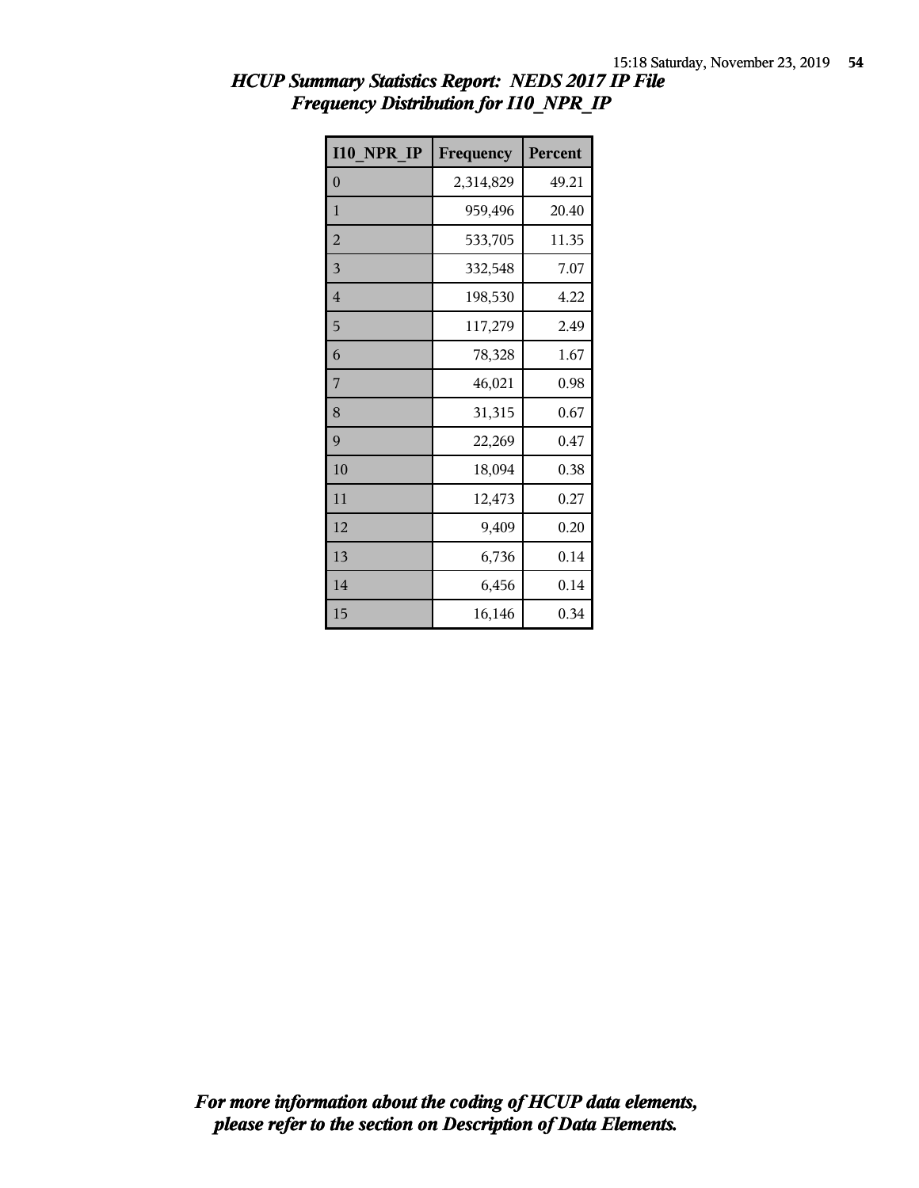## *HCUP Summary Statistics Report: NEDS 2017 IP File*
## *Frequency Distribution for I10_NPR_IP*

| I10_NPR_IP | Frequency | Percent |
|---|---|---|
| 0 | 2,314,829 | 49.21 |
| 1 | 959,496 | 20.40 |
| 2 | 533,705 | 11.35 |
| 3 | 332,548 | 7.07 |
| 4 | 198,530 | 4.22 |
| 5 | 117,279 | 2.49 |
| 6 | 78,328 | 1.67 |
| 7 | 46,021 | 0.98 |
| 8 | 31,315 | 0.67 |
| 9 | 22,269 | 0.47 |
| 10 | 18,094 | 0.38 |
| 11 | 12,473 | 0.27 |
| 12 | 9,409 | 0.20 |
| 13 | 6,736 | 0.14 |
| 14 | 6,456 | 0.14 |
| 15 | 16,146 | 0.34 |

***For more information about the coding of HCUP data elements, please refer to the section on Description of Data Elements.***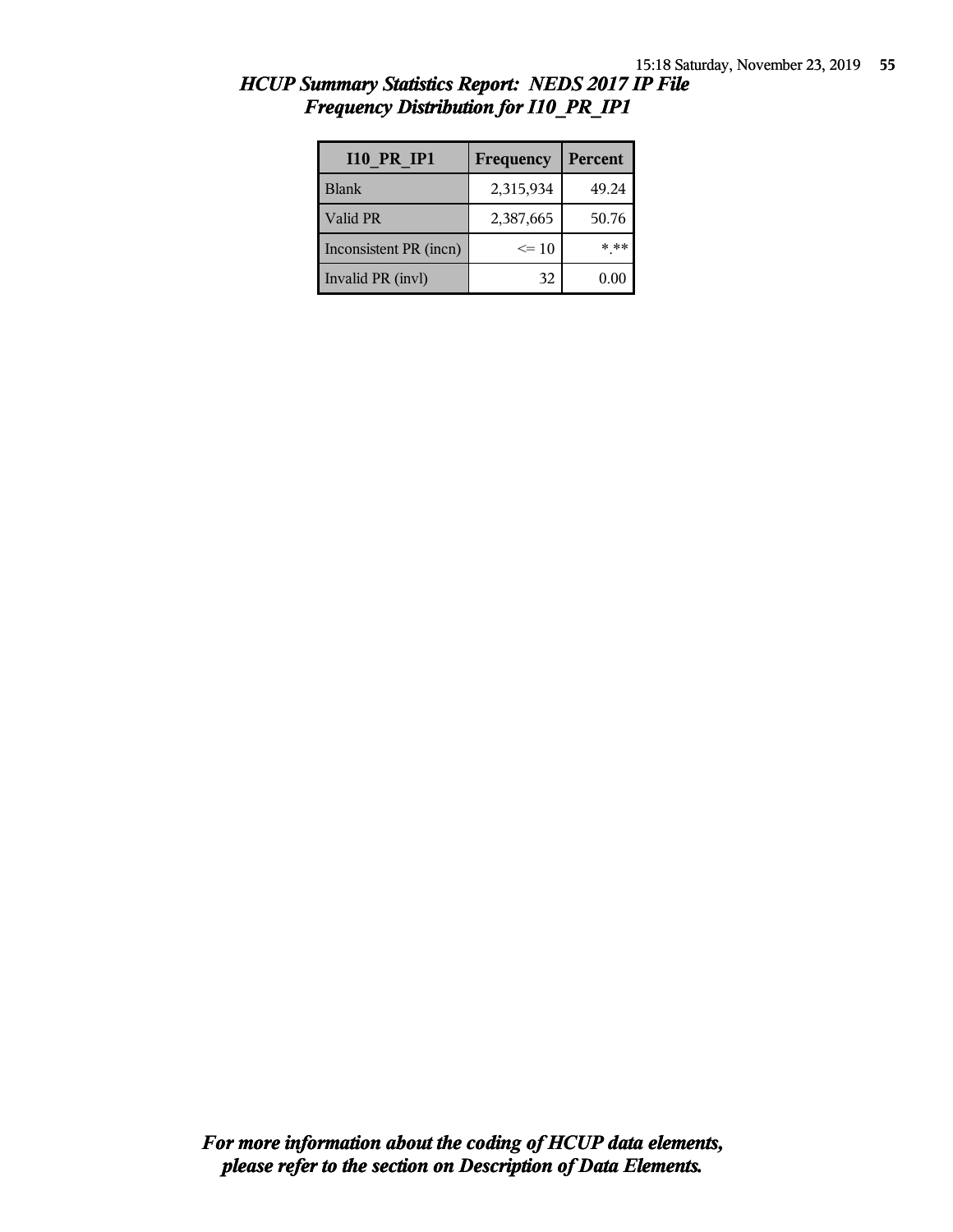## *HCUP Summary Statistics Report: NEDS 2017 IP File*
## *Frequency Distribution for I10_PR_IP1*

| I10_PR_IP1 | Frequency | Percent |
| --- | --- | --- |
| Blank | 2,315,934 | 49.24 |
| Valid PR | 2,387,665 | 50.76 |
| Inconsistent PR (incn) | <= 10 | *.** |
| Invalid PR (invl) | 32 | 0.00 |

***For more information about the coding of HCUP data elements, please refer to the section on Description of Data Elements.***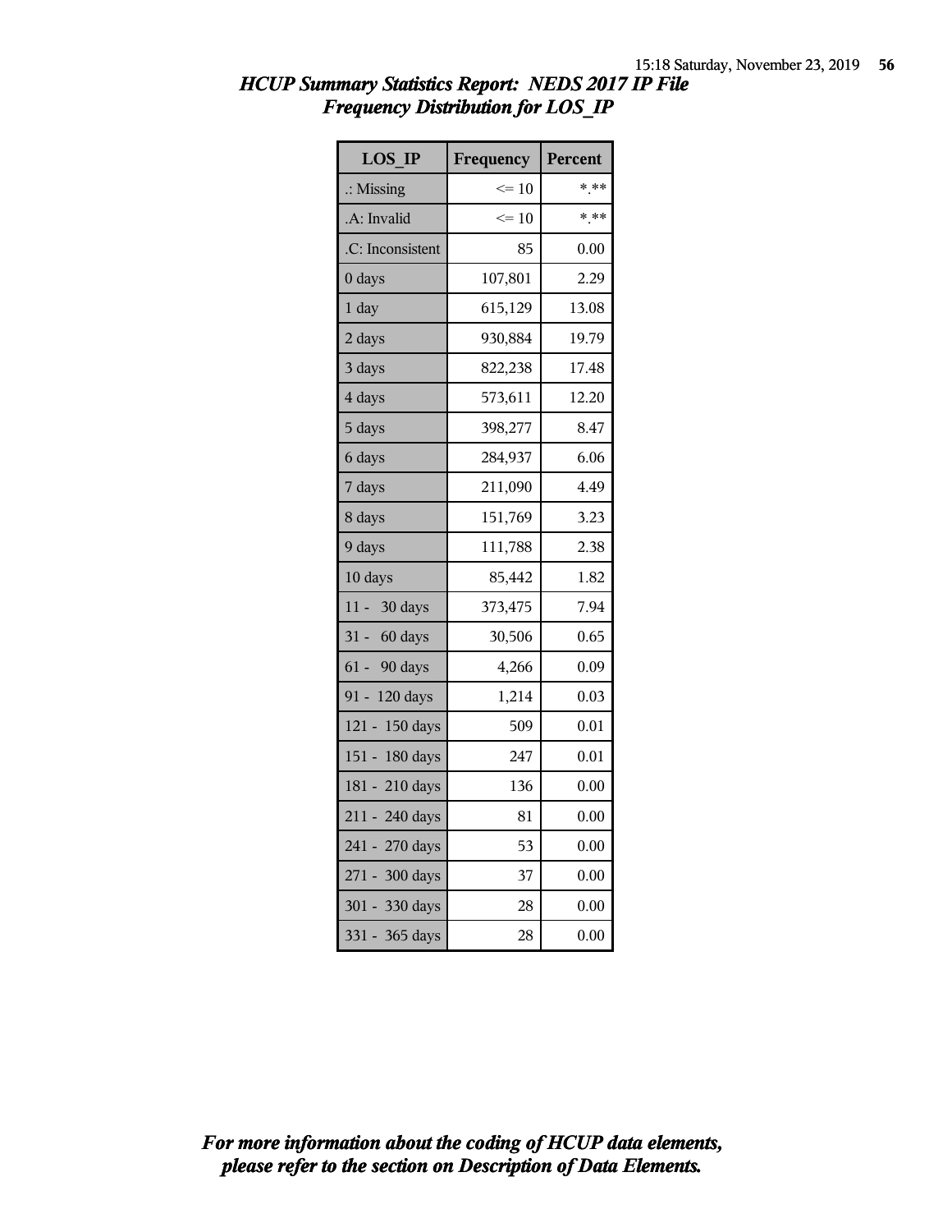## HCUP Summary Statistics Report: NEDS 2017 IP File
## Frequency Distribution for LOS_IP

| LOS_IP | Frequency | Percent |
|---|---|---|
| .: Missing | <= 10 | *.** |
| .A: Invalid | <= 10 | *.** |
| .C: Inconsistent | 85 | 0.00 |
| 0 days | 107,801 | 2.29 |
| 1 day | 615,129 | 13.08 |
| 2 days | 930,884 | 19.79 |
| 3 days | 822,238 | 17.48 |
| 4 days | 573,611 | 12.20 |
| 5 days | 398,277 | 8.47 |
| 6 days | 284,937 | 6.06 |
| 7 days | 211,090 | 4.49 |
| 8 days | 151,769 | 3.23 |
| 9 days | 111,788 | 2.38 |
| 10 days | 85,442 | 1.82 |
| 11 - 30 days | 373,475 | 7.94 |
| 31 - 60 days | 30,506 | 0.65 |
| 61 - 90 days | 4,266 | 0.09 |
| 91 - 120 days | 1,214 | 0.03 |
| 121 - 150 days | 509 | 0.01 |
| 151 - 180 days | 247 | 0.01 |
| 181 - 210 days | 136 | 0.00 |
| 211 - 240 days | 81 | 0.00 |
| 241 - 270 days | 53 | 0.00 |
| 271 - 300 days | 37 | 0.00 |
| 301 - 330 days | 28 | 0.00 |
| 331 - 365 days | 28 | 0.00 |

*For more information about the coding of HCUP data elements, please refer to the section on Description of Data Elements.*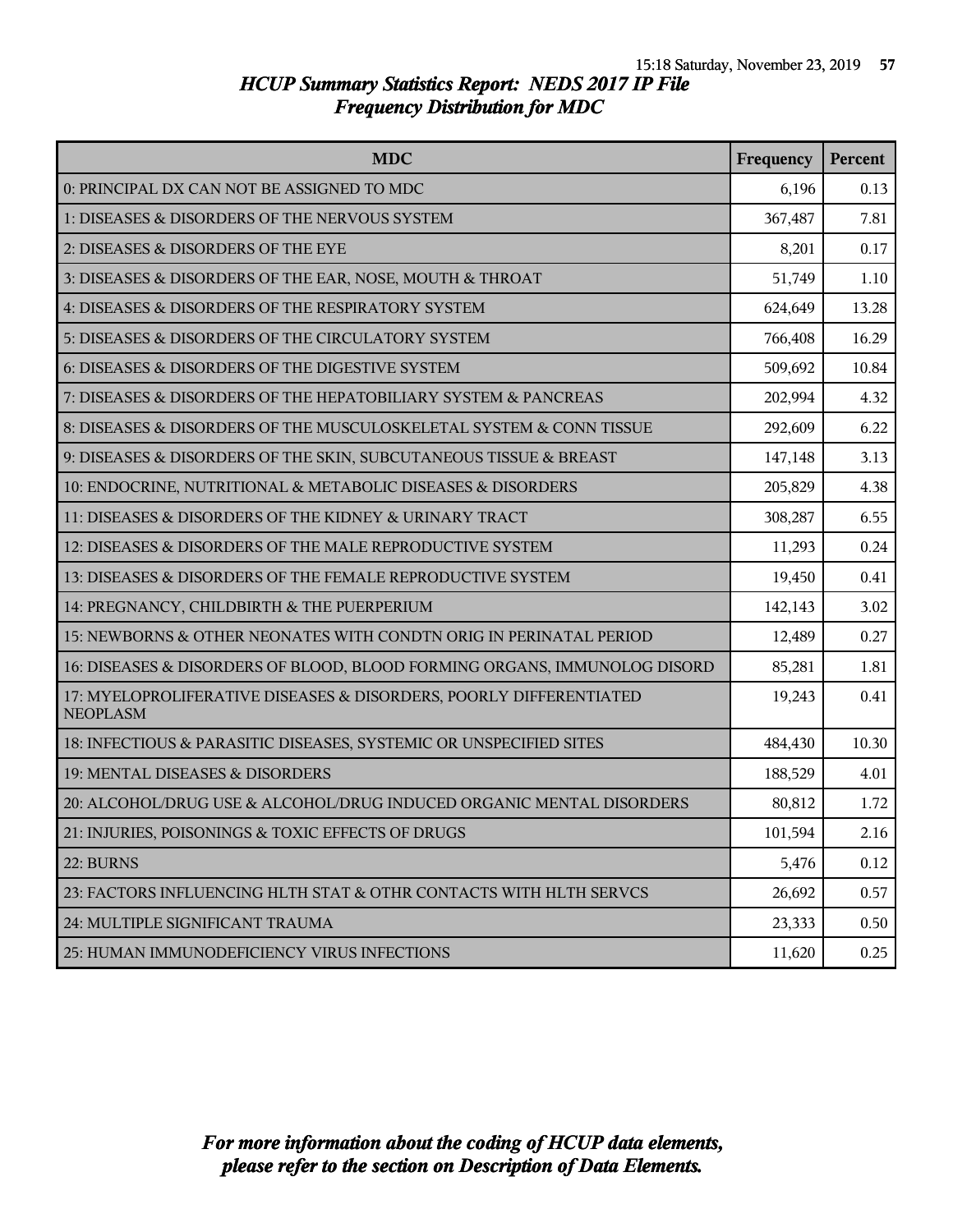# *HCUP Summary Statistics Report: NEDS 2017 IP File*
## *Frequency Distribution for MDC*

| MDC | Frequency | Percent |
|---|---|---|
| 0: PRINCIPAL DX CAN NOT BE ASSIGNED TO MDC | 6,196 | 0.13 |
| 1: DISEASES & DISORDERS OF THE NERVOUS SYSTEM | 367,487 | 7.81 |
| 2: DISEASES & DISORDERS OF THE EYE | 8,201 | 0.17 |
| 3: DISEASES & DISORDERS OF THE EAR, NOSE, MOUTH & THROAT | 51,749 | 1.10 |
| 4: DISEASES & DISORDERS OF THE RESPIRATORY SYSTEM | 624,649 | 13.28 |
| 5: DISEASES & DISORDERS OF THE CIRCULATORY SYSTEM | 766,408 | 16.29 |
| 6: DISEASES & DISORDERS OF THE DIGESTIVE SYSTEM | 509,692 | 10.84 |
| 7: DISEASES & DISORDERS OF THE HEPATOBILIARY SYSTEM & PANCREAS | 202,994 | 4.32 |
| 8: DISEASES & DISORDERS OF THE MUSCULOSKELETAL SYSTEM & CONN TISSUE | 292,609 | 6.22 |
| 9: DISEASES & DISORDERS OF THE SKIN, SUBCUTANEOUS TISSUE & BREAST | 147,148 | 3.13 |
| 10: ENDOCRINE, NUTRITIONAL & METABOLIC DISEASES & DISORDERS | 205,829 | 4.38 |
| 11: DISEASES & DISORDERS OF THE KIDNEY & URINARY TRACT | 308,287 | 6.55 |
| 12: DISEASES & DISORDERS OF THE MALE REPRODUCTIVE SYSTEM | 11,293 | 0.24 |
| 13: DISEASES & DISORDERS OF THE FEMALE REPRODUCTIVE SYSTEM | 19,450 | 0.41 |
| 14: PREGNANCY, CHILDBIRTH & THE PUERPERIUM | 142,143 | 3.02 |
| 15: NEWBORNS & OTHER NEONATES WITH CONDTN ORIG IN PERINATAL PERIOD | 12,489 | 0.27 |
| 16: DISEASES & DISORDERS OF BLOOD, BLOOD FORMING ORGANS, IMMUNOLOG DISORD | 85,281 | 1.81 |
| 17: MYELOPROLIFERATIVE DISEASES & DISORDERS, POORLY DIFFERENTIATED NEOPLASM | 19,243 | 0.41 |
| 18: INFECTIOUS & PARASITIC DISEASES, SYSTEMIC OR UNSPECIFIED SITES | 484,430 | 10.30 |
| 19: MENTAL DISEASES & DISORDERS | 188,529 | 4.01 |
| 20: ALCOHOL/DRUG USE & ALCOHOL/DRUG INDUCED ORGANIC MENTAL DISORDERS | 80,812 | 1.72 |
| 21: INJURIES, POISONINGS & TOXIC EFFECTS OF DRUGS | 101,594 | 2.16 |
| 22: BURNS | 5,476 | 0.12 |
| 23: FACTORS INFLUENCING HLTH STAT & OTHR CONTACTS WITH HLTH SERVCS | 26,692 | 0.57 |
| 24: MULTIPLE SIGNIFICANT TRAUMA | 23,333 | 0.50 |
| 25: HUMAN IMMUNODEFICIENCY VIRUS INFECTIONS | 11,620 | 0.25 |

*For more information about the coding of HCUP data elements, please refer to the section on Description of Data Elements.*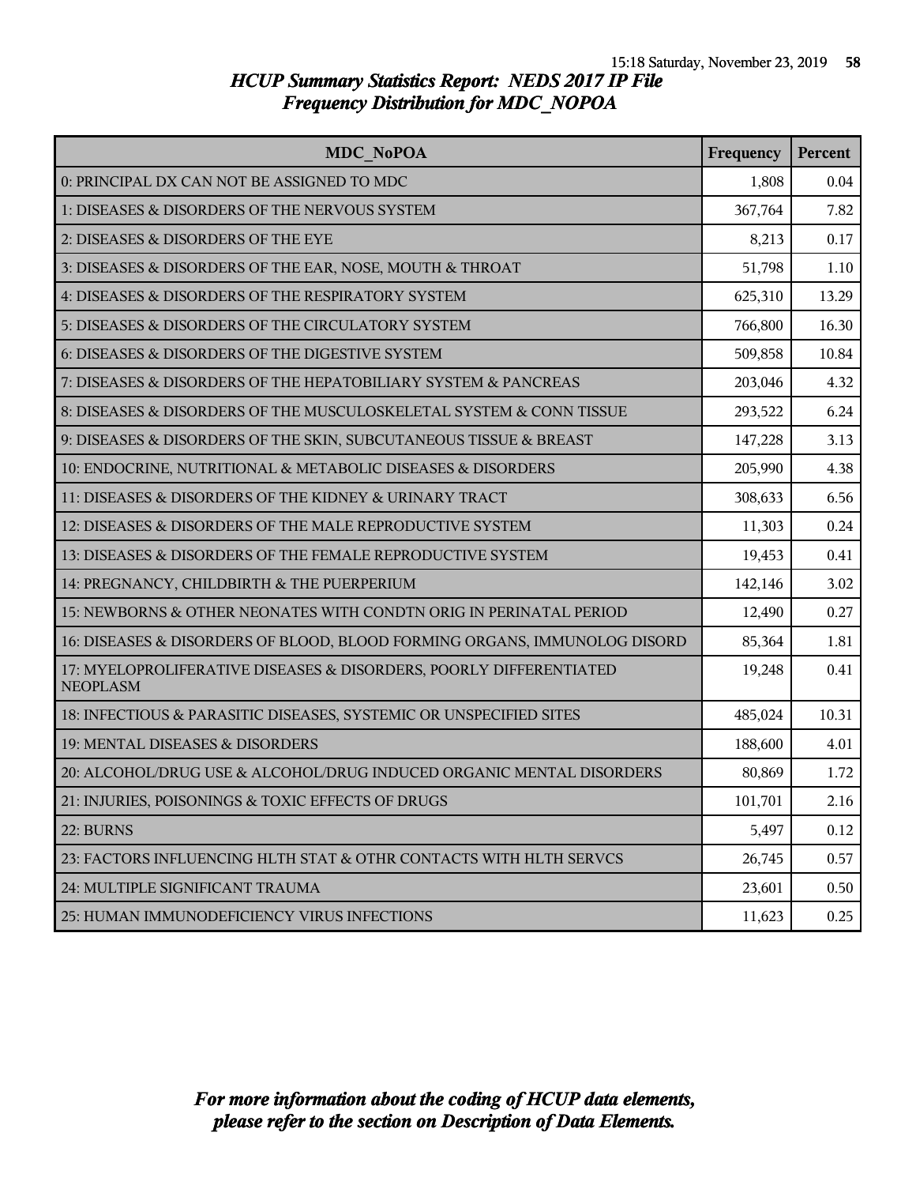# HCUP Summary Statistics Report: NEDS 2017 IP File

## Frequency Distribution for MDC_NOPOA

| MDC_NoPOA | Frequency | Percent |
|---|---|---|
| 0: PRINCIPAL DX CAN NOT BE ASSIGNED TO MDC | 1,808 | 0.04 |
| 1: DISEASES & DISORDERS OF THE NERVOUS SYSTEM | 367,764 | 7.82 |
| 2: DISEASES & DISORDERS OF THE EYE | 8,213 | 0.17 |
| 3: DISEASES & DISORDERS OF THE EAR, NOSE, MOUTH & THROAT | 51,798 | 1.10 |
| 4: DISEASES & DISORDERS OF THE RESPIRATORY SYSTEM | 625,310 | 13.29 |
| 5: DISEASES & DISORDERS OF THE CIRCULATORY SYSTEM | 766,800 | 16.30 |
| 6: DISEASES & DISORDERS OF THE DIGESTIVE SYSTEM | 509,858 | 10.84 |
| 7: DISEASES & DISORDERS OF THE HEPATOBILIARY SYSTEM & PANCREAS | 203,046 | 4.32 |
| 8: DISEASES & DISORDERS OF THE MUSCULOSKELETAL SYSTEM & CONN TISSUE | 293,522 | 6.24 |
| 9: DISEASES & DISORDERS OF THE SKIN, SUBCUTANEOUS TISSUE & BREAST | 147,228 | 3.13 |
| 10: ENDOCRINE, NUTRITIONAL & METABOLIC DISEASES & DISORDERS | 205,990 | 4.38 |
| 11: DISEASES & DISORDERS OF THE KIDNEY & URINARY TRACT | 308,633 | 6.56 |
| 12: DISEASES & DISORDERS OF THE MALE REPRODUCTIVE SYSTEM | 11,303 | 0.24 |
| 13: DISEASES & DISORDERS OF THE FEMALE REPRODUCTIVE SYSTEM | 19,453 | 0.41 |
| 14: PREGNANCY, CHILDBIRTH & THE PUERPERIUM | 142,146 | 3.02 |
| 15: NEWBORNS & OTHER NEONATES WITH CONDTN ORIG IN PERINATAL PERIOD | 12,490 | 0.27 |
| 16: DISEASES & DISORDERS OF BLOOD, BLOOD FORMING ORGANS, IMMUNOLOG DISORD | 85,364 | 1.81 |
| 17: MYELOPROLIFERATIVE DISEASES & DISORDERS, POORLY DIFFERENTIATED NEOPLASM | 19,248 | 0.41 |
| 18: INFECTIOUS & PARASITIC DISEASES, SYSTEMIC OR UNSPECIFIED SITES | 485,024 | 10.31 |
| 19: MENTAL DISEASES & DISORDERS | 188,600 | 4.01 |
| 20: ALCOHOL/DRUG USE & ALCOHOL/DRUG INDUCED ORGANIC MENTAL DISORDERS | 80,869 | 1.72 |
| 21: INJURIES, POISONINGS & TOXIC EFFECTS OF DRUGS | 101,701 | 2.16 |
| 22: BURNS | 5,497 | 0.12 |
| 23: FACTORS INFLUENCING HLTH STAT & OTHR CONTACTS WITH HLTH SERVCS | 26,745 | 0.57 |
| 24: MULTIPLE SIGNIFICANT TRAUMA | 23,601 | 0.50 |
| 25: HUMAN IMMUNODEFICIENCY VIRUS INFECTIONS | 11,623 | 0.25 |

*For more information about the coding of HCUP data elements, please refer to the section on Description of Data Elements.*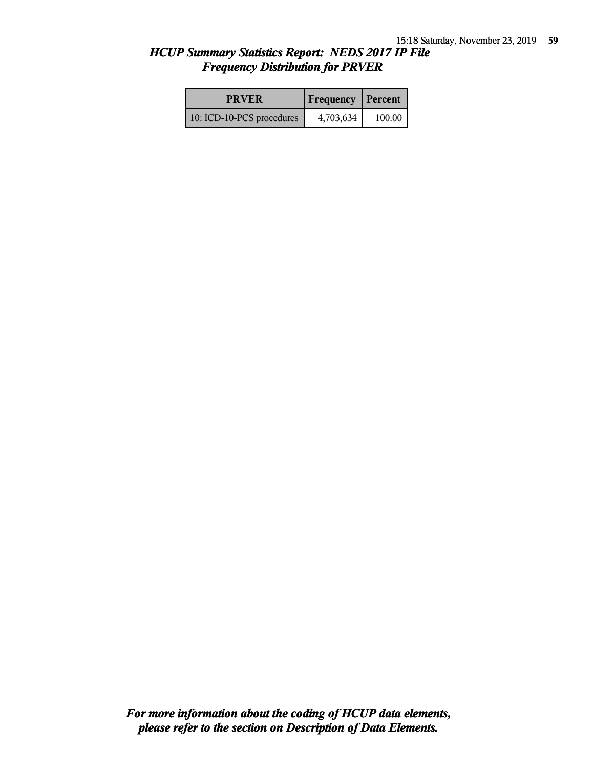# *HCUP Summary Statistics Report: NEDS 2017 IP File*
## *Frequency Distribution for PRVER*

| PRVER | Frequency | Percent |
|---|---|---|
| 10: ICD-10-PCS procedures | 4,703,634 | 100.00 |

***For more information about the coding of HCUP data elements, please refer to the section on Description of Data Elements.***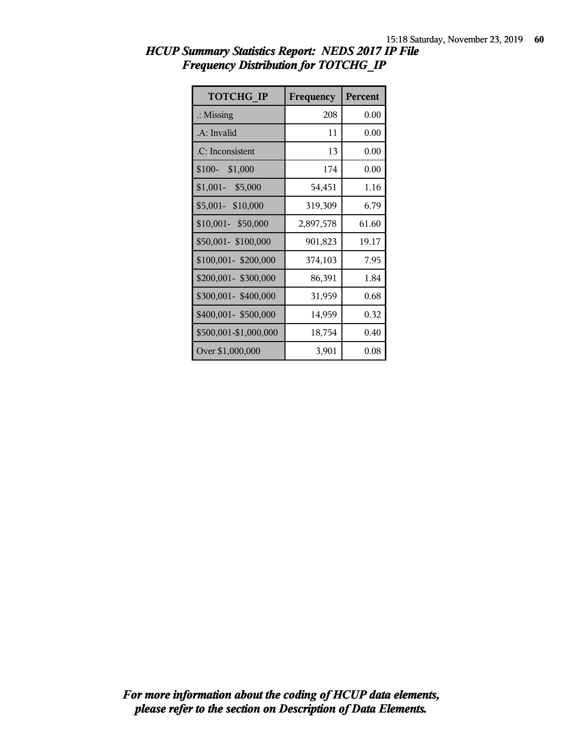# *HCUP Summary Statistics Report: NEDS 2017 IP File*
## *Frequency Distribution for TOTCHG_IP*

| TOTCHG_IP | Frequency | Percent |
|---|---|---|
| .: Missing | 208 | 0.00 |
| .A: Invalid | 11 | 0.00 |
| .C: Inconsistent | 13 | 0.00 |
| $100- $1,000 | 174 | 0.00 |
| $1,001- $5,000 | 54,451 | 1.16 |
| $5,001- $10,000 | 319,309 | 6.79 |
| $10,001- $50,000 | 2,897,578 | 61.60 |
| $50,001- $100,000 | 901,823 | 19.17 |
| $100,001- $200,000 | 374,103 | 7.95 |
| $200,001- $300,000 | 86,391 | 1.84 |
| $300,001- $400,000 | 31,959 | 0.68 |
| $400,001- $500,000 | 14,959 | 0.32 |
| $500,001-$1,000,000 | 18,754 | 0.40 |
| Over $1,000,000 | 3,901 | 0.08 |

***For more information about the coding of HCUP data elements, please refer to the section on Description of Data Elements.***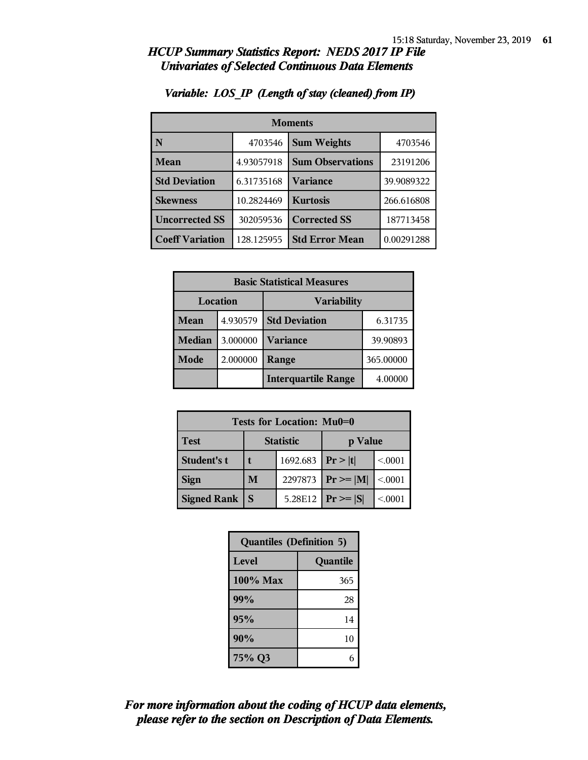# HCUP Summary Statistics Report: NEDS 2017 IP File

## Univariates of Selected Continuous Data Elements

### Variable: LOS_IP (Length of stay (cleaned) from IP)

| Moments | | | |
|---|---|---|---|
| **N** | 4703546 | **Sum Weights** | 4703546 |
| **Mean** | 4.93057918 | **Sum Observations** | 23191206 |
| **Std Deviation** | 6.31735168 | **Variance** | 39.9089322 |
| **Skewness** | 10.2824469 | **Kurtosis** | 266.616808 |
| **Uncorrected SS** | 302059536 | **Corrected SS** | 187713458 |
| **Coeff Variation** | 128.125955 | **Std Error Mean** | 0.00291288 |

| Basic Statistical Measures | | | |
|---|---|---|---|
| **Location** | | **Variability** | |
| **Mean** | 4.930579 | **Std Deviation** | 6.31735 |
| **Median** | 3.000000 | **Variance** | 39.90893 |
| **Mode** | 2.000000 | **Range** | 365.00000 |
| | | **Interquartile Range** | 4.00000 |

| Tests for Location: Mu0=0 | | | | |
|---|---|---|---|---|
| **Test** | **Statistic** | | **p Value** | |
| **Student's t** | **t** | 1692.683 | **Pr > \|t\|** | <.0001 |
| **Sign** | **M** | 2297873 | **Pr >= \|M\|** | <.0001 |
| **Signed Rank** | **S** | 5.28E12 | **Pr >= \|S\|** | <.0001 |

| Quantiles (Definition 5) | |
|---|---|
| **Level** | **Quantile** |
| **100% Max** | 365 |
| **99%** | 28 |
| **95%** | 14 |
| **90%** | 10 |
| **75% Q3** | 6 |

***For more information about the coding of HCUP data elements, please refer to the section on Description of Data Elements.***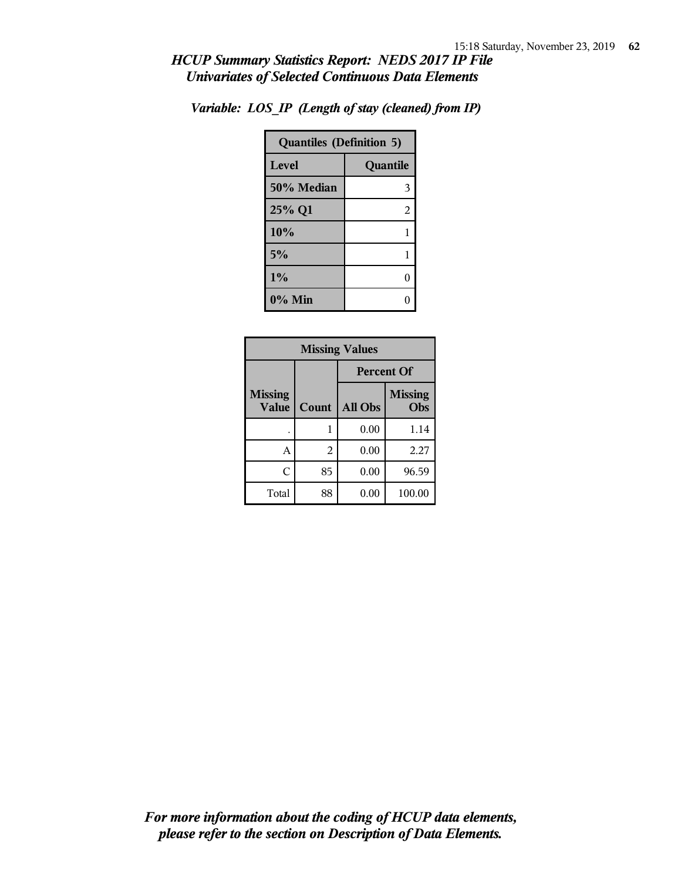## *HCUP Summary Statistics Report: NEDS 2017 IP File*
## *Univariates of Selected Continuous Data Elements*

### *Variable: LOS_IP (Length of stay (cleaned) from IP)*

| Quantiles (Definition 5) | |
|---|---|
| **Level** | **Quantile** |
| **50% Median** | 3 |
| **25% Q1** | 2 |
| **10%** | 1 |
| **5%** | 1 |
| **1%** | 0 |
| **0% Min** | 0 |

| Missing Values | | | |
|---|---|---|---|
| | | **Percent Of** | |
| **Missing Value** | **Count** | **All Obs** | **Missing Obs** |
| . | 1 | 0.00 | 1.14 |
| A | 2 | 0.00 | 2.27 |
| C | 85 | 0.00 | 96.59 |
| Total | 88 | 0.00 | 100.00 |

***For more information about the coding of HCUP data elements, please refer to the section on Description of Data Elements.***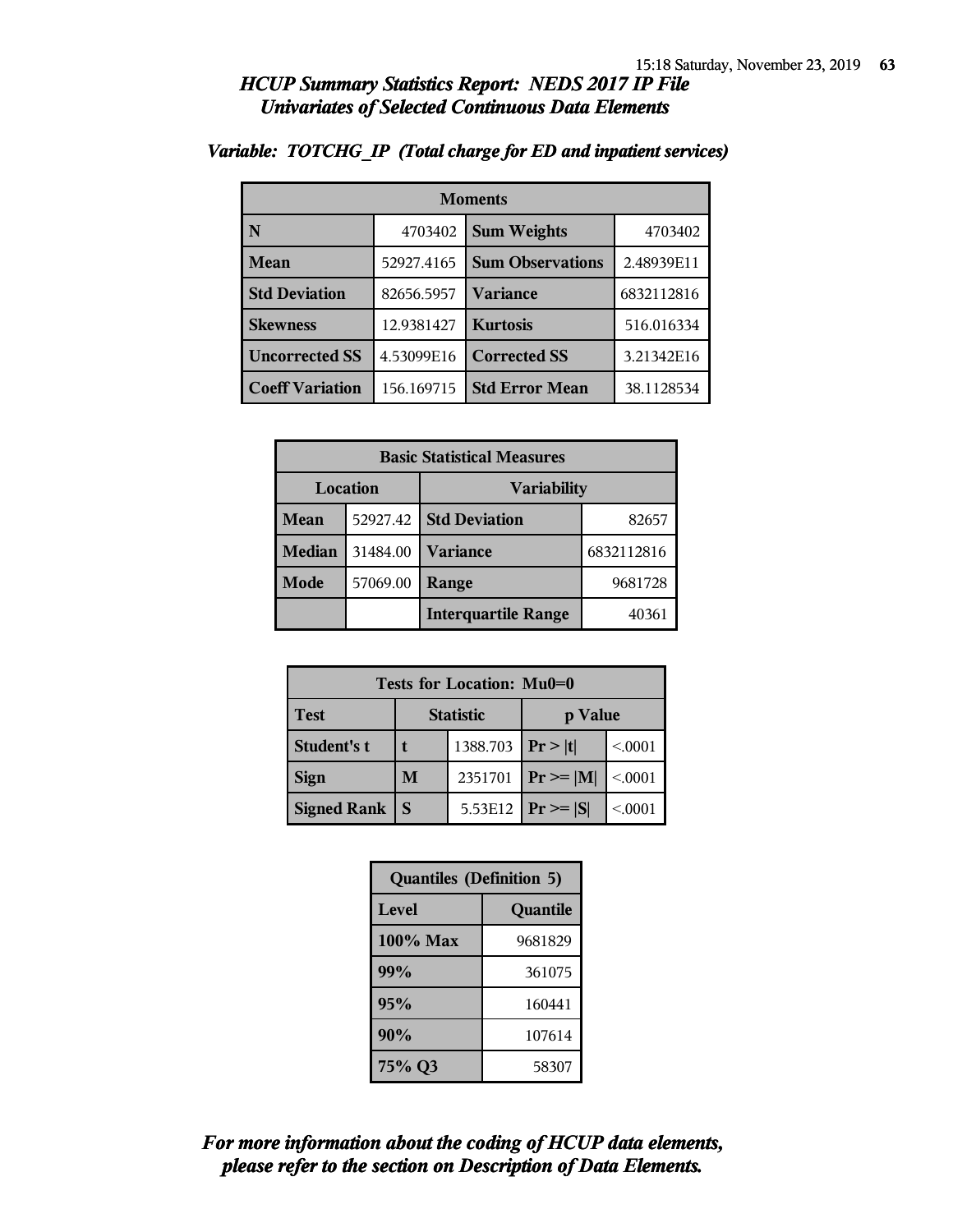## HCUP Summary Statistics Report: NEDS 2017 IP File
### Univariates of Selected Continuous Data Elements

*Variable: TOTCHG_IP (Total charge for ED and inpatient services)*

| Moments | | | |
|---|---|---|---|
| **N** | 4703402 | **Sum Weights** | 4703402 |
| **Mean** | 52927.4165 | **Sum Observations** | 2.48939E11 |
| **Std Deviation** | 82656.5957 | **Variance** | 6832112816 |
| **Skewness** | 12.9381427 | **Kurtosis** | 516.016334 |
| **Uncorrected SS** | 4.53099E16 | **Corrected SS** | 3.21342E16 |
| **Coeff Variation** | 156.169715 | **Std Error Mean** | 38.1128534 |

| Basic Statistical Measures | | | |
|---|---|---|---|
| **Location** | | **Variability** | |
| **Mean** | 52927.42 | **Std Deviation** | 82657 |
| **Median** | 31484.00 | **Variance** | 6832112816 |
| **Mode** | 57069.00 | **Range** | 9681728 |
| | | **Interquartile Range** | 40361 |

| Tests for Location: Mu0=0 | | | | |
|---|---|---|---|---|
| **Test** | **Statistic** | | **p Value** | |
| **Student's t** | **t** | 1388.703 | **Pr > \|t\|** | <.0001 |
| **Sign** | **M** | 2351701 | **Pr >= \|M\|** | <.0001 |
| **Signed Rank** | **S** | 5.53E12 | **Pr >= \|S\|** | <.0001 |

| Quantiles (Definition 5) | |
|---|---|
| **Level** | **Quantile** |
| **100% Max** | 9681829 |
| **99%** | 361075 |
| **95%** | 160441 |
| **90%** | 107614 |
| **75% Q3** | 58307 |

***For more information about the coding of HCUP data elements, please refer to the section on Description of Data Elements.***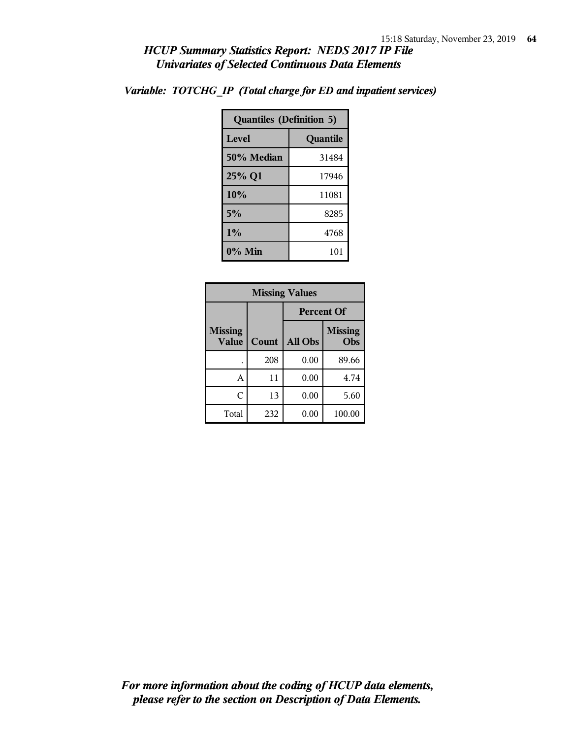*HCUP Summary Statistics Report: NEDS 2017 IP File*
*Univariates of Selected Continuous Data Elements*

*Variable: TOTCHG_IP (Total charge for ED and inpatient services)*

| Quantiles (Definition 5) | |
|---|---|
| **Level** | **Quantile** |
| **50% Median** | 31484 |
| **25% Q1** | 17946 |
| **10%** | 11081 |
| **5%** | 8285 |
| **1%** | 4768 |
| **0% Min** | 101 |

| Missing Values | | | |
|---|---|---|---|
| | | Percent Of | |
| Missing Value | Count | All Obs | Missing Obs |
| . | 208 | 0.00 | 89.66 |
| A | 11 | 0.00 | 4.74 |
| C | 13 | 0.00 | 5.60 |
| Total | 232 | 0.00 | 100.00 |

*For more information about the coding of HCUP data elements, please refer to the section on Description of Data Elements.*